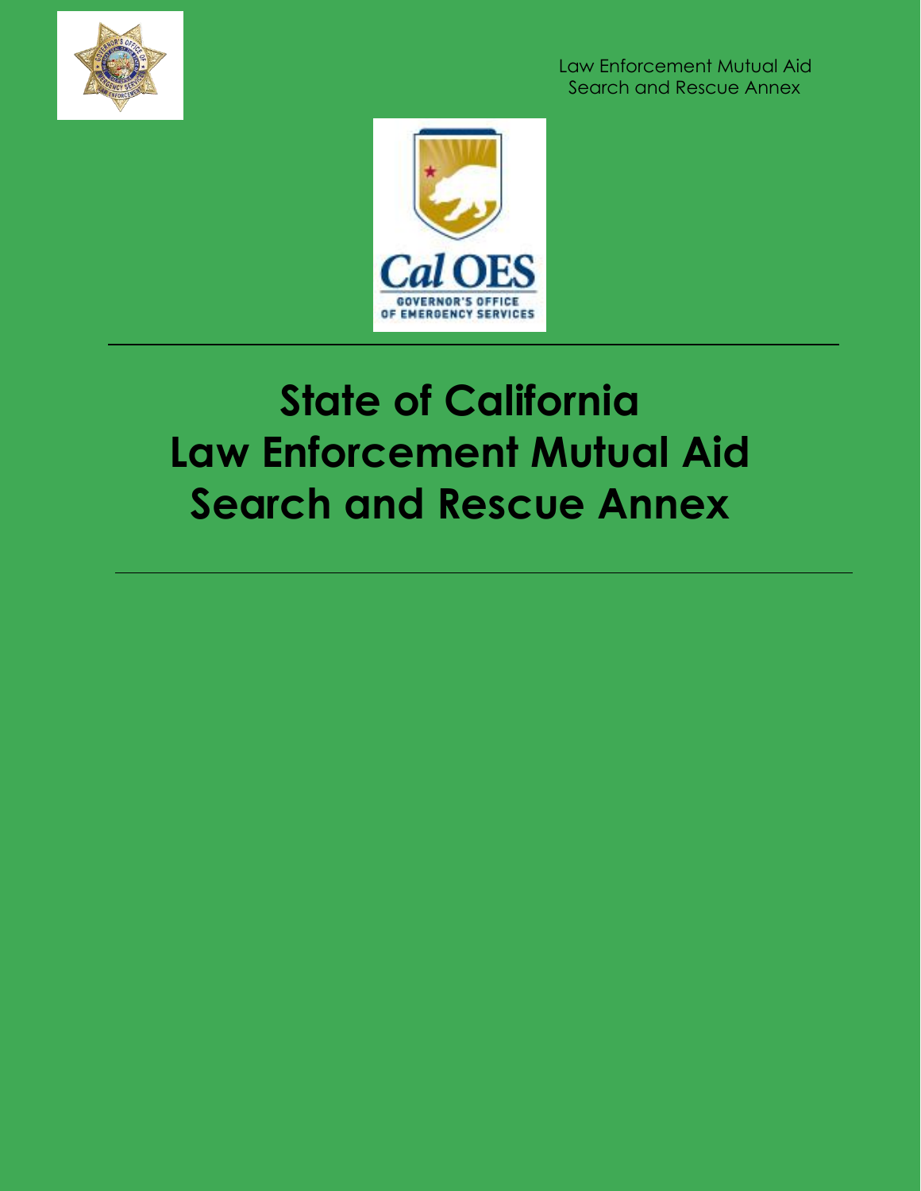Law Enforcement Mutual Aid
Search and Rescue Annex

# State of California
# Law Enforcement Mutual Aid
# Search and Rescue Annex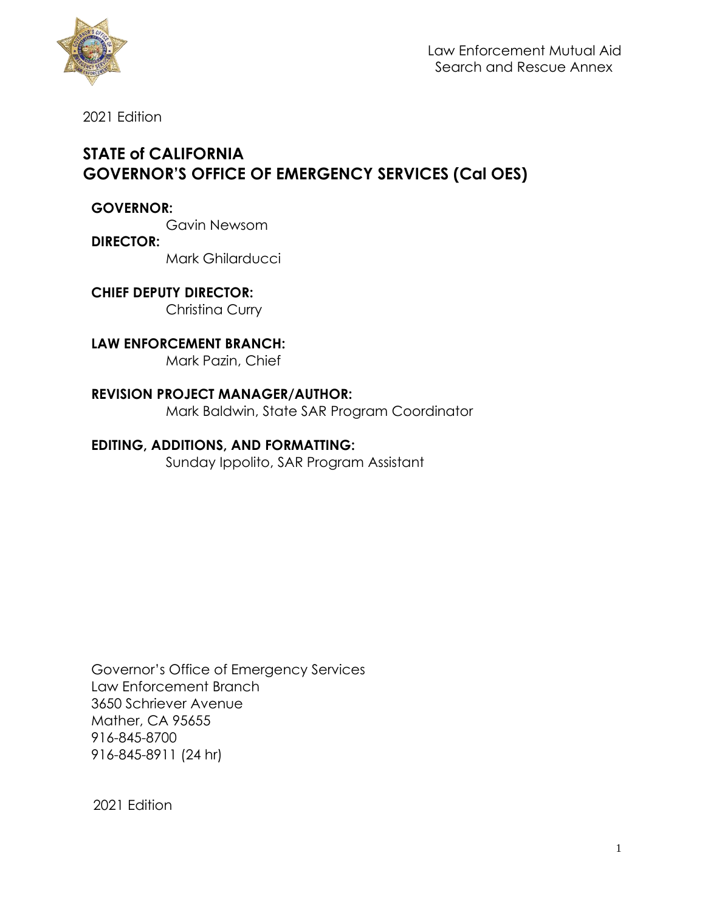Law Enforcement Mutual Aid
Search and Rescue Annex

2021 Edition

## STATE of CALIFORNIA
## GOVERNOR'S OFFICE OF EMERGENCY SERVICES (Cal OES)

**GOVERNOR:**
Gavin Newsom

**DIRECTOR:**
Mark Ghilarducci

**CHIEF DEPUTY DIRECTOR:**
Christina Curry

**LAW ENFORCEMENT BRANCH:**
Mark Pazin, Chief

**REVISION PROJECT MANAGER/AUTHOR:**
Mark Baldwin, State SAR Program Coordinator

**EDITING, ADDITIONS, AND FORMATTING:**
Sunday Ippolito, SAR Program Assistant

Governor's Office of Emergency Services
Law Enforcement Branch
3650 Schriever Avenue
Mather, CA 95655
916-845-8700
916-845-8911 (24 hr)

2021 Edition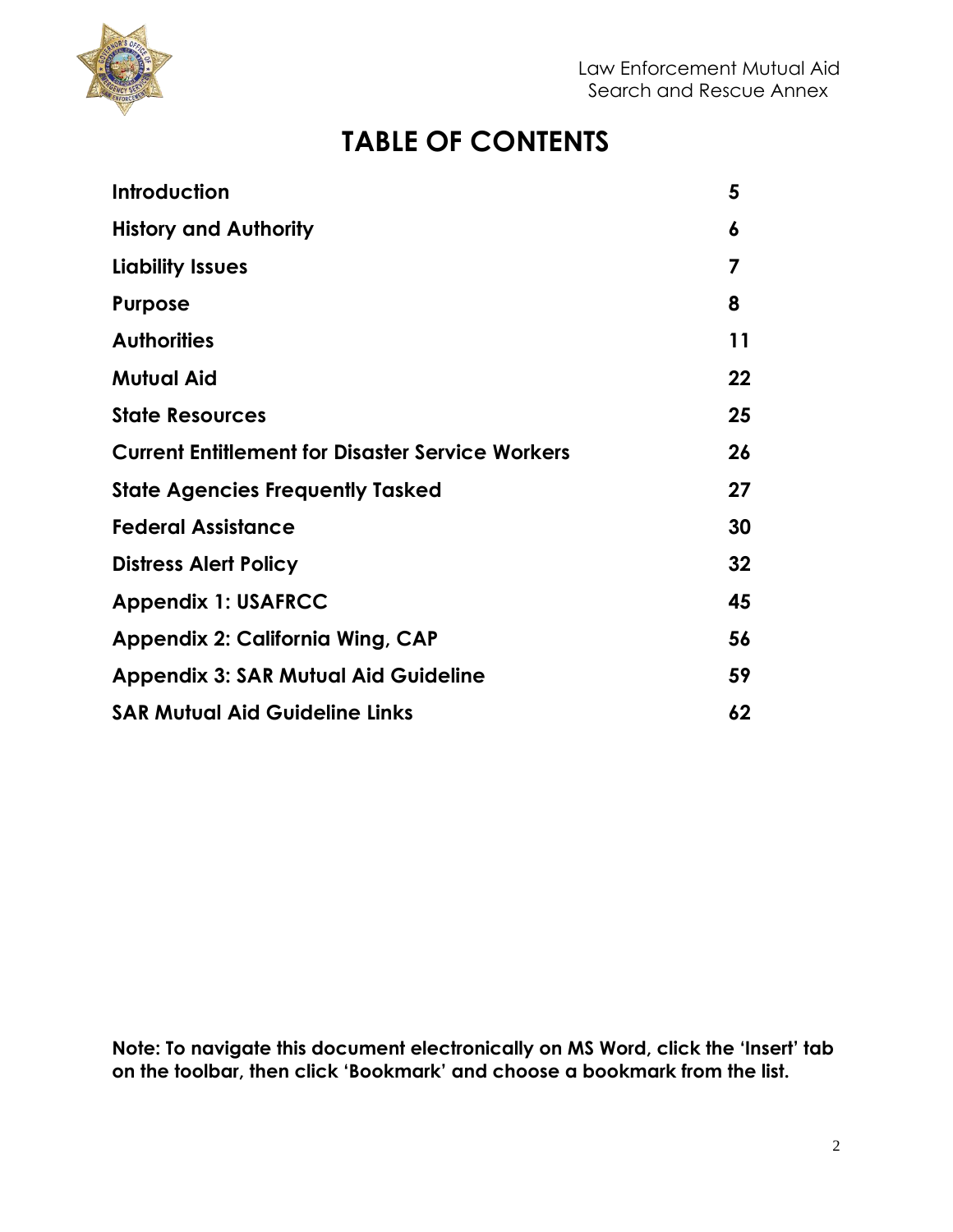# TABLE OF CONTENTS

| | |
|---|---|
| **Introduction** | **5** |
| **History and Authority** | **6** |
| **Liability Issues** | **7** |
| **Purpose** | **8** |
| **Authorities** | **11** |
| **Mutual Aid** | **22** |
| **State Resources** | **25** |
| **Current Entitlement for Disaster Service Workers** | **26** |
| **State Agencies Frequently Tasked** | **27** |
| **Federal Assistance** | **30** |
| **Distress Alert Policy** | **32** |
| **Appendix 1: USAFRCC** | **45** |
| **Appendix 2: California Wing, CAP** | **56** |
| **Appendix 3: SAR Mutual Aid Guideline** | **59** |
| **SAR Mutual Aid Guideline Links** | **62** |

**Note: To navigate this document electronically on MS Word, click the 'Insert' tab on the toolbar, then click 'Bookmark' and choose a bookmark from the list.**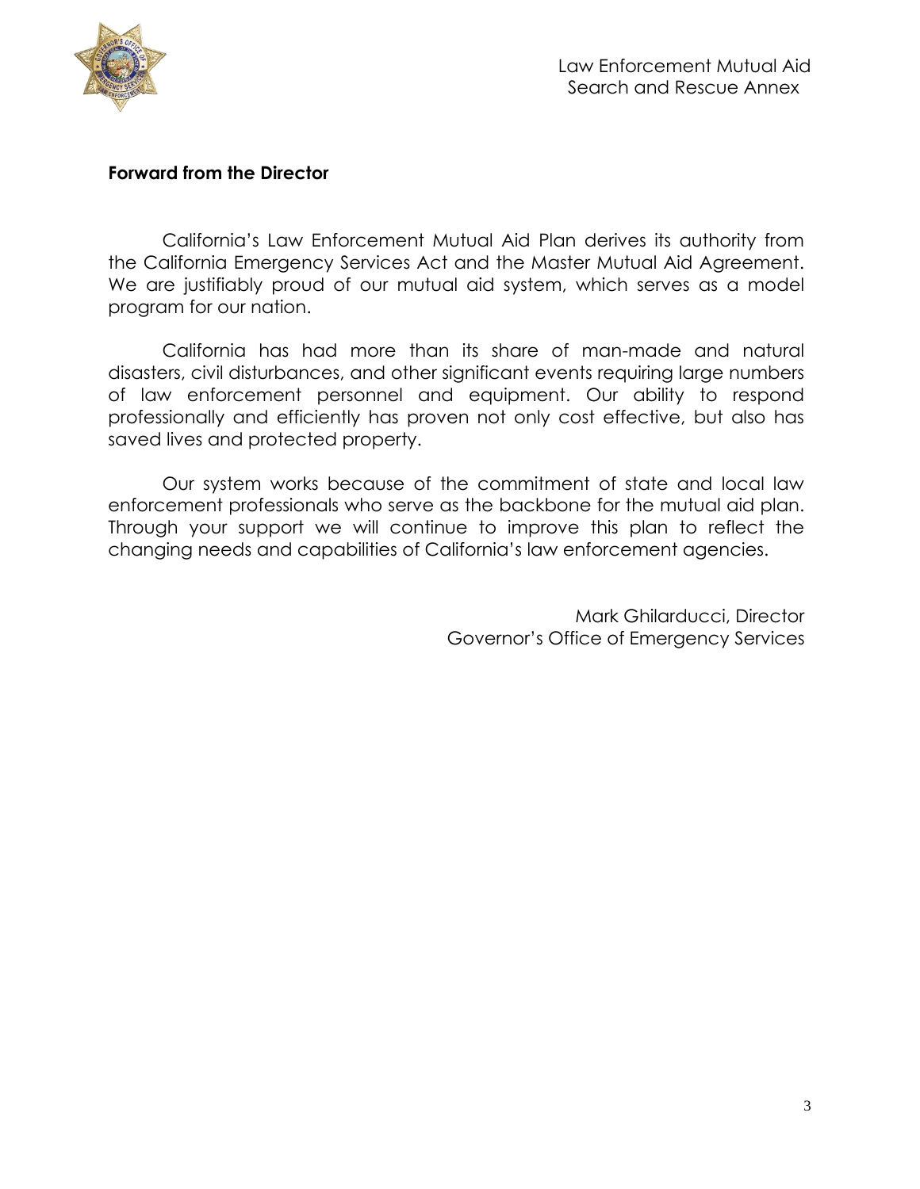**Forward from the Director**

California's Law Enforcement Mutual Aid Plan derives its authority from the California Emergency Services Act and the Master Mutual Aid Agreement. We are justifiably proud of our mutual aid system, which serves as a model program for our nation.

California has had more than its share of man-made and natural disasters, civil disturbances, and other significant events requiring large numbers of law enforcement personnel and equipment. Our ability to respond professionally and efficiently has proven not only cost effective, but also has saved lives and protected property.

Our system works because of the commitment of state and local law enforcement professionals who serve as the backbone for the mutual aid plan. Through your support we will continue to improve this plan to reflect the changing needs and capabilities of California's law enforcement agencies.

Mark Ghilarducci, Director
Governor's Office of Emergency Services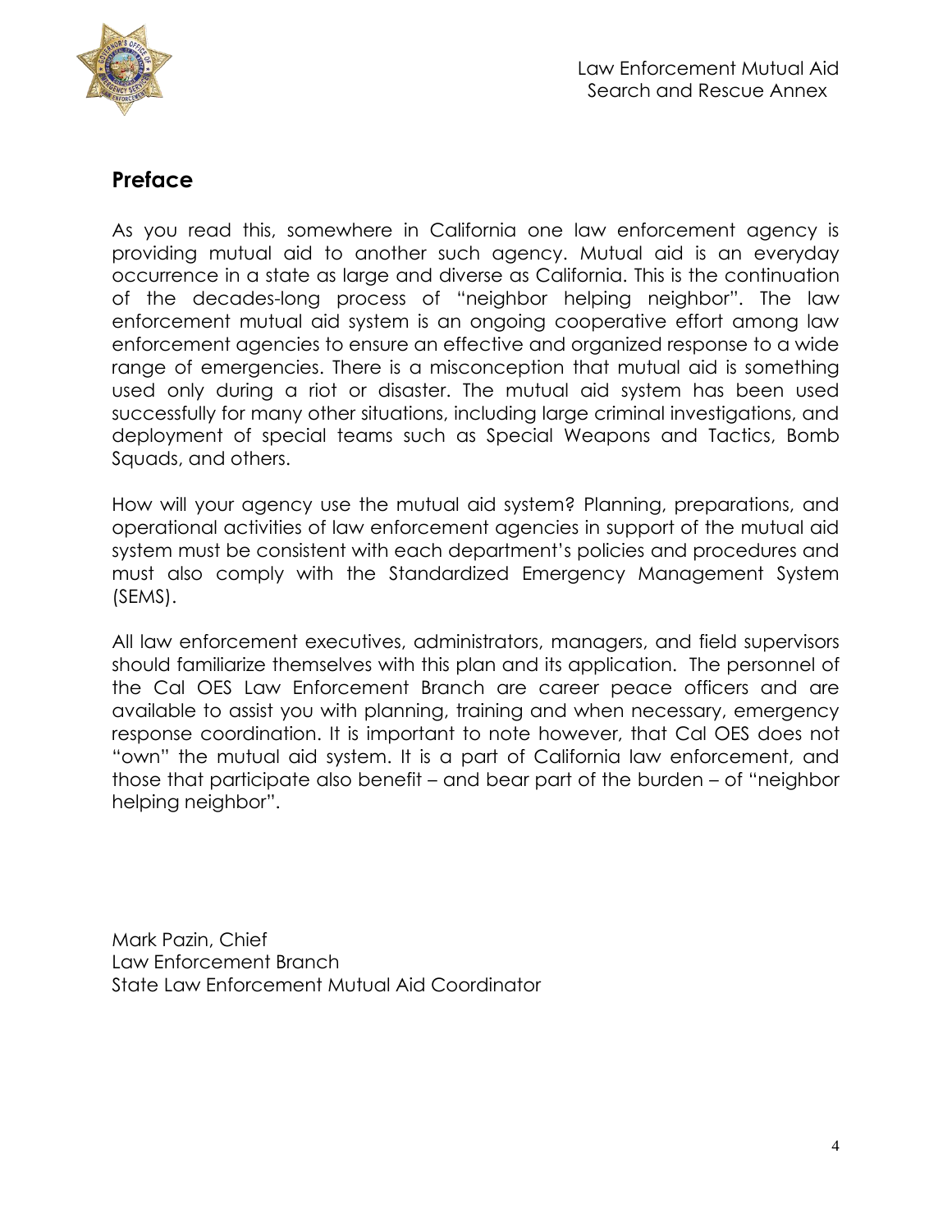## Preface

As you read this, somewhere in California one law enforcement agency is providing mutual aid to another such agency. Mutual aid is an everyday occurrence in a state as large and diverse as California. This is the continuation of the decades-long process of "neighbor helping neighbor". The law enforcement mutual aid system is an ongoing cooperative effort among law enforcement agencies to ensure an effective and organized response to a wide range of emergencies. There is a misconception that mutual aid is something used only during a riot or disaster. The mutual aid system has been used successfully for many other situations, including large criminal investigations, and deployment of special teams such as Special Weapons and Tactics, Bomb Squads, and others.

How will your agency use the mutual aid system? Planning, preparations, and operational activities of law enforcement agencies in support of the mutual aid system must be consistent with each department's policies and procedures and must also comply with the Standardized Emergency Management System (SEMS).

All law enforcement executives, administrators, managers, and field supervisors should familiarize themselves with this plan and its application. The personnel of the Cal OES Law Enforcement Branch are career peace officers and are available to assist you with planning, training and when necessary, emergency response coordination. It is important to note however, that Cal OES does not "own" the mutual aid system. It is a part of California law enforcement, and those that participate also benefit – and bear part of the burden – of "neighbor helping neighbor".

Mark Pazin, Chief  
Law Enforcement Branch  
State Law Enforcement Mutual Aid Coordinator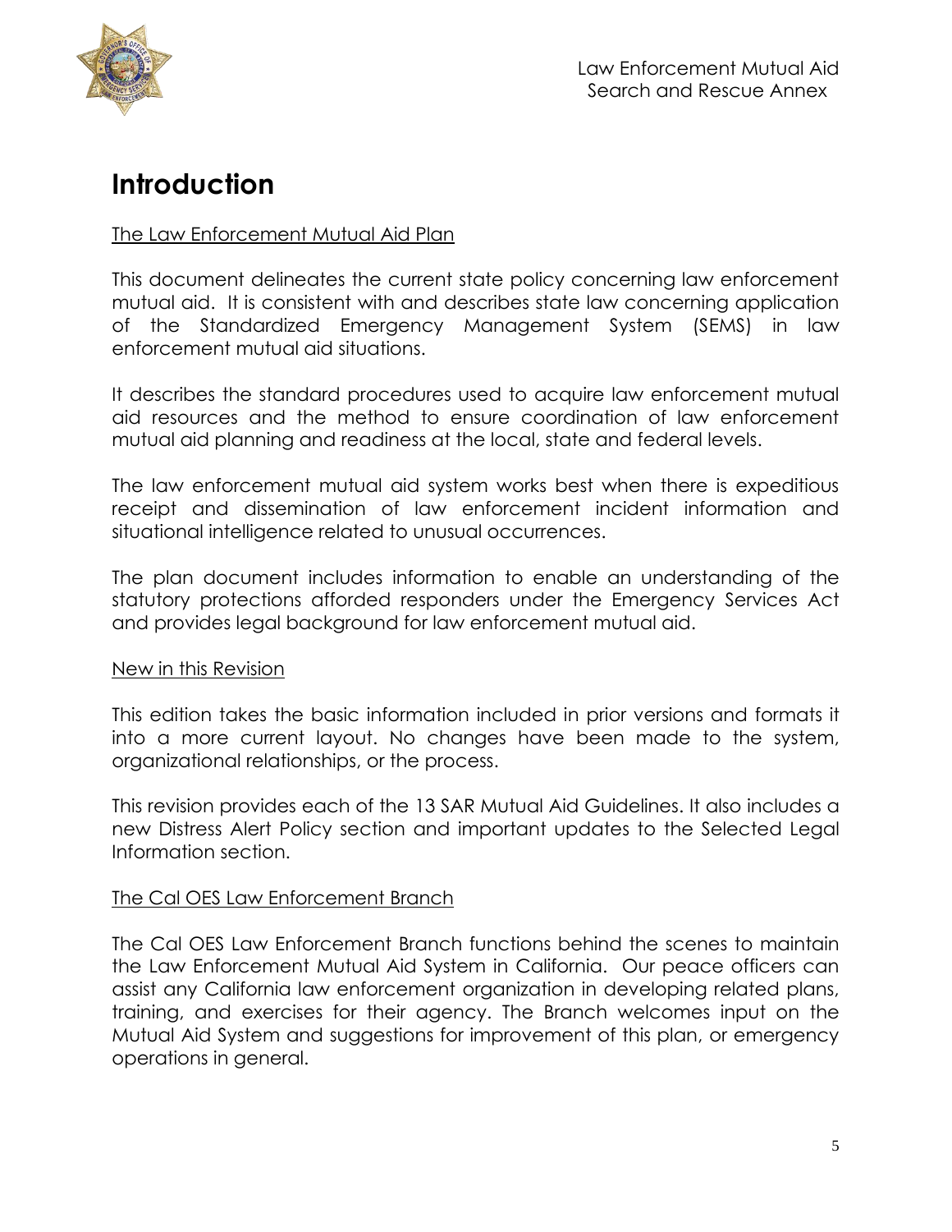# Introduction

The Law Enforcement Mutual Aid Plan

This document delineates the current state policy concerning law enforcement mutual aid. It is consistent with and describes state law concerning application of the Standardized Emergency Management System (SEMS) in law enforcement mutual aid situations.

It describes the standard procedures used to acquire law enforcement mutual aid resources and the method to ensure coordination of law enforcement mutual aid planning and readiness at the local, state and federal levels.

The law enforcement mutual aid system works best when there is expeditious receipt and dissemination of law enforcement incident information and situational intelligence related to unusual occurrences.

The plan document includes information to enable an understanding of the statutory protections afforded responders under the Emergency Services Act and provides legal background for law enforcement mutual aid.

New in this Revision

This edition takes the basic information included in prior versions and formats it into a more current layout. No changes have been made to the system, organizational relationships, or the process.

This revision provides each of the 13 SAR Mutual Aid Guidelines. It also includes a new Distress Alert Policy section and important updates to the Selected Legal Information section.

The Cal OES Law Enforcement Branch

The Cal OES Law Enforcement Branch functions behind the scenes to maintain the Law Enforcement Mutual Aid System in California. Our peace officers can assist any California law enforcement organization in developing related plans, training, and exercises for their agency. The Branch welcomes input on the Mutual Aid System and suggestions for improvement of this plan, or emergency operations in general.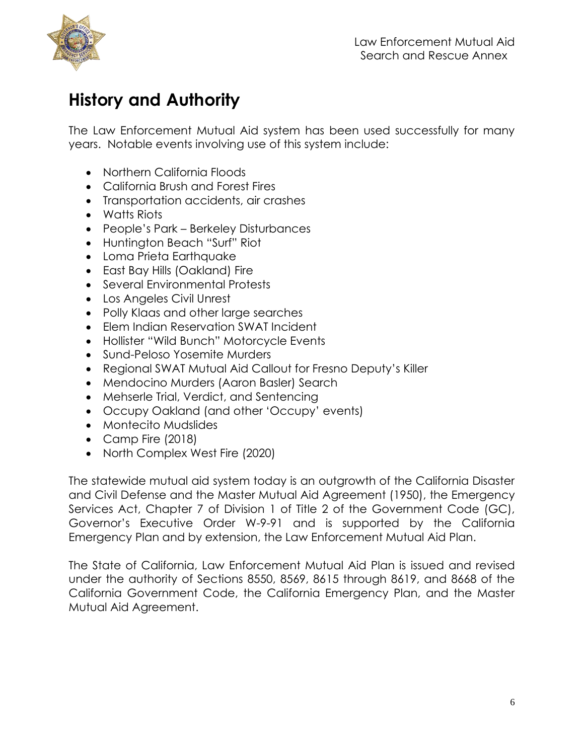# History and Authority

The Law Enforcement Mutual Aid system has been used successfully for many years. Notable events involving use of this system include:

- Northern California Floods
- California Brush and Forest Fires
- Transportation accidents, air crashes
- Watts Riots
- People's Park – Berkeley Disturbances
- Huntington Beach "Surf" Riot
- Loma Prieta Earthquake
- East Bay Hills (Oakland) Fire
- Several Environmental Protests
- Los Angeles Civil Unrest
- Polly Klaas and other large searches
- Elem Indian Reservation SWAT Incident
- Hollister "Wild Bunch" Motorcycle Events
- Sund-Peloso Yosemite Murders
- Regional SWAT Mutual Aid Callout for Fresno Deputy's Killer
- Mendocino Murders (Aaron Basler) Search
- Mehserle Trial, Verdict, and Sentencing
- Occupy Oakland (and other 'Occupy' events)
- Montecito Mudslides
- Camp Fire (2018)
- North Complex West Fire (2020)

The statewide mutual aid system today is an outgrowth of the California Disaster and Civil Defense and the Master Mutual Aid Agreement (1950), the Emergency Services Act, Chapter 7 of Division 1 of Title 2 of the Government Code (GC), Governor's Executive Order W-9-91 and is supported by the California Emergency Plan and by extension, the Law Enforcement Mutual Aid Plan.

The State of California, Law Enforcement Mutual Aid Plan is issued and revised under the authority of Sections 8550, 8569, 8615 through 8619, and 8668 of the California Government Code, the California Emergency Plan, and the Master Mutual Aid Agreement.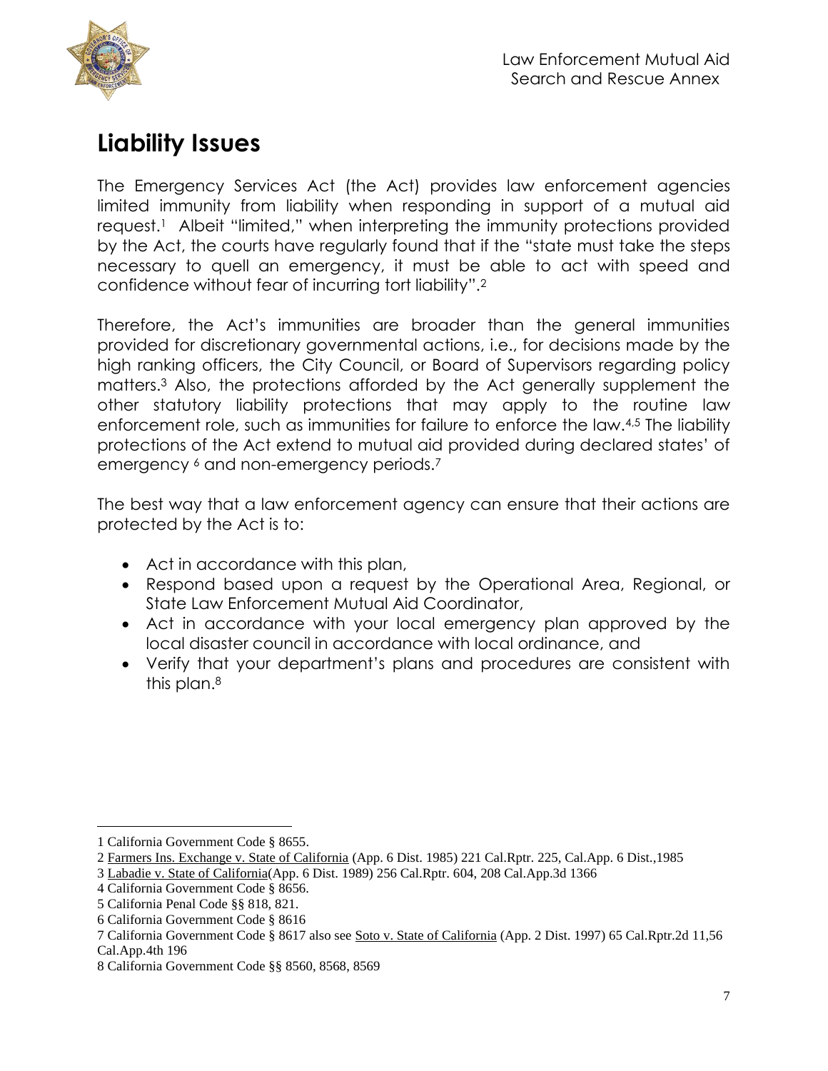# Liability Issues

The Emergency Services Act (the Act) provides law enforcement agencies limited immunity from liability when responding in support of a mutual aid request.[1] Albeit "limited," when interpreting the immunity protections provided by the Act, the courts have regularly found that if the "state must take the steps necessary to quell an emergency, it must be able to act with speed and confidence without fear of incurring tort liability".[2]

Therefore, the Act's immunities are broader than the general immunities provided for discretionary governmental actions, i.e., for decisions made by the high ranking officers, the City Council, or Board of Supervisors regarding policy matters.[3] Also, the protections afforded by the Act generally supplement the other statutory liability protections that may apply to the routine law enforcement role, such as immunities for failure to enforce the law.[4,5] The liability protections of the Act extend to mutual aid provided during declared states' of emergency [6] and non-emergency periods.[7]

The best way that a law enforcement agency can ensure that their actions are protected by the Act is to:

- Act in accordance with this plan,
- Respond based upon a request by the Operational Area, Regional, or State Law Enforcement Mutual Aid Coordinator,
- Act in accordance with your local emergency plan approved by the local disaster council in accordance with local ordinance, and
- Verify that your department's plans and procedures are consistent with this plan.[8]

---

1 California Government Code § 8655.

2 Farmers Ins. Exchange v. State of California (App. 6 Dist. 1985) 221 Cal.Rptr. 225, Cal.App. 6 Dist.,1985

3 Labadie v. State of California(App. 6 Dist. 1989) 256 Cal.Rptr. 604, 208 Cal.App.3d 1366

4 California Government Code § 8656.

5 California Penal Code §§ 818, 821.

6 California Government Code § 8616

7 California Government Code § 8617 also see Soto v. State of California (App. 2 Dist. 1997) 65 Cal.Rptr.2d 11,56 Cal.App.4th 196

8 California Government Code §§ 8560, 8568, 8569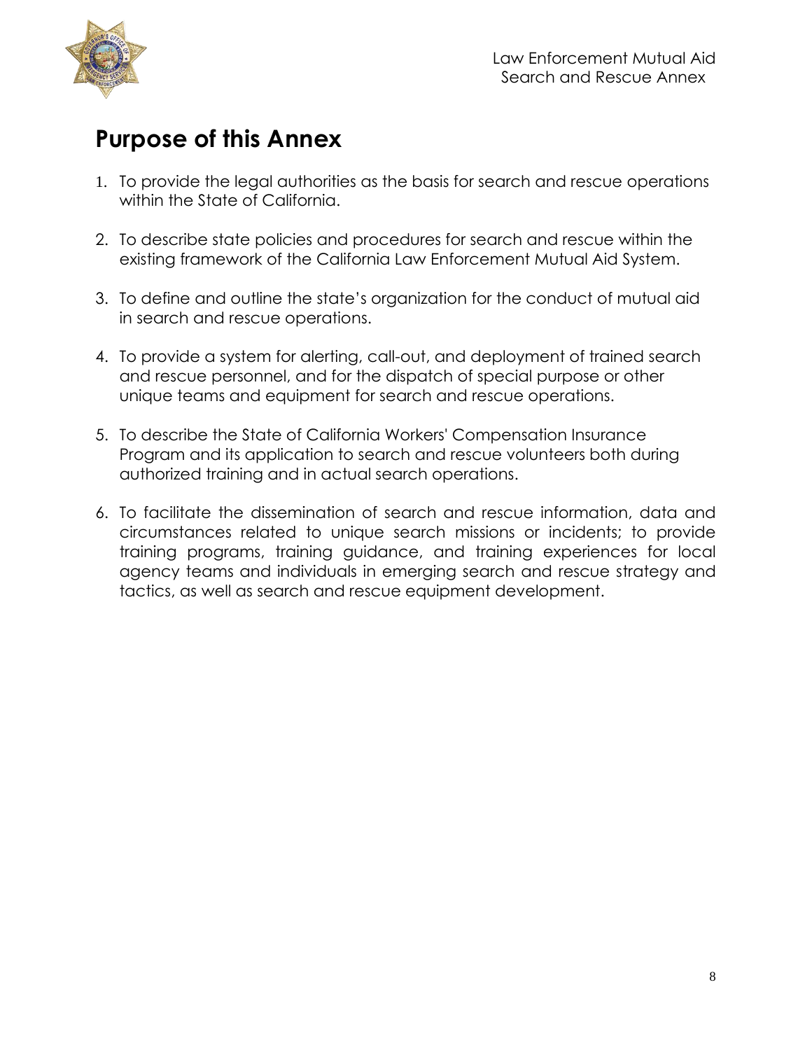# Purpose of this Annex

1. To provide the legal authorities as the basis for search and rescue operations within the State of California.

2. To describe state policies and procedures for search and rescue within the existing framework of the California Law Enforcement Mutual Aid System.

3. To define and outline the state's organization for the conduct of mutual aid in search and rescue operations.

4. To provide a system for alerting, call-out, and deployment of trained search and rescue personnel, and for the dispatch of special purpose or other unique teams and equipment for search and rescue operations.

5. To describe the State of California Workers' Compensation Insurance Program and its application to search and rescue volunteers both during authorized training and in actual search operations.

6. To facilitate the dissemination of search and rescue information, data and circumstances related to unique search missions or incidents; to provide training programs, training guidance, and training experiences for local agency teams and individuals in emerging search and rescue strategy and tactics, as well as search and rescue equipment development.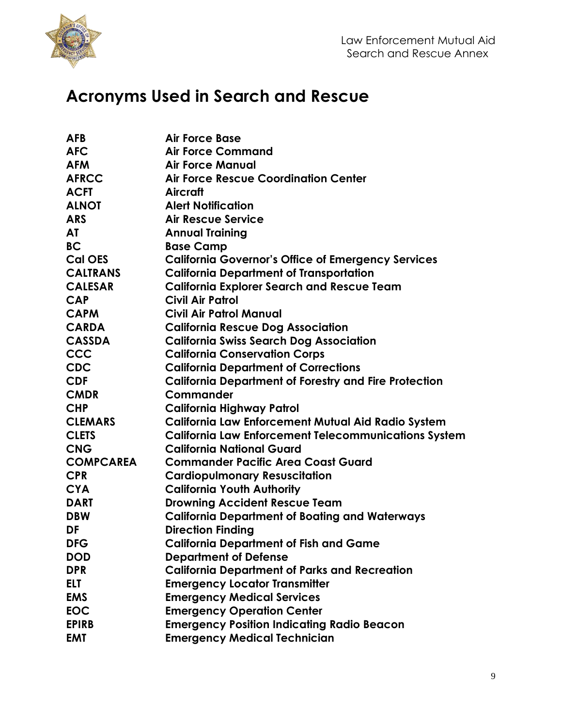## Acronyms Used in Search and Rescue

| | |
|---|---|
| **AFB** | **Air Force Base** |
| **AFC** | **Air Force Command** |
| **AFM** | **Air Force Manual** |
| **AFRCC** | **Air Force Rescue Coordination Center** |
| **ACFT** | **Aircraft** |
| **ALNOT** | **Alert Notification** |
| **ARS** | **Air Rescue Service** |
| **AT** | **Annual Training** |
| **BC** | **Base Camp** |
| **Cal OES** | **California Governor's Office of Emergency Services** |
| **CALTRANS** | **California Department of Transportation** |
| **CALESAR** | **California Explorer Search and Rescue Team** |
| **CAP** | **Civil Air Patrol** |
| **CAPM** | **Civil Air Patrol Manual** |
| **CARDA** | **California Rescue Dog Association** |
| **CASSDA** | **California Swiss Search Dog Association** |
| **CCC** | **California Conservation Corps** |
| **CDC** | **California Department of Corrections** |
| **CDF** | **California Department of Forestry and Fire Protection** |
| **CMDR** | **Commander** |
| **CHP** | **California Highway Patrol** |
| **CLEMARS** | **California Law Enforcement Mutual Aid Radio System** |
| **CLETS** | **California Law Enforcement Telecommunications System** |
| **CNG** | **California National Guard** |
| **COMPCAREA** | **Commander Pacific Area Coast Guard** |
| **CPR** | **Cardiopulmonary Resuscitation** |
| **CYA** | **California Youth Authority** |
| **DART** | **Drowning Accident Rescue Team** |
| **DBW** | **California Department of Boating and Waterways** |
| **DF** | **Direction Finding** |
| **DFG** | **California Department of Fish and Game** |
| **DOD** | **Department of Defense** |
| **DPR** | **California Department of Parks and Recreation** |
| **ELT** | **Emergency Locator Transmitter** |
| **EMS** | **Emergency Medical Services** |
| **EOC** | **Emergency Operation Center** |
| **EPIRB** | **Emergency Position Indicating Radio Beacon** |
| **EMT** | **Emergency Medical Technician** |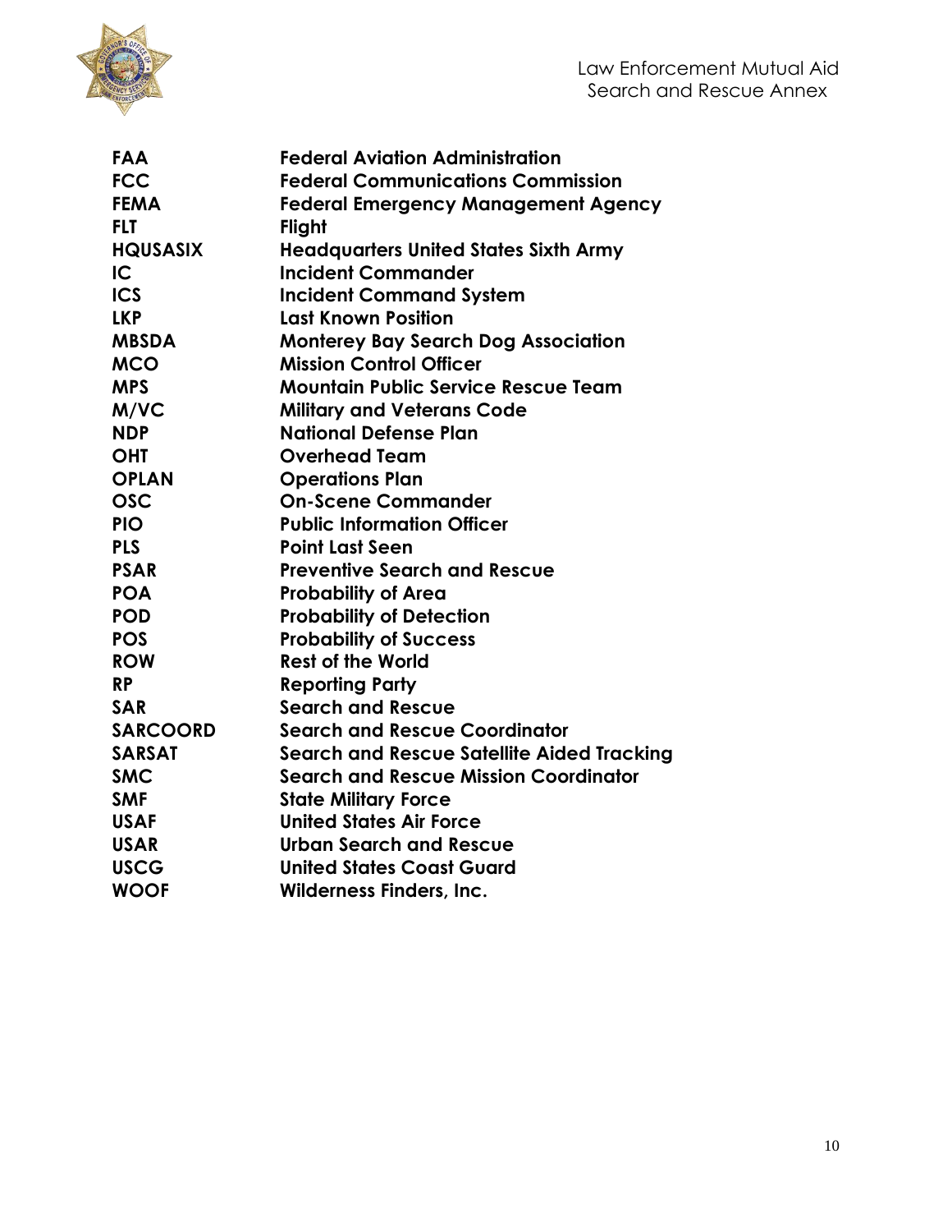| | |
|---|---|
| **FAA** | **Federal Aviation Administration** |
| **FCC** | **Federal Communications Commission** |
| **FEMA** | **Federal Emergency Management Agency** |
| **FLT** | **Flight** |
| **HQUSASIX** | **Headquarters United States Sixth Army** |
| **IC** | **Incident Commander** |
| **ICS** | **Incident Command System** |
| **LKP** | **Last Known Position** |
| **MBSDA** | **Monterey Bay Search Dog Association** |
| **MCO** | **Mission Control Officer** |
| **MPS** | **Mountain Public Service Rescue Team** |
| **M/VC** | **Military and Veterans Code** |
| **NDP** | **National Defense Plan** |
| **OHT** | **Overhead Team** |
| **OPLAN** | **Operations Plan** |
| **OSC** | **On-Scene Commander** |
| **PIO** | **Public Information Officer** |
| **PLS** | **Point Last Seen** |
| **PSAR** | **Preventive Search and Rescue** |
| **POA** | **Probability of Area** |
| **POD** | **Probability of Detection** |
| **POS** | **Probability of Success** |
| **ROW** | **Rest of the World** |
| **RP** | **Reporting Party** |
| **SAR** | **Search and Rescue** |
| **SARCOORD** | **Search and Rescue Coordinator** |
| **SARSAT** | **Search and Rescue Satellite Aided Tracking** |
| **SMC** | **Search and Rescue Mission Coordinator** |
| **SMF** | **State Military Force** |
| **USAF** | **United States Air Force** |
| **USAR** | **Urban Search and Rescue** |
| **USCG** | **United States Coast Guard** |
| **WOOF** | **Wilderness Finders, Inc.** |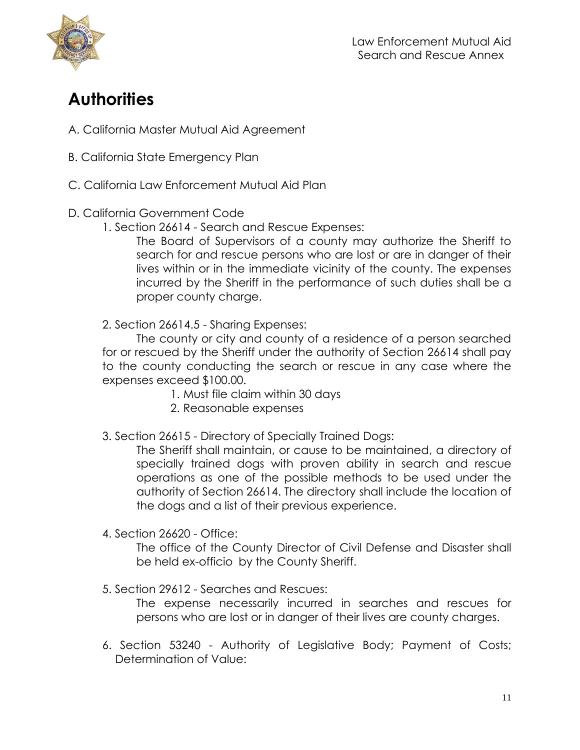# Authorities

A. California Master Mutual Aid Agreement

B. California State Emergency Plan

C. California Law Enforcement Mutual Aid Plan

D. California Government Code

1. Section 26614 - Search and Rescue Expenses:

    The Board of Supervisors of a county may authorize the Sheriff to search for and rescue persons who are lost or are in danger of their lives within or in the immediate vicinity of the county. The expenses incurred by the Sheriff in the performance of such duties shall be a proper county charge.

2. Section 26614.5 - Sharing Expenses:

    The county or city and county of a residence of a person searched for or rescued by the Sheriff under the authority of Section 26614 shall pay to the county conducting the search or rescue in any case where the expenses exceed $100.00.

    1. Must file claim within 30 days
    2. Reasonable expenses

3. Section 26615 - Directory of Specially Trained Dogs:

    The Sheriff shall maintain, or cause to be maintained, a directory of specially trained dogs with proven ability in search and rescue operations as one of the possible methods to be used under the authority of Section 26614. The directory shall include the location of the dogs and a list of their previous experience.

4. Section 26620 - Office:

    The office of the County Director of Civil Defense and Disaster shall be held ex-officio by the County Sheriff.

5. Section 29612 - Searches and Rescues:

    The expense necessarily incurred in searches and rescues for persons who are lost or in danger of their lives are county charges.

6. Section 53240 - Authority of Legislative Body; Payment of Costs; Determination of Value: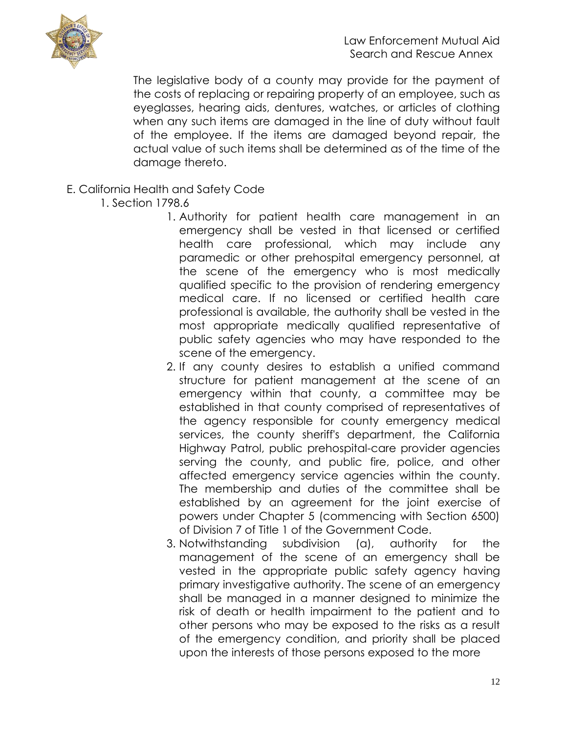The legislative body of a county may provide for the payment of the costs of replacing or repairing property of an employee, such as eyeglasses, hearing aids, dentures, watches, or articles of clothing when any such items are damaged in the line of duty without fault of the employee. If the items are damaged beyond repair, the actual value of such items shall be determined as of the time of the damage thereto.

E. California Health and Safety Code

1. Section 1798.6

    1. Authority for patient health care management in an emergency shall be vested in that licensed or certified health care professional, which may include any paramedic or other prehospital emergency personnel, at the scene of the emergency who is most medically qualified specific to the provision of rendering emergency medical care. If no licensed or certified health care professional is available, the authority shall be vested in the most appropriate medically qualified representative of public safety agencies who may have responded to the scene of the emergency.
    2. If any county desires to establish a unified command structure for patient management at the scene of an emergency within that county, a committee may be established in that county comprised of representatives of the agency responsible for county emergency medical services, the county sheriff's department, the California Highway Patrol, public prehospital-care provider agencies serving the county, and public fire, police, and other affected emergency service agencies within the county. The membership and duties of the committee shall be established by an agreement for the joint exercise of powers under Chapter 5 (commencing with Section 6500) of Division 7 of Title 1 of the Government Code.
    3. Notwithstanding subdivision (a), authority for the management of the scene of an emergency shall be vested in the appropriate public safety agency having primary investigative authority. The scene of an emergency shall be managed in a manner designed to minimize the risk of death or health impairment to the patient and to other persons who may be exposed to the risks as a result of the emergency condition, and priority shall be placed upon the interests of those persons exposed to the more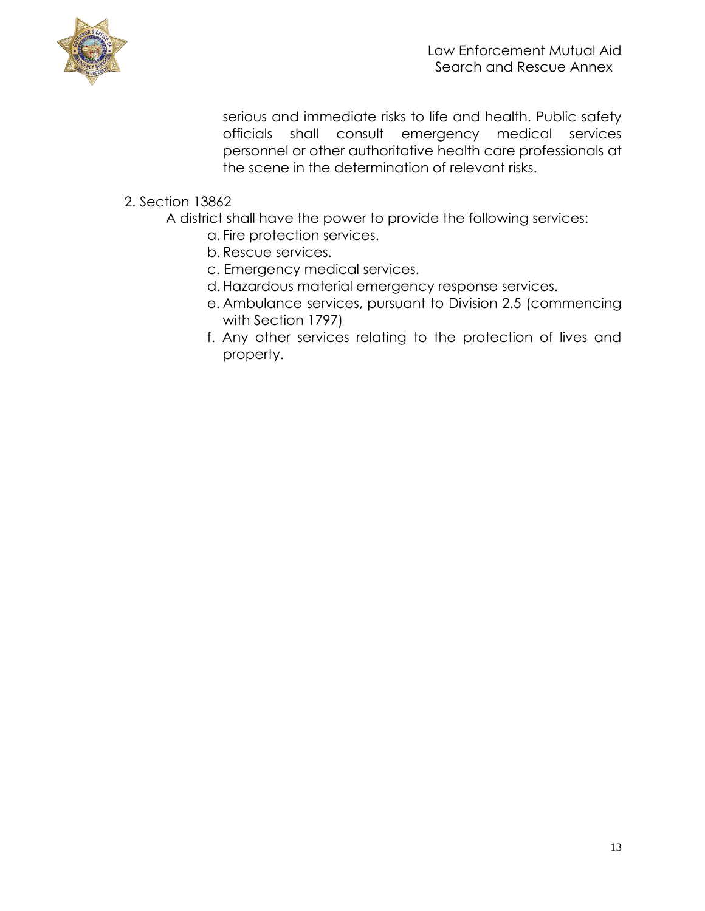serious and immediate risks to life and health. Public safety officials shall consult emergency medical services personnel or other authoritative health care professionals at the scene in the determination of relevant risks.

2. Section 13862

   A district shall have the power to provide the following services:

   a. Fire protection services.
   b. Rescue services.
   c. Emergency medical services.
   d. Hazardous material emergency response services.
   e. Ambulance services, pursuant to Division 2.5 (commencing with Section 1797)
   f. Any other services relating to the protection of lives and property.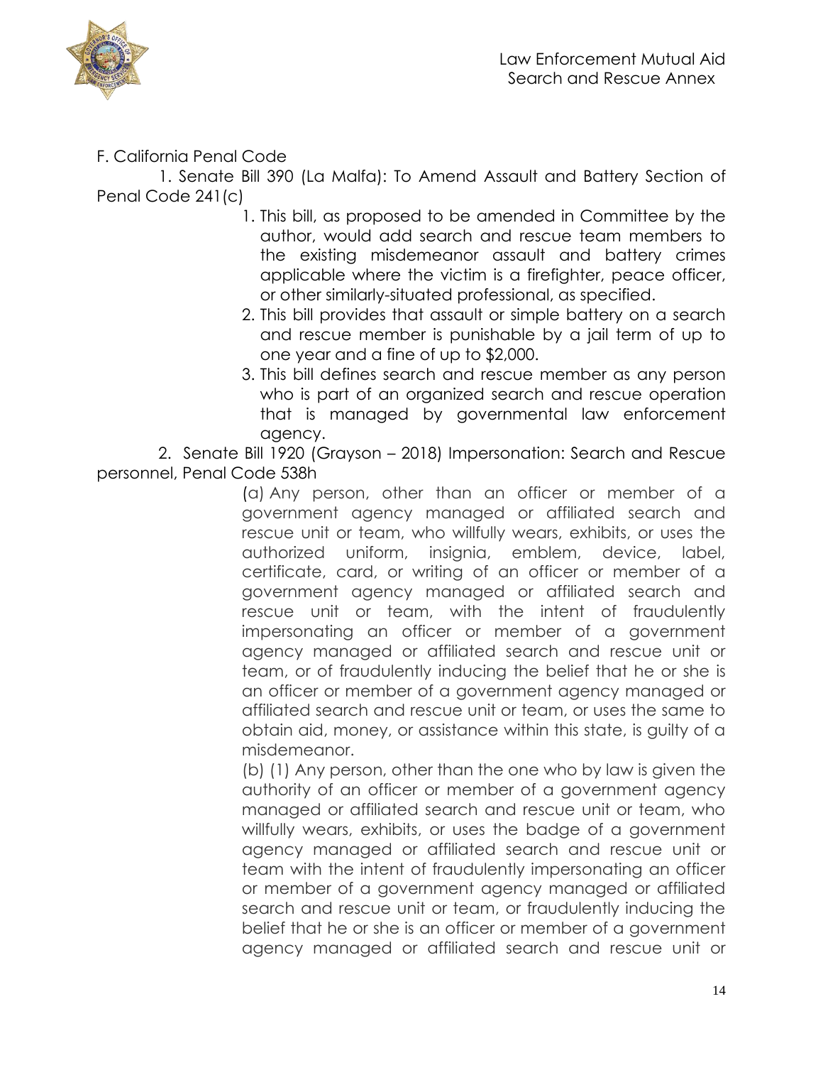F. California Penal Code

1. Senate Bill 390 (La Malfa): To Amend Assault and Battery Section of Penal Code 241(c)

   1. This bill, as proposed to be amended in Committee by the author, would add search and rescue team members to the existing misdemeanor assault and battery crimes applicable where the victim is a firefighter, peace officer, or other similarly-situated professional, as specified.
   2. This bill provides that assault or simple battery on a search and rescue member is punishable by a jail term of up to one year and a fine of up to $2,000.
   3. This bill defines search and rescue member as any person who is part of an organized search and rescue operation that is managed by governmental law enforcement agency.

2. Senate Bill 1920 (Grayson – 2018) Impersonation: Search and Rescue personnel, Penal Code 538h

   (a) Any person, other than an officer or member of a government agency managed or affiliated search and rescue unit or team, who willfully wears, exhibits, or uses the authorized uniform, insignia, emblem, device, label, certificate, card, or writing of an officer or member of a government agency managed or affiliated search and rescue unit or team, with the intent of fraudulently impersonating an officer or member of a government agency managed or affiliated search and rescue unit or team, or of fraudulently inducing the belief that he or she is an officer or member of a government agency managed or affiliated search and rescue unit or team, or uses the same to obtain aid, money, or assistance within this state, is guilty of a misdemeanor.

   (b) (1) Any person, other than the one who by law is given the authority of an officer or member of a government agency managed or affiliated search and rescue unit or team, who willfully wears, exhibits, or uses the badge of a government agency managed or affiliated search and rescue unit or team with the intent of fraudulently impersonating an officer or member of a government agency managed or affiliated search and rescue unit or team, or fraudulently inducing the belief that he or she is an officer or member of a government agency managed or affiliated search and rescue unit or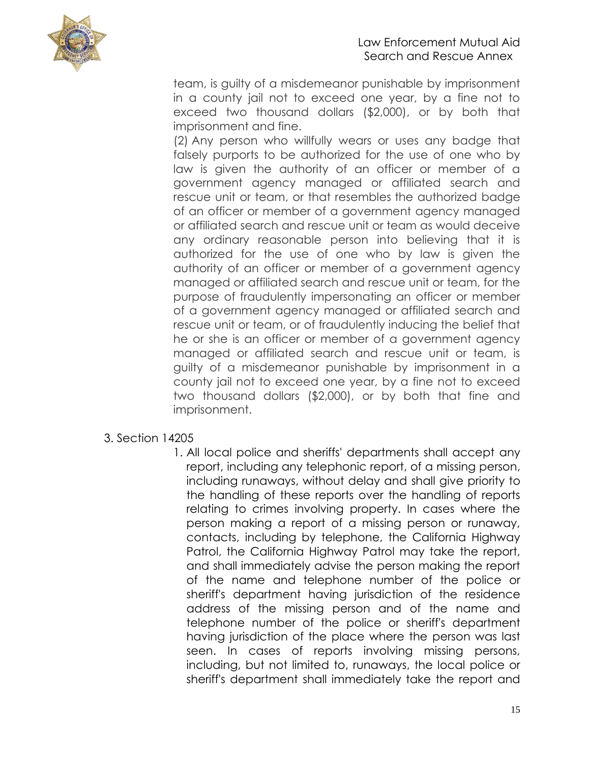team, is guilty of a misdemeanor punishable by imprisonment in a county jail not to exceed one year, by a fine not to exceed two thousand dollars ($2,000), or by both that imprisonment and fine.

(2) Any person who willfully wears or uses any badge that falsely purports to be authorized for the use of one who by law is given the authority of an officer or member of a government agency managed or affiliated search and rescue unit or team, or that resembles the authorized badge of an officer or member of a government agency managed or affiliated search and rescue unit or team as would deceive any ordinary reasonable person into believing that it is authorized for the use of one who by law is given the authority of an officer or member of a government agency managed or affiliated search and rescue unit or team, for the purpose of fraudulently impersonating an officer or member of a government agency managed or affiliated search and rescue unit or team, or of fraudulently inducing the belief that he or she is an officer or member of a government agency managed or affiliated search and rescue unit or team, is guilty of a misdemeanor punishable by imprisonment in a county jail not to exceed one year, by a fine not to exceed two thousand dollars ($2,000), or by both that fine and imprisonment.

3. Section 14205

   1. All local police and sheriffs' departments shall accept any report, including any telephonic report, of a missing person, including runaways, without delay and shall give priority to the handling of these reports over the handling of reports relating to crimes involving property. In cases where the person making a report of a missing person or runaway, contacts, including by telephone, the California Highway Patrol, the California Highway Patrol may take the report, and shall immediately advise the person making the report of the name and telephone number of the police or sheriff's department having jurisdiction of the residence address of the missing person and of the name and telephone number of the police or sheriff's department having jurisdiction of the place where the person was last seen. In cases of reports involving missing persons, including, but not limited to, runaways, the local police or sheriff's department shall immediately take the report and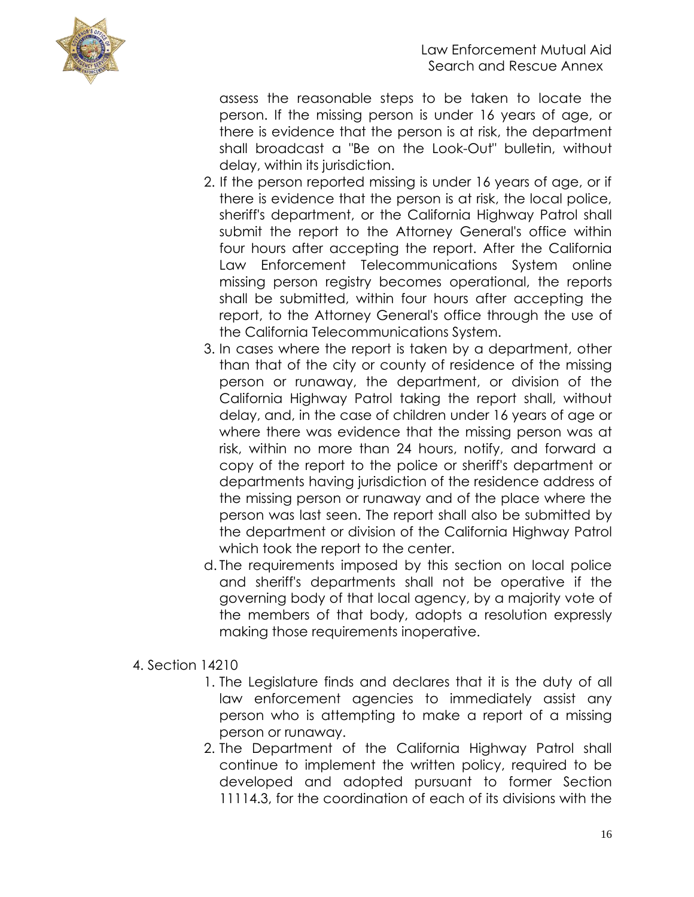assess the reasonable steps to be taken to locate the person. If the missing person is under 16 years of age, or there is evidence that the person is at risk, the department shall broadcast a "Be on the Look-Out" bulletin, without delay, within its jurisdiction.

2. If the person reported missing is under 16 years of age, or if there is evidence that the person is at risk, the local police, sheriff's department, or the California Highway Patrol shall submit the report to the Attorney General's office within four hours after accepting the report. After the California Law Enforcement Telecommunications System online missing person registry becomes operational, the reports shall be submitted, within four hours after accepting the report, to the Attorney General's office through the use of the California Telecommunications System.
3. In cases where the report is taken by a department, other than that of the city or county of residence of the missing person or runaway, the department, or division of the California Highway Patrol taking the report shall, without delay, and, in the case of children under 16 years of age or where there was evidence that the missing person was at risk, within no more than 24 hours, notify, and forward a copy of the report to the police or sheriff's department or departments having jurisdiction of the residence address of the missing person or runaway and of the place where the person was last seen. The report shall also be submitted by the department or division of the California Highway Patrol which took the report to the center.

d. The requirements imposed by this section on local police and sheriff's departments shall not be operative if the governing body of that local agency, by a majority vote of the members of that body, adopts a resolution expressly making those requirements inoperative.

4. Section 14210
   1. The Legislature finds and declares that it is the duty of all law enforcement agencies to immediately assist any person who is attempting to make a report of a missing person or runaway.
   2. The Department of the California Highway Patrol shall continue to implement the written policy, required to be developed and adopted pursuant to former Section 11114.3, for the coordination of each of its divisions with the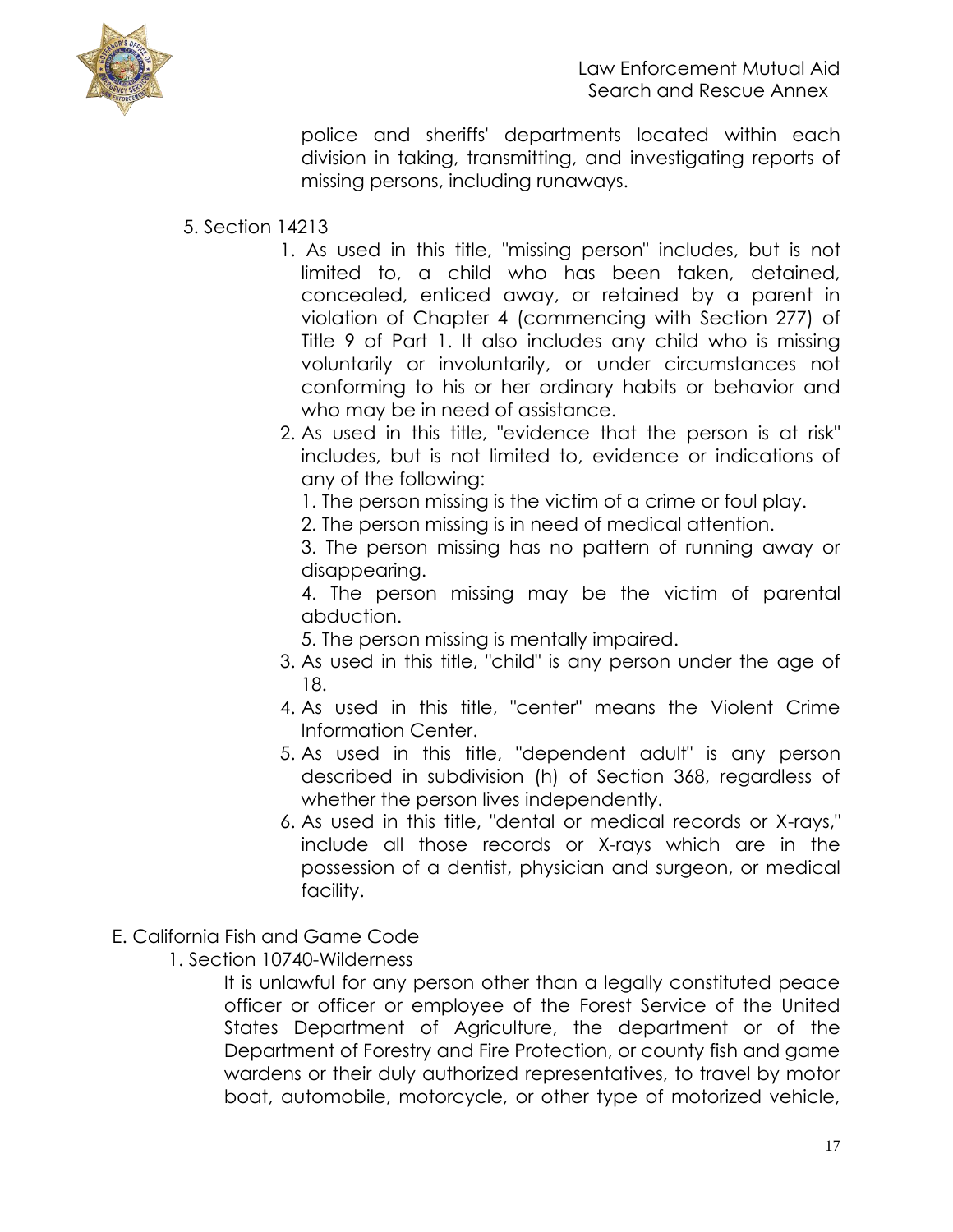police and sheriffs' departments located within each division in taking, transmitting, and investigating reports of missing persons, including runaways.

5. Section 14213
    1. As used in this title, "missing person" includes, but is not limited to, a child who has been taken, detained, concealed, enticed away, or retained by a parent in violation of Chapter 4 (commencing with Section 277) of Title 9 of Part 1. It also includes any child who is missing voluntarily or involuntarily, or under circumstances not conforming to his or her ordinary habits or behavior and who may be in need of assistance.
    2. As used in this title, "evidence that the person is at risk" includes, but is not limited to, evidence or indications of any of the following:
        1. The person missing is the victim of a crime or foul play.
        2. The person missing is in need of medical attention.
        3. The person missing has no pattern of running away or disappearing.
        4. The person missing may be the victim of parental abduction.
        5. The person missing is mentally impaired.
    3. As used in this title, "child" is any person under the age of 18.
    4. As used in this title, "center" means the Violent Crime Information Center.
    5. As used in this title, "dependent adult" is any person described in subdivision (h) of Section 368, regardless of whether the person lives independently.
    6. As used in this title, "dental or medical records or X-rays," include all those records or X-rays which are in the possession of a dentist, physician and surgeon, or medical facility.

E. California Fish and Game Code
   1. Section 10740-Wilderness

      It is unlawful for any person other than a legally constituted peace officer or officer or employee of the Forest Service of the United States Department of Agriculture, the department or of the Department of Forestry and Fire Protection, or county fish and game wardens or their duly authorized representatives, to travel by motor boat, automobile, motorcycle, or other type of motorized vehicle,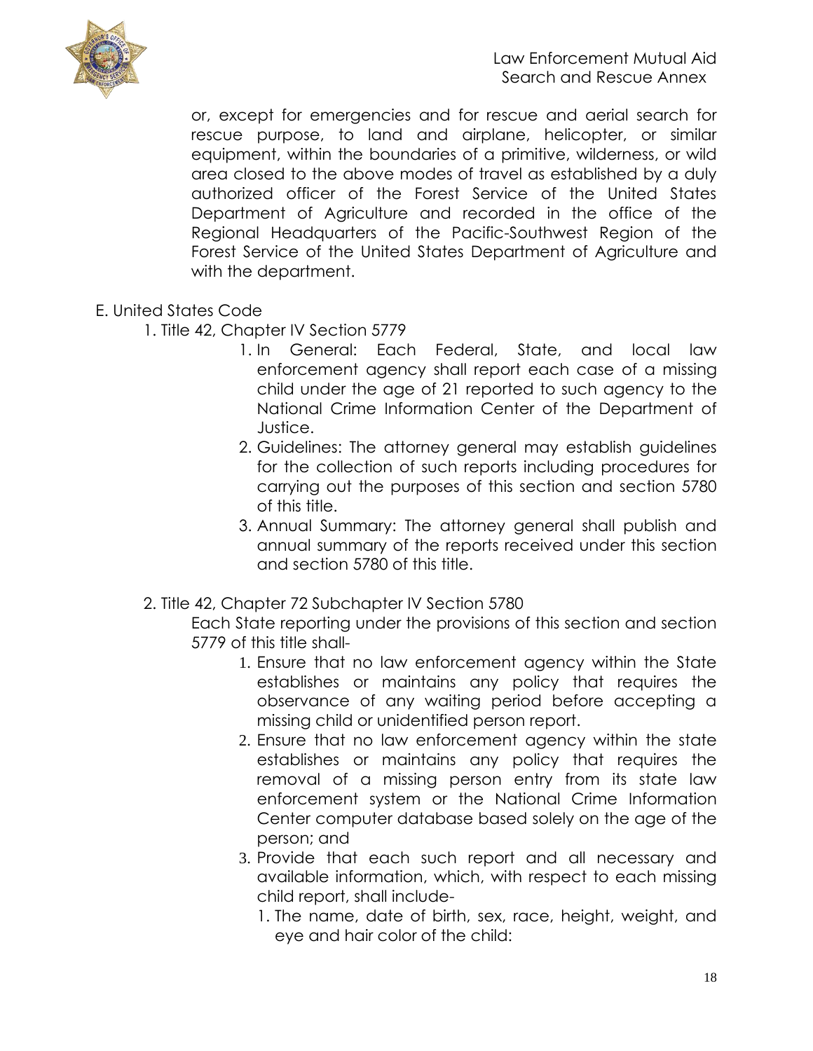or, except for emergencies and for rescue and aerial search for rescue purpose, to land and airplane, helicopter, or similar equipment, within the boundaries of a primitive, wilderness, or wild area closed to the above modes of travel as established by a duly authorized officer of the Forest Service of the United States Department of Agriculture and recorded in the office of the Regional Headquarters of the Pacific-Southwest Region of the Forest Service of the United States Department of Agriculture and with the department.

E. United States Code

1. Title 42, Chapter IV Section 5779
    1. In General: Each Federal, State, and local law enforcement agency shall report each case of a missing child under the age of 21 reported to such agency to the National Crime Information Center of the Department of Justice.
    2. Guidelines: The attorney general may establish guidelines for the collection of such reports including procedures for carrying out the purposes of this section and section 5780 of this title.
    3. Annual Summary: The attorney general shall publish and annual summary of the reports received under this section and section 5780 of this title.

2. Title 42, Chapter 72 Subchapter IV Section 5780

    Each State reporting under the provisions of this section and section 5779 of this title shall-

    1. Ensure that no law enforcement agency within the State establishes or maintains any policy that requires the observance of any waiting period before accepting a missing child or unidentified person report.
    2. Ensure that no law enforcement agency within the state establishes or maintains any policy that requires the removal of a missing person entry from its state law enforcement system or the National Crime Information Center computer database based solely on the age of the person; and
    3. Provide that each such report and all necessary and available information, which, with respect to each missing child report, shall include-
        1. The name, date of birth, sex, race, height, weight, and eye and hair color of the child: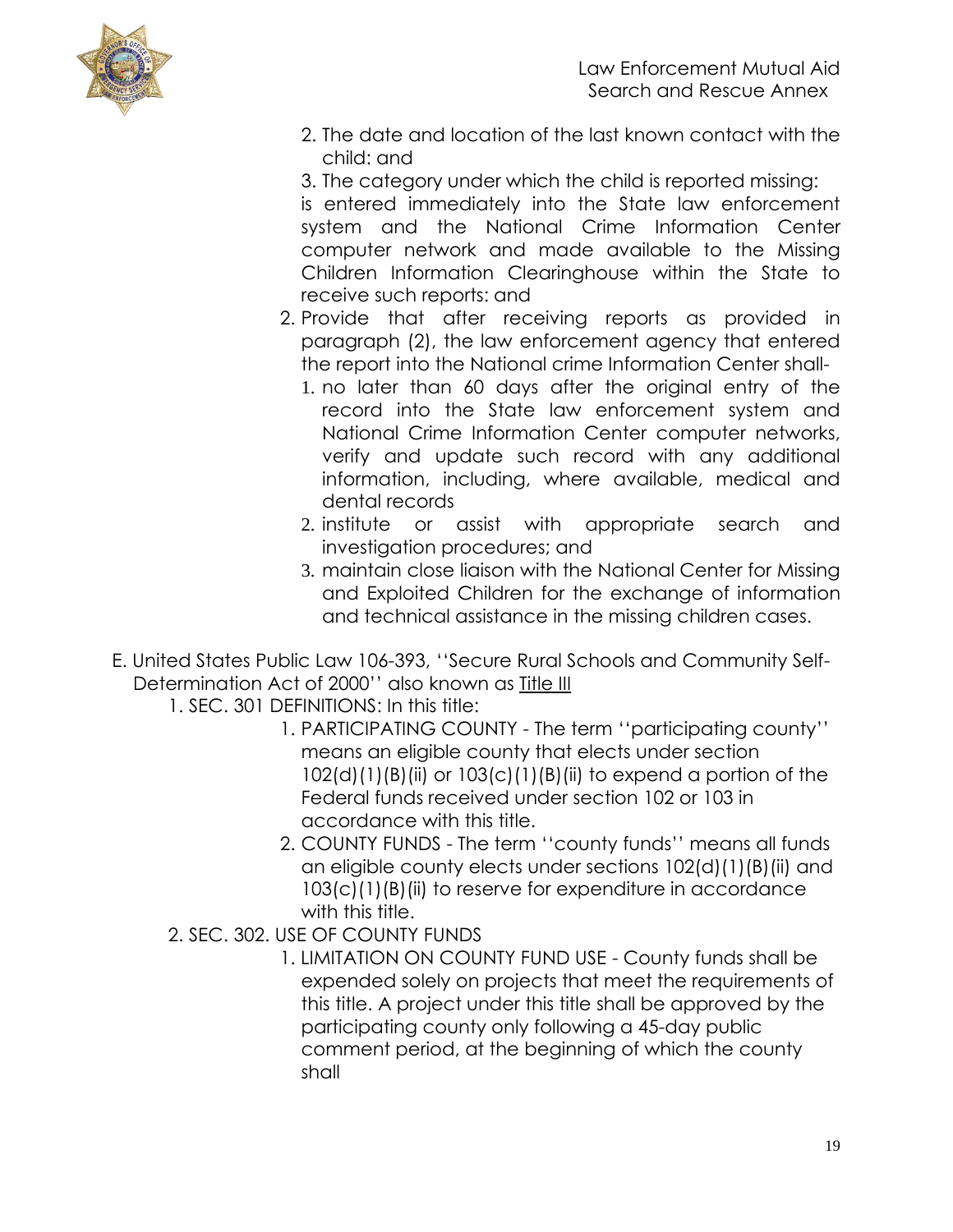2. The date and location of the last known contact with the child: and
   3. The category under which the child is reported missing:

   is entered immediately into the State law enforcement system and the National Crime Information Center computer network and made available to the Missing Children Information Clearinghouse within the State to receive such reports: and

2. Provide that after receiving reports as provided in paragraph (2), the law enforcement agency that entered the report into the National crime Information Center shall-
   1. no later than 60 days after the original entry of the record into the State law enforcement system and National Crime Information Center computer networks, verify and update such record with any additional information, including, where available, medical and dental records
   2. institute or assist with appropriate search and investigation procedures; and
   3. maintain close liaison with the National Center for Missing and Exploited Children for the exchange of information and technical assistance in the missing children cases.

E. United States Public Law 106-393, ''Secure Rural Schools and Community Self-Determination Act of 2000'' also known as Title III

1. SEC. 301 DEFINITIONS: In this title:
   1. PARTICIPATING COUNTY - The term ''participating county'' means an eligible county that elects under section 102(d)(1)(B)(ii) or 103(c)(1)(B)(ii) to expend a portion of the Federal funds received under section 102 or 103 in accordance with this title.
   2. COUNTY FUNDS - The term ''county funds'' means all funds an eligible county elects under sections 102(d)(1)(B)(ii) and 103(c)(1)(B)(ii) to reserve for expenditure in accordance with this title.
2. SEC. 302. USE OF COUNTY FUNDS
   1. LIMITATION ON COUNTY FUND USE - County funds shall be expended solely on projects that meet the requirements of this title. A project under this title shall be approved by the participating county only following a 45-day public comment period, at the beginning of which the county shall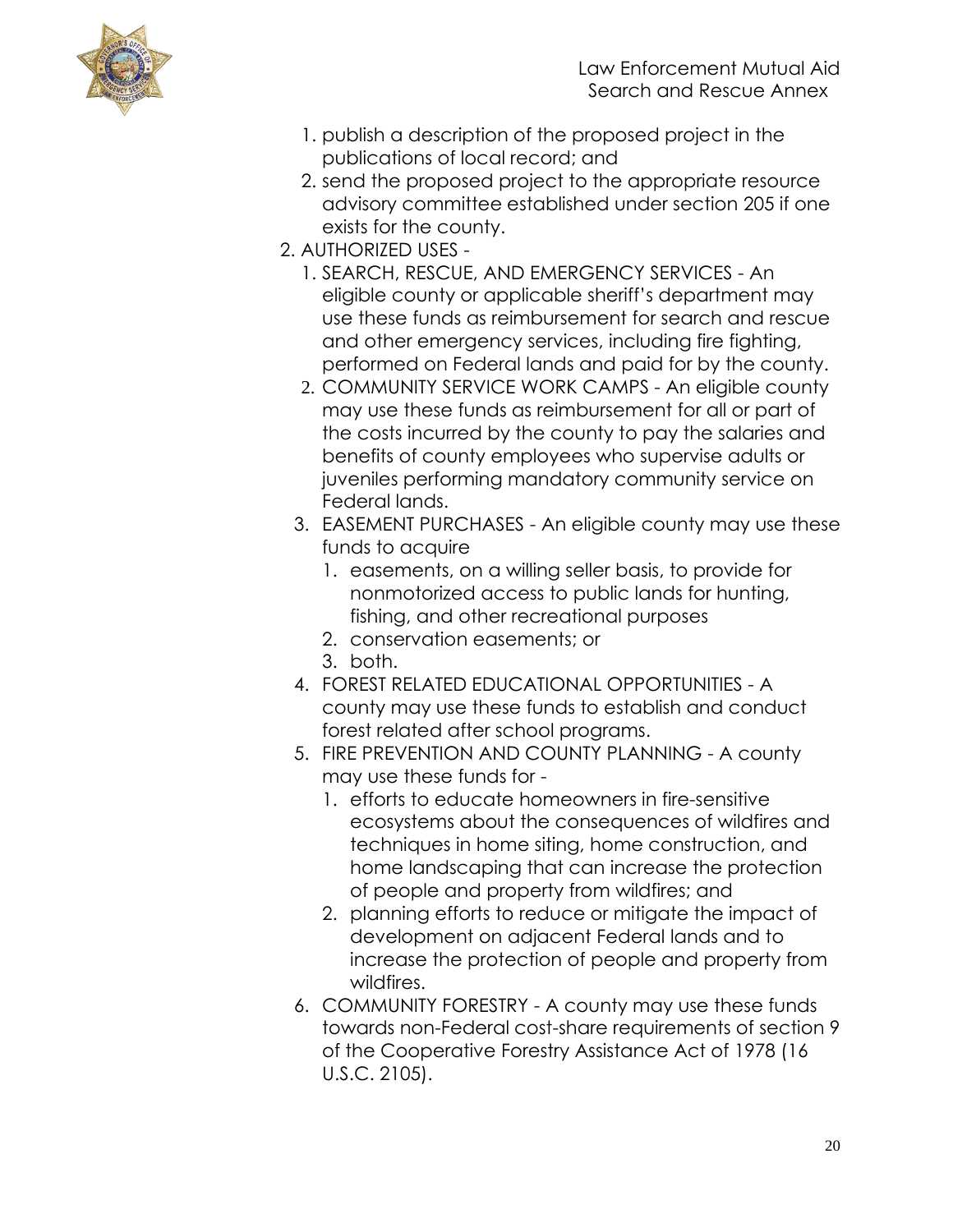1. publish a description of the proposed project in the publications of local record; and
   2. send the proposed project to the appropriate resource advisory committee established under section 205 if one exists for the county.
2. AUTHORIZED USES -
   1. SEARCH, RESCUE, AND EMERGENCY SERVICES - An eligible county or applicable sheriff's department may use these funds as reimbursement for search and rescue and other emergency services, including fire fighting, performed on Federal lands and paid for by the county.
   2. COMMUNITY SERVICE WORK CAMPS - An eligible county may use these funds as reimbursement for all or part of the costs incurred by the county to pay the salaries and benefits of county employees who supervise adults or juveniles performing mandatory community service on Federal lands.
   3. EASEMENT PURCHASES - An eligible county may use these funds to acquire
      1. easements, on a willing seller basis, to provide for nonmotorized access to public lands for hunting, fishing, and other recreational purposes
      2. conservation easements; or
      3. both.
   4. FOREST RELATED EDUCATIONAL OPPORTUNITIES - A county may use these funds to establish and conduct forest related after school programs.
   5. FIRE PREVENTION AND COUNTY PLANNING - A county may use these funds for -
      1. efforts to educate homeowners in fire-sensitive ecosystems about the consequences of wildfires and techniques in home siting, home construction, and home landscaping that can increase the protection of people and property from wildfires; and
      2. planning efforts to reduce or mitigate the impact of development on adjacent Federal lands and to increase the protection of people and property from wildfires.
   6. COMMUNITY FORESTRY - A county may use these funds towards non-Federal cost-share requirements of section 9 of the Cooperative Forestry Assistance Act of 1978 (16 U.S.C. 2105).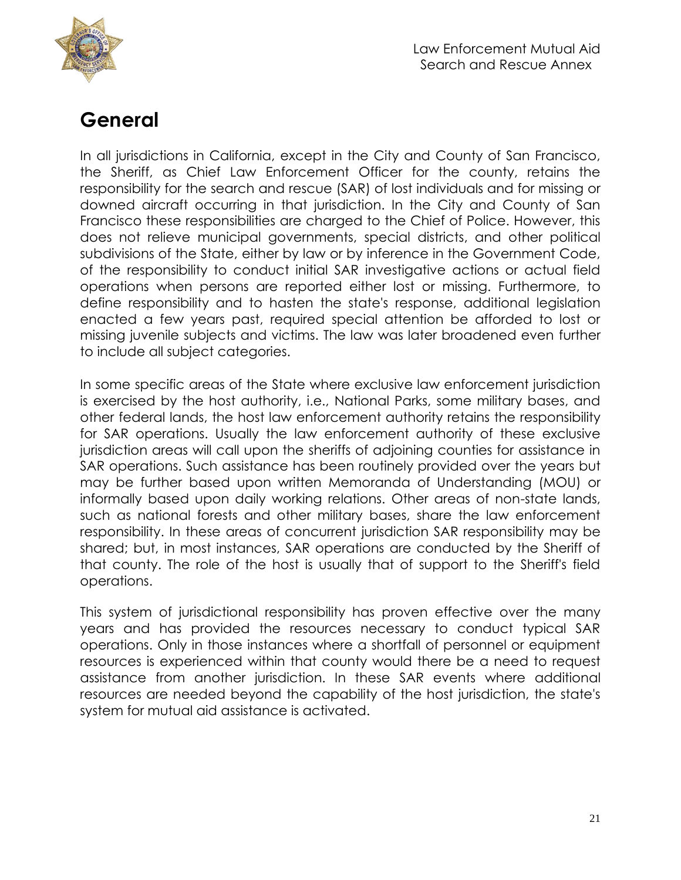# General

In all jurisdictions in California, except in the City and County of San Francisco, the Sheriff, as Chief Law Enforcement Officer for the county, retains the responsibility for the search and rescue (SAR) of lost individuals and for missing or downed aircraft occurring in that jurisdiction. In the City and County of San Francisco these responsibilities are charged to the Chief of Police. However, this does not relieve municipal governments, special districts, and other political subdivisions of the State, either by law or by inference in the Government Code, of the responsibility to conduct initial SAR investigative actions or actual field operations when persons are reported either lost or missing. Furthermore, to define responsibility and to hasten the state's response, additional legislation enacted a few years past, required special attention be afforded to lost or missing juvenile subjects and victims. The law was later broadened even further to include all subject categories.

In some specific areas of the State where exclusive law enforcement jurisdiction is exercised by the host authority, i.e., National Parks, some military bases, and other federal lands, the host law enforcement authority retains the responsibility for SAR operations. Usually the law enforcement authority of these exclusive jurisdiction areas will call upon the sheriffs of adjoining counties for assistance in SAR operations. Such assistance has been routinely provided over the years but may be further based upon written Memoranda of Understanding (MOU) or informally based upon daily working relations. Other areas of non-state lands, such as national forests and other military bases, share the law enforcement responsibility. In these areas of concurrent jurisdiction SAR responsibility may be shared; but, in most instances, SAR operations are conducted by the Sheriff of that county. The role of the host is usually that of support to the Sheriff's field operations.

This system of jurisdictional responsibility has proven effective over the many years and has provided the resources necessary to conduct typical SAR operations. Only in those instances where a shortfall of personnel or equipment resources is experienced within that county would there be a need to request assistance from another jurisdiction. In these SAR events where additional resources are needed beyond the capability of the host jurisdiction, the state's system for mutual aid assistance is activated.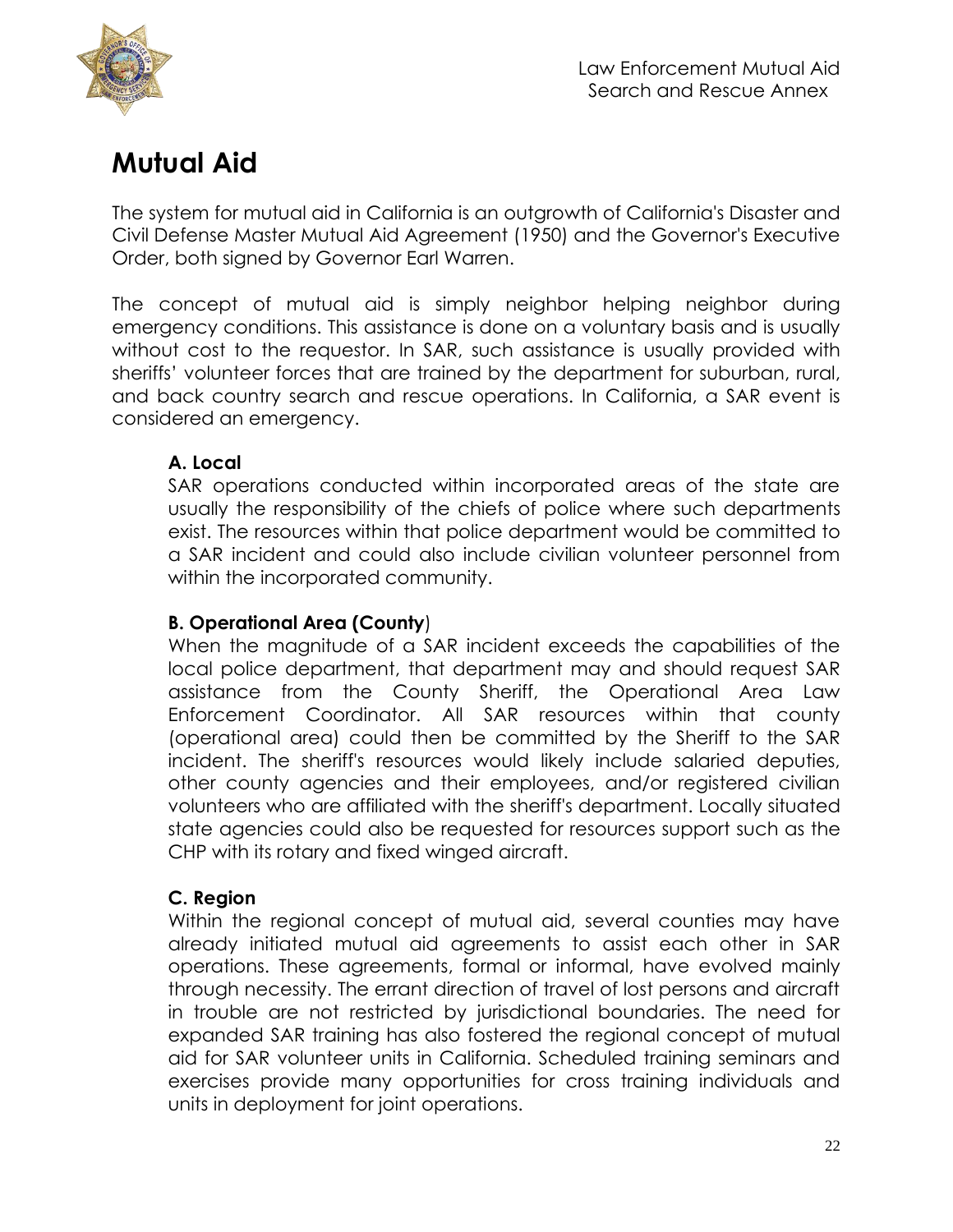# Mutual Aid

The system for mutual aid in California is an outgrowth of California's Disaster and Civil Defense Master Mutual Aid Agreement (1950) and the Governor's Executive Order, both signed by Governor Earl Warren.

The concept of mutual aid is simply neighbor helping neighbor during emergency conditions. This assistance is done on a voluntary basis and is usually without cost to the requestor. In SAR, such assistance is usually provided with sheriffs' volunteer forces that are trained by the department for suburban, rural, and back country search and rescue operations. In California, a SAR event is considered an emergency.

### A. Local

SAR operations conducted within incorporated areas of the state are usually the responsibility of the chiefs of police where such departments exist. The resources within that police department would be committed to a SAR incident and could also include civilian volunteer personnel from within the incorporated community.

### B. Operational Area (County)

When the magnitude of a SAR incident exceeds the capabilities of the local police department, that department may and should request SAR assistance from the County Sheriff, the Operational Area Law Enforcement Coordinator. All SAR resources within that county (operational area) could then be committed by the Sheriff to the SAR incident. The sheriff's resources would likely include salaried deputies, other county agencies and their employees, and/or registered civilian volunteers who are affiliated with the sheriff's department. Locally situated state agencies could also be requested for resources support such as the CHP with its rotary and fixed winged aircraft.

### C. Region

Within the regional concept of mutual aid, several counties may have already initiated mutual aid agreements to assist each other in SAR operations. These agreements, formal or informal, have evolved mainly through necessity. The errant direction of travel of lost persons and aircraft in trouble are not restricted by jurisdictional boundaries. The need for expanded SAR training has also fostered the regional concept of mutual aid for SAR volunteer units in California. Scheduled training seminars and exercises provide many opportunities for cross training individuals and units in deployment for joint operations.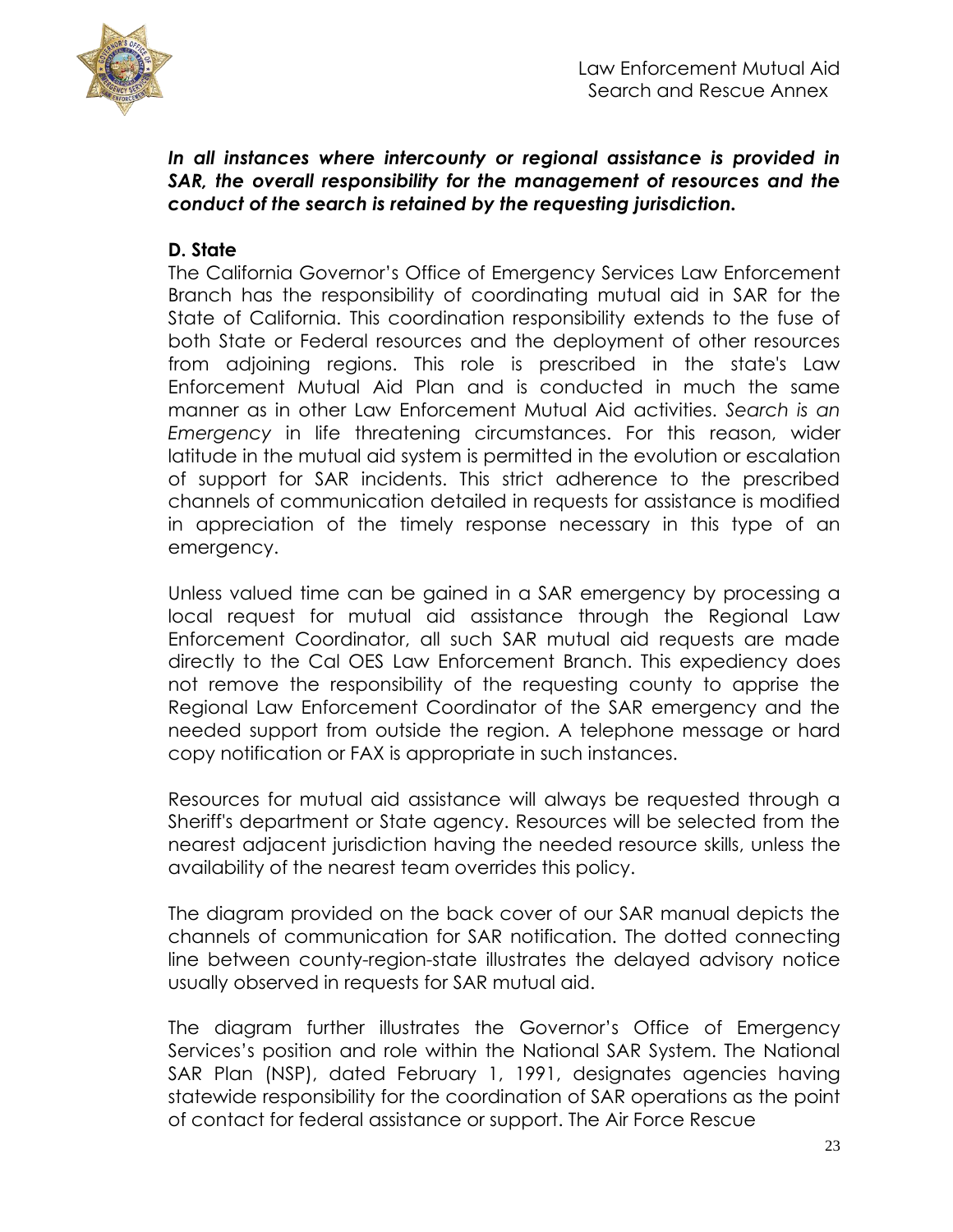***In all instances where intercounty or regional assistance is provided in SAR, the overall responsibility for the management of resources and the conduct of the search is retained by the requesting jurisdiction.***

**D. State**

The California Governor's Office of Emergency Services Law Enforcement Branch has the responsibility of coordinating mutual aid in SAR for the State of California. This coordination responsibility extends to the fuse of both State or Federal resources and the deployment of other resources from adjoining regions. This role is prescribed in the state's Law Enforcement Mutual Aid Plan and is conducted in much the same manner as in other Law Enforcement Mutual Aid activities. *Search is an Emergency* in life threatening circumstances. For this reason, wider latitude in the mutual aid system is permitted in the evolution or escalation of support for SAR incidents. This strict adherence to the prescribed channels of communication detailed in requests for assistance is modified in appreciation of the timely response necessary in this type of an emergency.

Unless valued time can be gained in a SAR emergency by processing a local request for mutual aid assistance through the Regional Law Enforcement Coordinator, all such SAR mutual aid requests are made directly to the Cal OES Law Enforcement Branch. This expediency does not remove the responsibility of the requesting county to apprise the Regional Law Enforcement Coordinator of the SAR emergency and the needed support from outside the region. A telephone message or hard copy notification or FAX is appropriate in such instances.

Resources for mutual aid assistance will always be requested through a Sheriff's department or State agency. Resources will be selected from the nearest adjacent jurisdiction having the needed resource skills, unless the availability of the nearest team overrides this policy.

The diagram provided on the back cover of our SAR manual depicts the channels of communication for SAR notification. The dotted connecting line between county-region-state illustrates the delayed advisory notice usually observed in requests for SAR mutual aid.

The diagram further illustrates the Governor's Office of Emergency Services's position and role within the National SAR System. The National SAR Plan (NSP), dated February 1, 1991, designates agencies having statewide responsibility for the coordination of SAR operations as the point of contact for federal assistance or support. The Air Force Rescue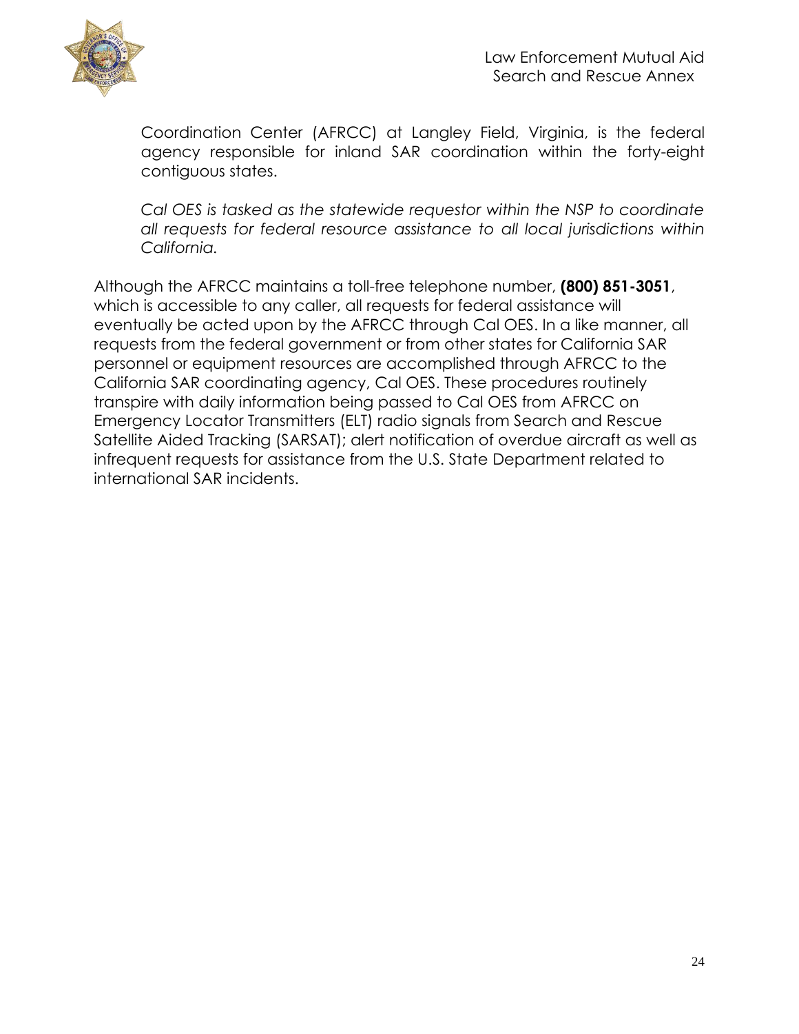Coordination Center (AFRCC) at Langley Field, Virginia, is the federal agency responsible for inland SAR coordination within the forty-eight contiguous states.

*Cal OES is tasked as the statewide requestor within the NSP to coordinate all requests for federal resource assistance to all local jurisdictions within California.*

Although the AFRCC maintains a toll-free telephone number, **(800) 851-3051**, which is accessible to any caller, all requests for federal assistance will eventually be acted upon by the AFRCC through Cal OES. In a like manner, all requests from the federal government or from other states for California SAR personnel or equipment resources are accomplished through AFRCC to the California SAR coordinating agency, Cal OES. These procedures routinely transpire with daily information being passed to Cal OES from AFRCC on Emergency Locator Transmitters (ELT) radio signals from Search and Rescue Satellite Aided Tracking (SARSAT); alert notification of overdue aircraft as well as infrequent requests for assistance from the U.S. State Department related to international SAR incidents.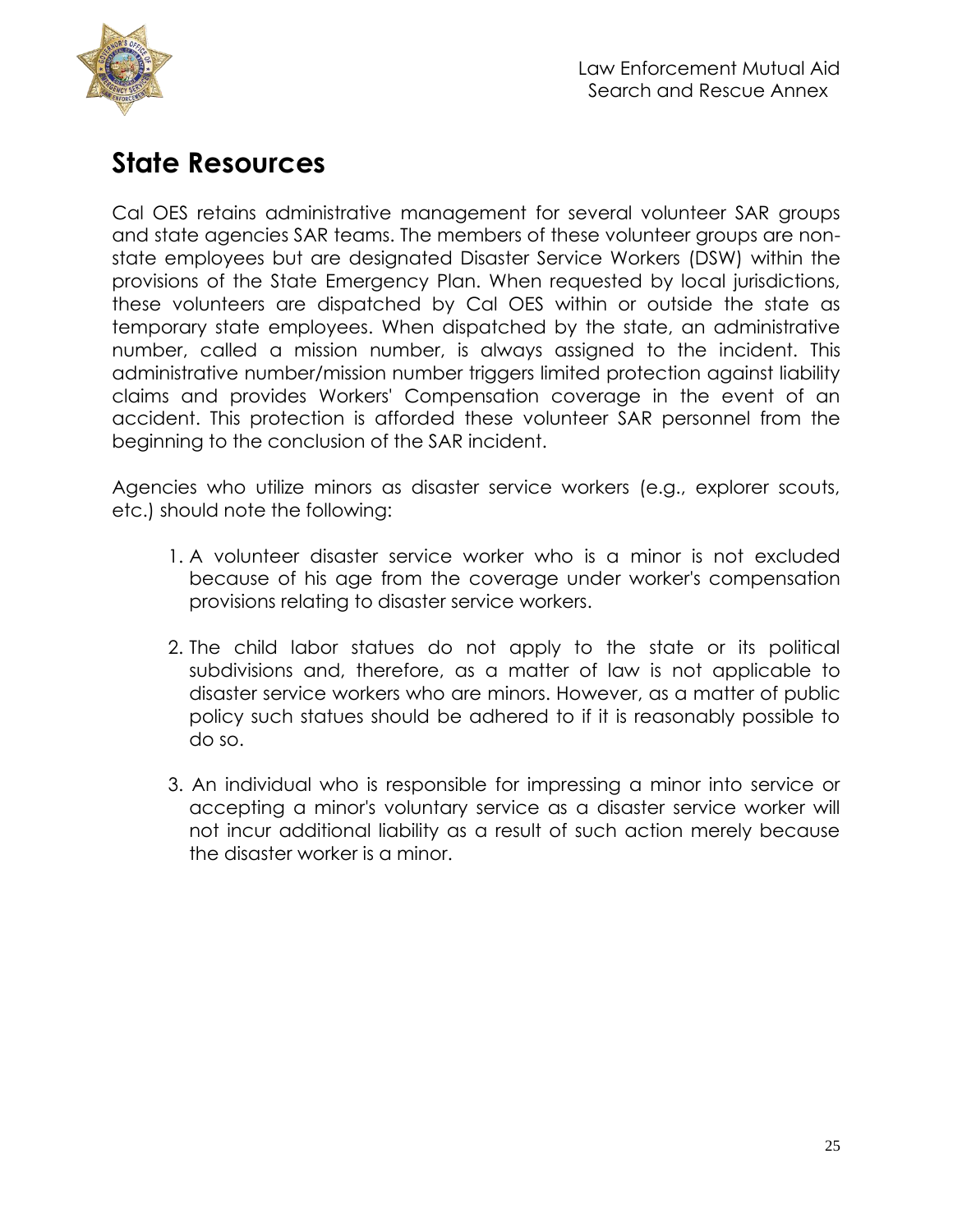## State Resources

Cal OES retains administrative management for several volunteer SAR groups and state agencies SAR teams. The members of these volunteer groups are non-state employees but are designated Disaster Service Workers (DSW) within the provisions of the State Emergency Plan. When requested by local jurisdictions, these volunteers are dispatched by Cal OES within or outside the state as temporary state employees. When dispatched by the state, an administrative number, called a mission number, is always assigned to the incident. This administrative number/mission number triggers limited protection against liability claims and provides Workers' Compensation coverage in the event of an accident. This protection is afforded these volunteer SAR personnel from the beginning to the conclusion of the SAR incident.

Agencies who utilize minors as disaster service workers (e.g., explorer scouts, etc.) should note the following:

1. A volunteer disaster service worker who is a minor is not excluded because of his age from the coverage under worker's compensation provisions relating to disaster service workers.

2. The child labor statues do not apply to the state or its political subdivisions and, therefore, as a matter of law is not applicable to disaster service workers who are minors. However, as a matter of public policy such statues should be adhered to if it is reasonably possible to do so.

3. An individual who is responsible for impressing a minor into service or accepting a minor's voluntary service as a disaster service worker will not incur additional liability as a result of such action merely because the disaster worker is a minor.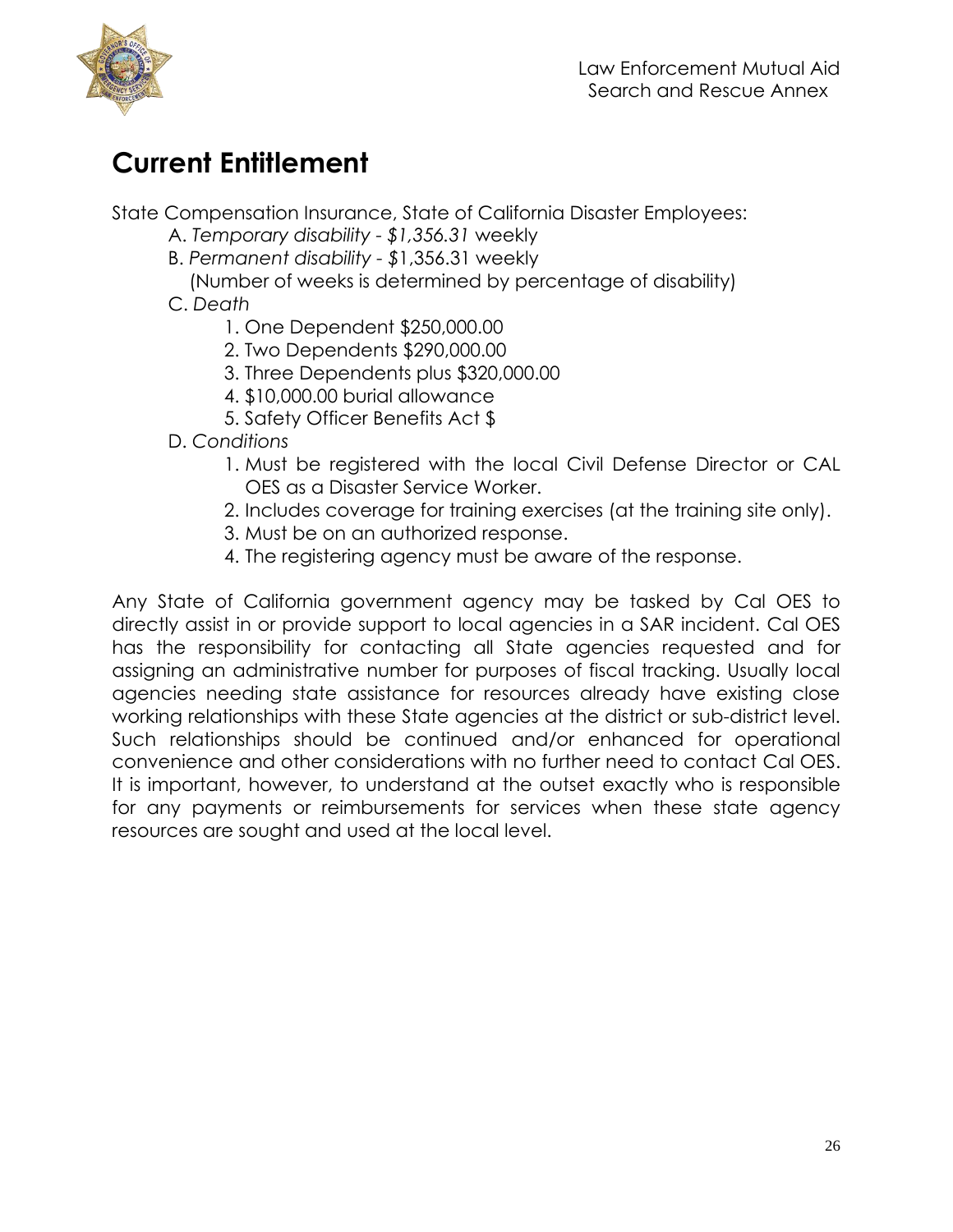# Current Entitlement

State Compensation Insurance, State of California Disaster Employees:

A. *Temporary disability - $1,356.31* weekly

B. *Permanent disability -* $1,356.31 weekly
   (Number of weeks is determined by percentage of disability)

C. *Death*

   1. One Dependent $250,000.00
   2. Two Dependents $290,000.00
   3. Three Dependents plus $320,000.00
   4. $10,000.00 burial allowance
   5. Safety Officer Benefits Act $

D. *Conditions*

   1. Must be registered with the local Civil Defense Director or CAL OES as a Disaster Service Worker.
   2. Includes coverage for training exercises (at the training site only).
   3. Must be on an authorized response.
   4. The registering agency must be aware of the response.

Any State of California government agency may be tasked by Cal OES to directly assist in or provide support to local agencies in a SAR incident. Cal OES has the responsibility for contacting all State agencies requested and for assigning an administrative number for purposes of fiscal tracking. Usually local agencies needing state assistance for resources already have existing close working relationships with these State agencies at the district or sub-district level. Such relationships should be continued and/or enhanced for operational convenience and other considerations with no further need to contact Cal OES. It is important, however, to understand at the outset exactly who is responsible for any payments or reimbursements for services when these state agency resources are sought and used at the local level.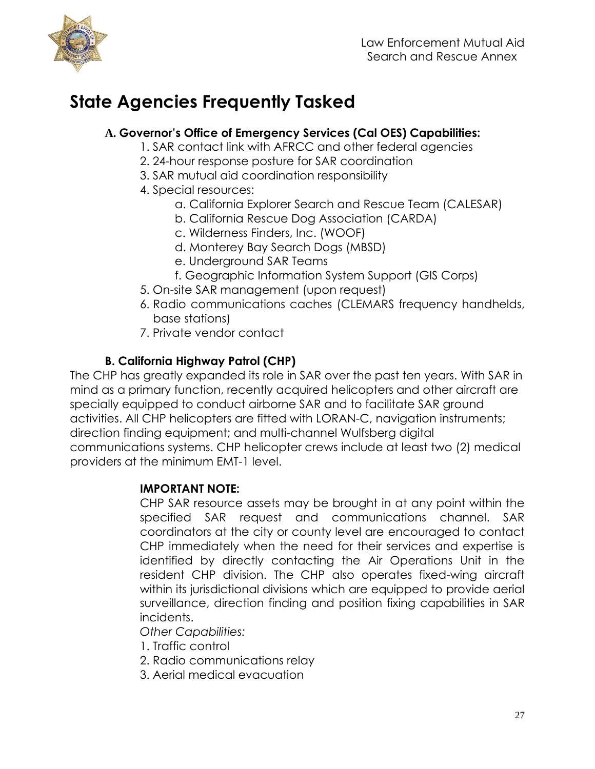# State Agencies Frequently Tasked

### A. Governor's Office of Emergency Services (Cal OES) Capabilities:

1. SAR contact link with AFRCC and other federal agencies
2. 24-hour response posture for SAR coordination
3. SAR mutual aid coordination responsibility
4. Special resources:
    a. California Explorer Search and Rescue Team (CALESAR)
    b. California Rescue Dog Association (CARDA)
    c. Wilderness Finders, Inc. (WOOF)
    d. Monterey Bay Search Dogs (MBSD)
    e. Underground SAR Teams
    f. Geographic Information System Support (GIS Corps)
5. On-site SAR management (upon request)
6. Radio communications caches (CLEMARS frequency handhelds, base stations)
7. Private vendor contact

### B. California Highway Patrol (CHP)

The CHP has greatly expanded its role in SAR over the past ten years. With SAR in mind as a primary function, recently acquired helicopters and other aircraft are specially equipped to conduct airborne SAR and to facilitate SAR ground activities. All CHP helicopters are fitted with LORAN-C, navigation instruments; direction finding equipment; and multi-channel Wulfsberg digital communications systems. CHP helicopter crews include at least two (2) medical providers at the minimum EMT-1 level.

**IMPORTANT NOTE:**

CHP SAR resource assets may be brought in at any point within the specified SAR request and communications channel. SAR coordinators at the city or county level are encouraged to contact CHP immediately when the need for their services and expertise is identified by directly contacting the Air Operations Unit in the resident CHP division. The CHP also operates fixed-wing aircraft within its jurisdictional divisions which are equipped to provide aerial surveillance, direction finding and position fixing capabilities in SAR incidents.

*Other Capabilities:*

1. Traffic control
2. Radio communications relay
3. Aerial medical evacuation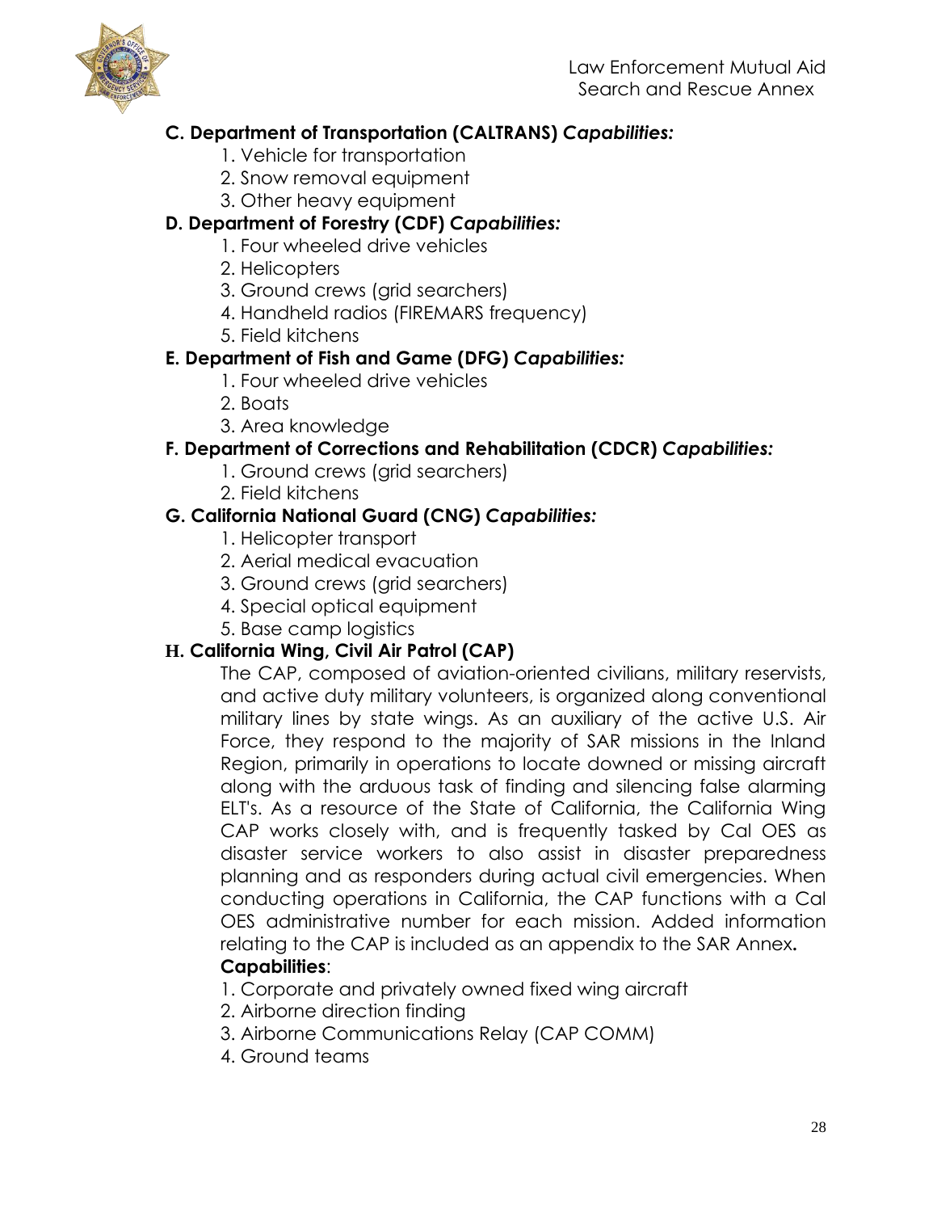### C. Department of Transportation (CALTRANS) *Capabilities:*

1. Vehicle for transportation
2. Snow removal equipment
3. Other heavy equipment

### D. Department of Forestry (CDF) *Capabilities:*

1. Four wheeled drive vehicles
2. Helicopters
3. Ground crews (grid searchers)
4. Handheld radios (FIREMARS frequency)
5. Field kitchens

### E. Department of Fish and Game (DFG) *Capabilities:*

1. Four wheeled drive vehicles
2. Boats
3. Area knowledge

### F. Department of Corrections and Rehabilitation (CDCR) *Capabilities:*

1. Ground crews (grid searchers)
2. Field kitchens

### G. California National Guard (CNG) *Capabilities:*

1. Helicopter transport
2. Aerial medical evacuation
3. Ground crews (grid searchers)
4. Special optical equipment
5. Base camp logistics

### H. California Wing, Civil Air Patrol (CAP)

The CAP, composed of aviation-oriented civilians, military reservists, and active duty military volunteers, is organized along conventional military lines by state wings. As an auxiliary of the active U.S. Air Force, they respond to the majority of SAR missions in the Inland Region, primarily in operations to locate downed or missing aircraft along with the arduous task of finding and silencing false alarming ELT's. As a resource of the State of California, the California Wing CAP works closely with, and is frequently tasked by Cal OES as disaster service workers to also assist in disaster preparedness planning and as responders during actual civil emergencies. When conducting operations in California, the CAP functions with a Cal OES administrative number for each mission. Added information relating to the CAP is included as an appendix to the SAR Annex.

**Capabilities**:

1. Corporate and privately owned fixed wing aircraft
2. Airborne direction finding
3. Airborne Communications Relay (CAP COMM)
4. Ground teams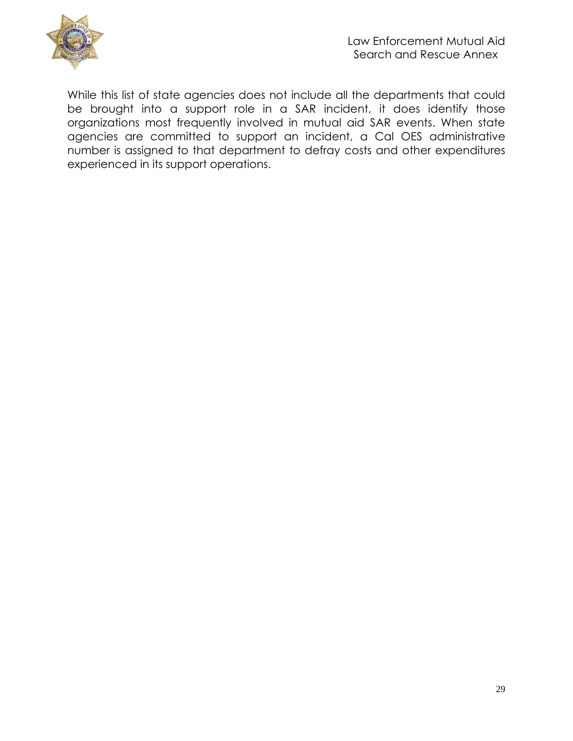While this list of state agencies does not include all the departments that could be brought into a support role in a SAR incident, it does identify those organizations most frequently involved in mutual aid SAR events. When state agencies are committed to support an incident, a Cal OES administrative number is assigned to that department to defray costs and other expenditures experienced in its support operations.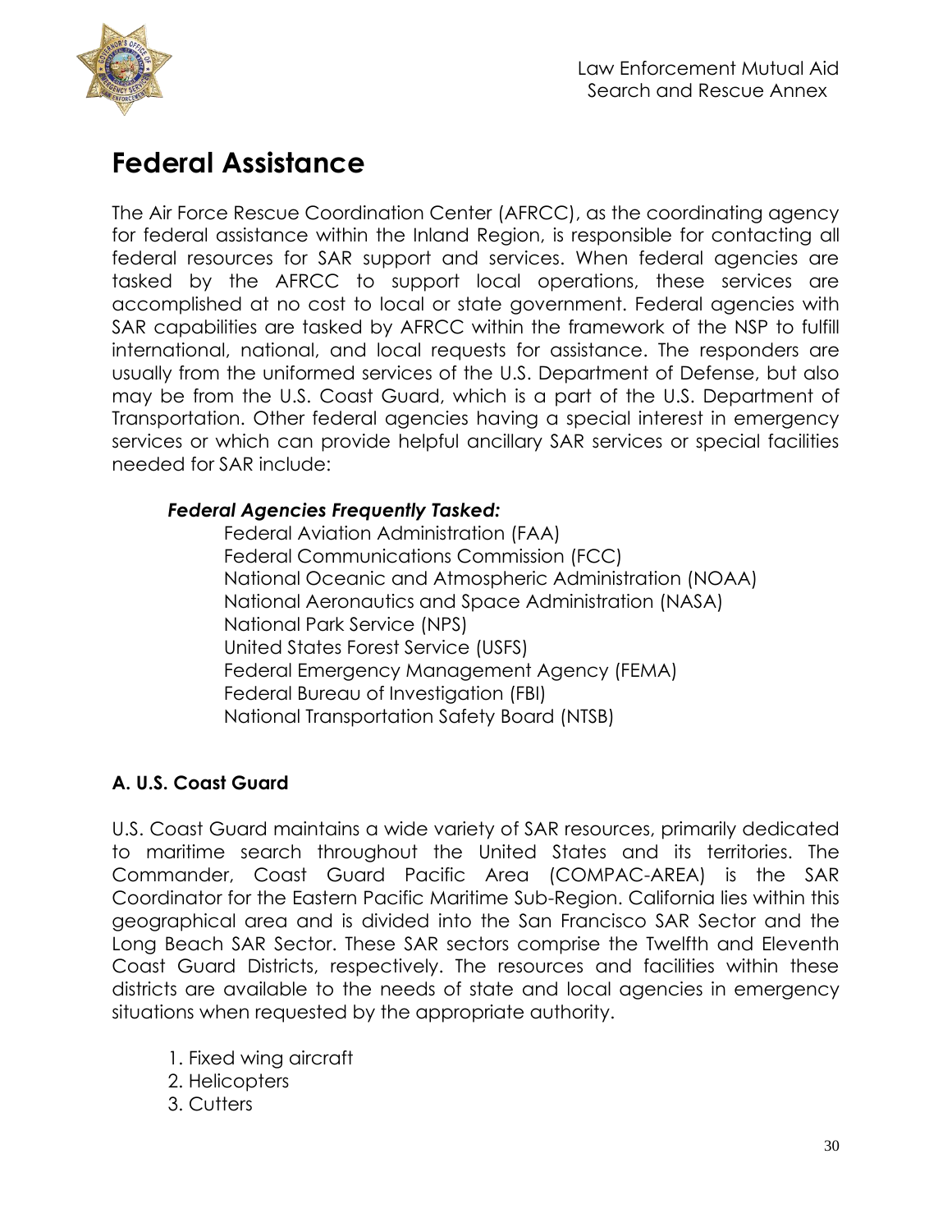# Federal Assistance

The Air Force Rescue Coordination Center (AFRCC), as the coordinating agency for federal assistance within the Inland Region, is responsible for contacting all federal resources for SAR support and services. When federal agencies are tasked by the AFRCC to support local operations, these services are accomplished at no cost to local or state government. Federal agencies with SAR capabilities are tasked by AFRCC within the framework of the NSP to fulfill international, national, and local requests for assistance. The responders are usually from the uniformed services of the U.S. Department of Defense, but also may be from the U.S. Coast Guard, which is a part of the U.S. Department of Transportation. Other federal agencies having a special interest in emergency services or which can provide helpful ancillary SAR services or special facilities needed for SAR include:

***Federal Agencies Frequently Tasked:***

Federal Aviation Administration (FAA)
Federal Communications Commission (FCC)
National Oceanic and Atmospheric Administration (NOAA)
National Aeronautics and Space Administration (NASA)
National Park Service (NPS)
United States Forest Service (USFS)
Federal Emergency Management Agency (FEMA)
Federal Bureau of Investigation (FBI)
National Transportation Safety Board (NTSB)

### A. U.S. Coast Guard

U.S. Coast Guard maintains a wide variety of SAR resources, primarily dedicated to maritime search throughout the United States and its territories. The Commander, Coast Guard Pacific Area (COMPAC-AREA) is the SAR Coordinator for the Eastern Pacific Maritime Sub-Region. California lies within this geographical area and is divided into the San Francisco SAR Sector and the Long Beach SAR Sector. These SAR sectors comprise the Twelfth and Eleventh Coast Guard Districts, respectively. The resources and facilities within these districts are available to the needs of state and local agencies in emergency situations when requested by the appropriate authority.

1. Fixed wing aircraft
2. Helicopters
3. Cutters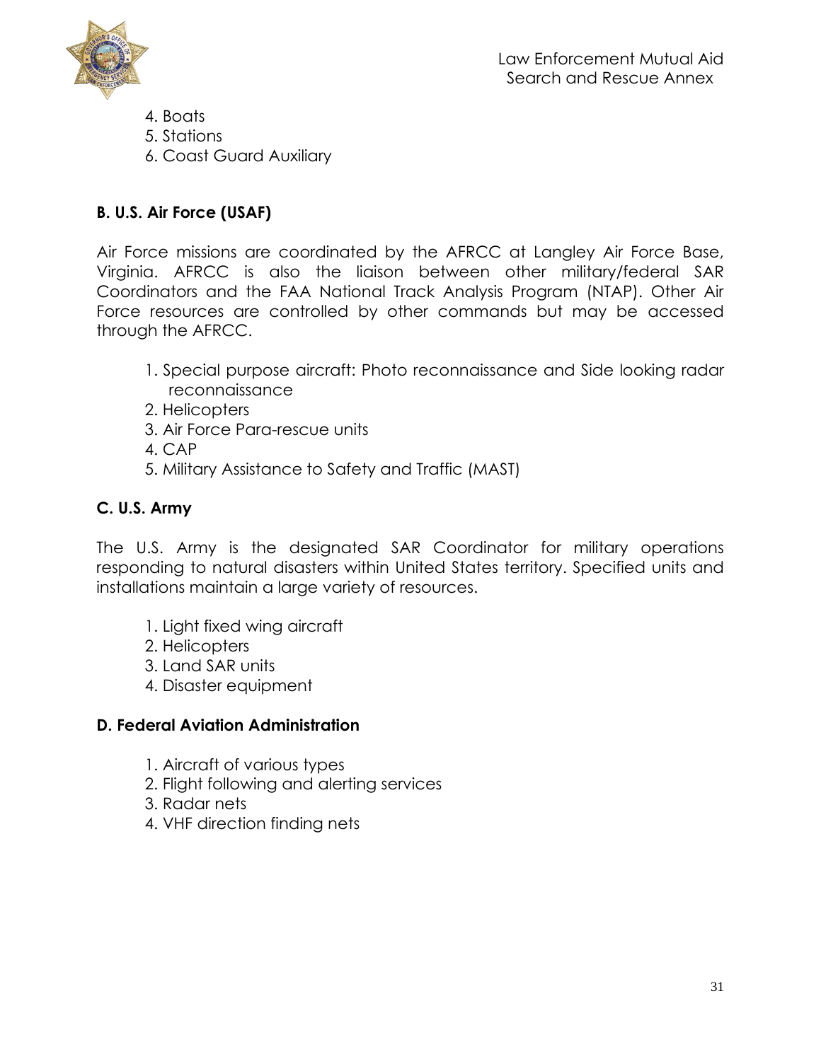4. Boats
5. Stations
6. Coast Guard Auxiliary

### B. U.S. Air Force (USAF)

Air Force missions are coordinated by the AFRCC at Langley Air Force Base, Virginia. AFRCC is also the liaison between other military/federal SAR Coordinators and the FAA National Track Analysis Program (NTAP). Other Air Force resources are controlled by other commands but may be accessed through the AFRCC.

1. Special purpose aircraft: Photo reconnaissance and Side looking radar reconnaissance
2. Helicopters
3. Air Force Para-rescue units
4. CAP
5. Military Assistance to Safety and Traffic (MAST)

### C. U.S. Army

The U.S. Army is the designated SAR Coordinator for military operations responding to natural disasters within United States territory. Specified units and installations maintain a large variety of resources.

1. Light fixed wing aircraft
2. Helicopters
3. Land SAR units
4. Disaster equipment

### D. Federal Aviation Administration

1. Aircraft of various types
2. Flight following and alerting services
3. Radar nets
4. VHF direction finding nets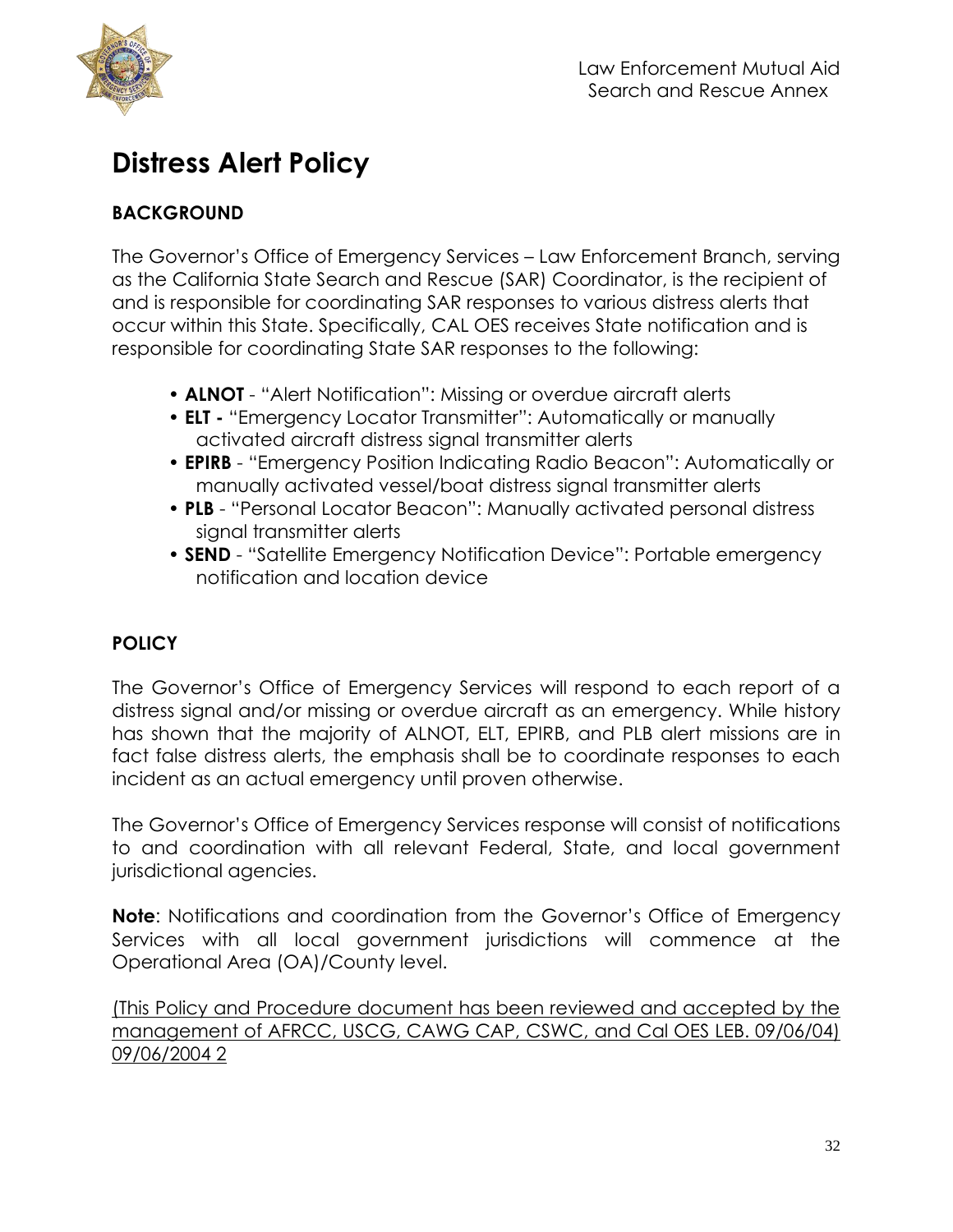# Distress Alert Policy

## BACKGROUND

The Governor's Office of Emergency Services – Law Enforcement Branch, serving as the California State Search and Rescue (SAR) Coordinator, is the recipient of and is responsible for coordinating SAR responses to various distress alerts that occur within this State. Specifically, CAL OES receives State notification and is responsible for coordinating State SAR responses to the following:

- **ALNOT** - "Alert Notification": Missing or overdue aircraft alerts
- **ELT -** "Emergency Locator Transmitter": Automatically or manually activated aircraft distress signal transmitter alerts
- **EPIRB** - "Emergency Position Indicating Radio Beacon": Automatically or manually activated vessel/boat distress signal transmitter alerts
- **PLB** - "Personal Locator Beacon": Manually activated personal distress signal transmitter alerts
- **SEND** - "Satellite Emergency Notification Device": Portable emergency notification and location device

## POLICY

The Governor's Office of Emergency Services will respond to each report of a distress signal and/or missing or overdue aircraft as an emergency. While history has shown that the majority of ALNOT, ELT, EPIRB, and PLB alert missions are in fact false distress alerts, the emphasis shall be to coordinate responses to each incident as an actual emergency until proven otherwise.

The Governor's Office of Emergency Services response will consist of notifications to and coordination with all relevant Federal, State, and local government jurisdictional agencies.

**Note**: Notifications and coordination from the Governor's Office of Emergency Services with all local government jurisdictions will commence at the Operational Area (OA)/County level.

(This Policy and Procedure document has been reviewed and accepted by the management of AFRCC, USCG, CAWG CAP, CSWC, and Cal OES LEB. 09/06/04) 09/06/2004 2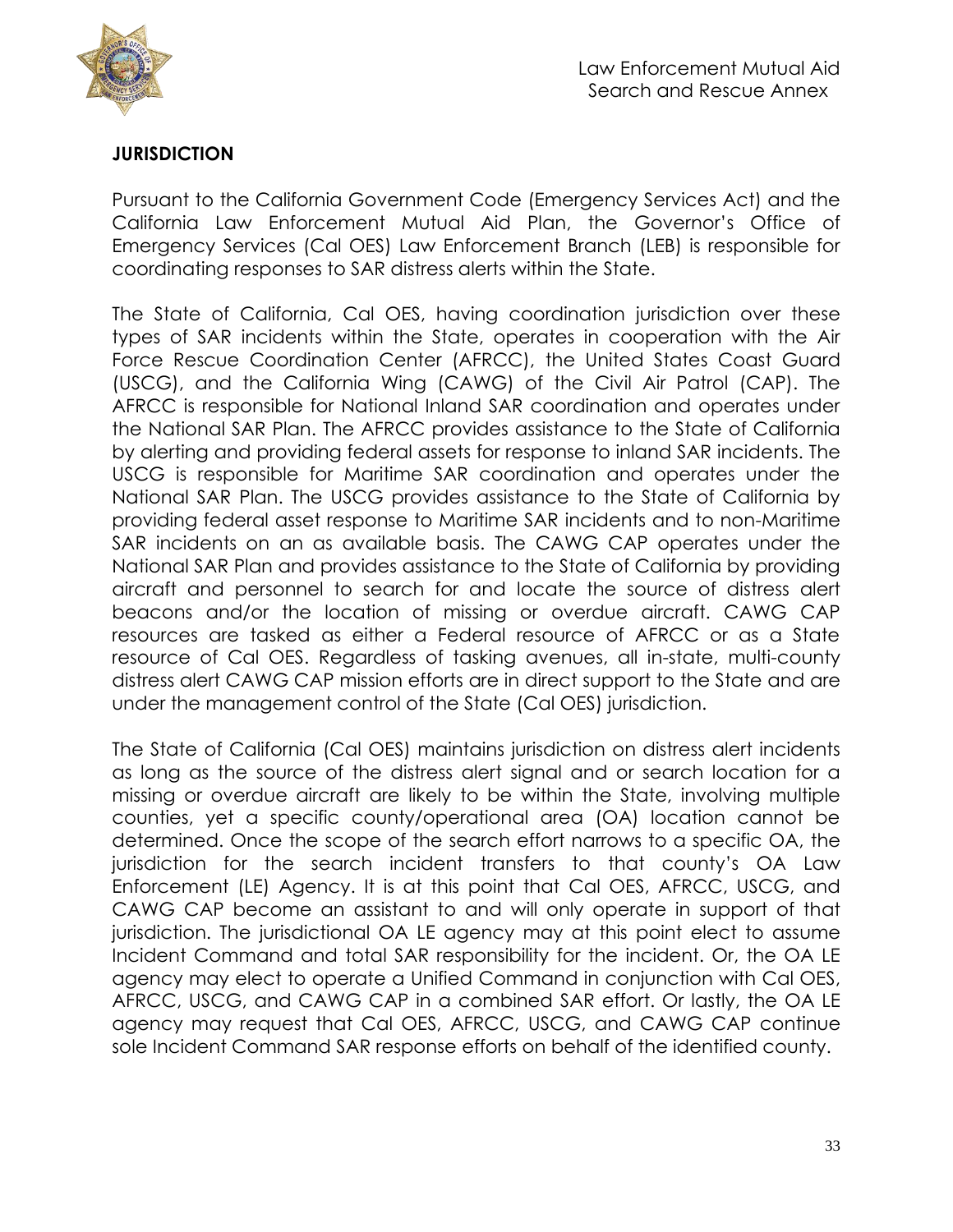## JURISDICTION

Pursuant to the California Government Code (Emergency Services Act) and the California Law Enforcement Mutual Aid Plan, the Governor's Office of Emergency Services (Cal OES) Law Enforcement Branch (LEB) is responsible for coordinating responses to SAR distress alerts within the State.

The State of California, Cal OES, having coordination jurisdiction over these types of SAR incidents within the State, operates in cooperation with the Air Force Rescue Coordination Center (AFRCC), the United States Coast Guard (USCG), and the California Wing (CAWG) of the Civil Air Patrol (CAP). The AFRCC is responsible for National Inland SAR coordination and operates under the National SAR Plan. The AFRCC provides assistance to the State of California by alerting and providing federal assets for response to inland SAR incidents. The USCG is responsible for Maritime SAR coordination and operates under the National SAR Plan. The USCG provides assistance to the State of California by providing federal asset response to Maritime SAR incidents and to non-Maritime SAR incidents on an as available basis. The CAWG CAP operates under the National SAR Plan and provides assistance to the State of California by providing aircraft and personnel to search for and locate the source of distress alert beacons and/or the location of missing or overdue aircraft. CAWG CAP resources are tasked as either a Federal resource of AFRCC or as a State resource of Cal OES. Regardless of tasking avenues, all in-state, multi-county distress alert CAWG CAP mission efforts are in direct support to the State and are under the management control of the State (Cal OES) jurisdiction.

The State of California (Cal OES) maintains jurisdiction on distress alert incidents as long as the source of the distress alert signal and or search location for a missing or overdue aircraft are likely to be within the State, involving multiple counties, yet a specific county/operational area (OA) location cannot be determined. Once the scope of the search effort narrows to a specific OA, the jurisdiction for the search incident transfers to that county's OA Law Enforcement (LE) Agency. It is at this point that Cal OES, AFRCC, USCG, and CAWG CAP become an assistant to and will only operate in support of that jurisdiction. The jurisdictional OA LE agency may at this point elect to assume Incident Command and total SAR responsibility for the incident. Or, the OA LE agency may elect to operate a Unified Command in conjunction with Cal OES, AFRCC, USCG, and CAWG CAP in a combined SAR effort. Or lastly, the OA LE agency may request that Cal OES, AFRCC, USCG, and CAWG CAP continue sole Incident Command SAR response efforts on behalf of the identified county.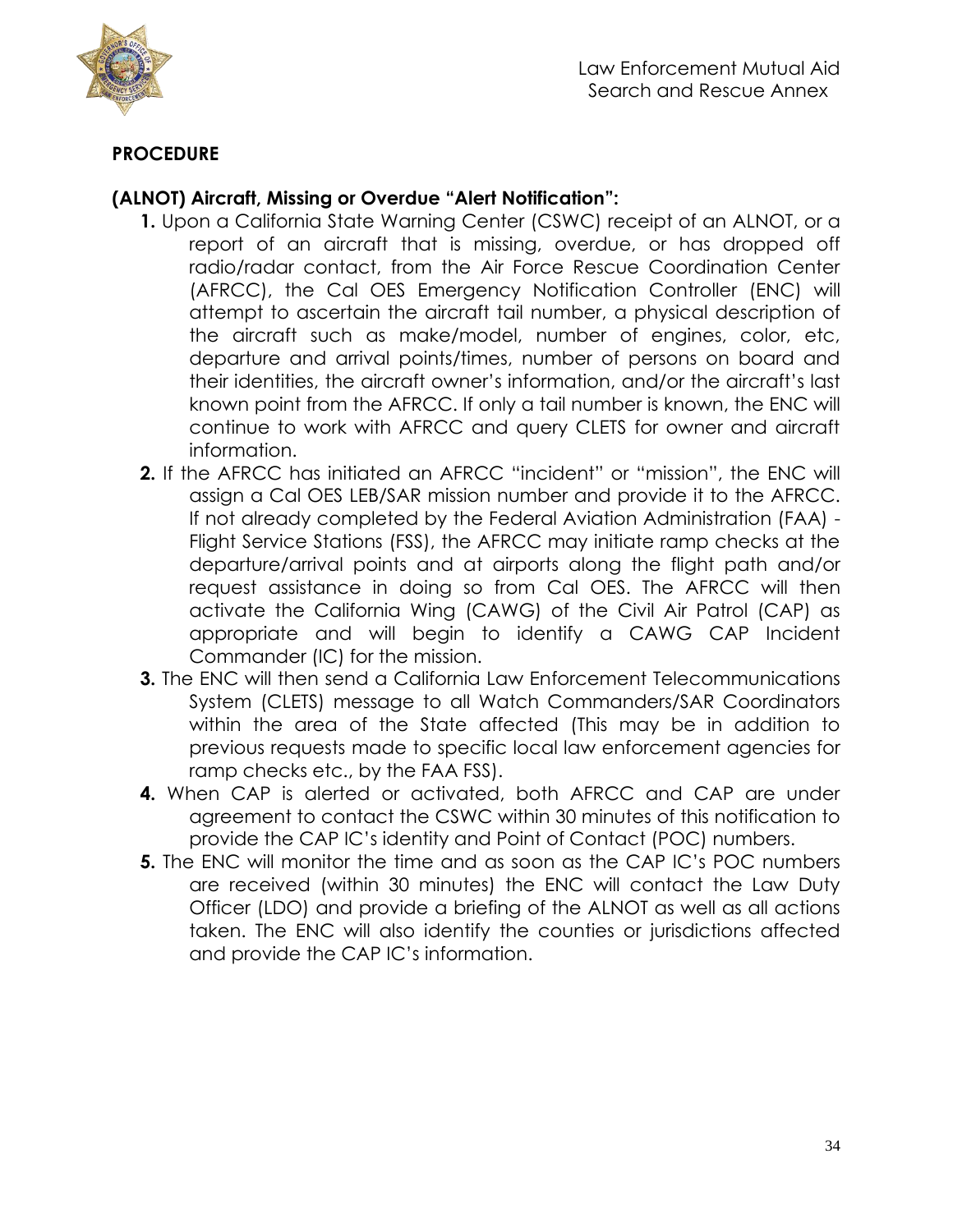## PROCEDURE

### (ALNOT) Aircraft, Missing or Overdue "Alert Notification":

1. Upon a California State Warning Center (CSWC) receipt of an ALNOT, or a report of an aircraft that is missing, overdue, or has dropped off radio/radar contact, from the Air Force Rescue Coordination Center (AFRCC), the Cal OES Emergency Notification Controller (ENC) will attempt to ascertain the aircraft tail number, a physical description of the aircraft such as make/model, number of engines, color, etc, departure and arrival points/times, number of persons on board and their identities, the aircraft owner's information, and/or the aircraft's last known point from the AFRCC. If only a tail number is known, the ENC will continue to work with AFRCC and query CLETS for owner and aircraft information.
2. If the AFRCC has initiated an AFRCC "incident" or "mission", the ENC will assign a Cal OES LEB/SAR mission number and provide it to the AFRCC. If not already completed by the Federal Aviation Administration (FAA) - Flight Service Stations (FSS), the AFRCC may initiate ramp checks at the departure/arrival points and at airports along the flight path and/or request assistance in doing so from Cal OES. The AFRCC will then activate the California Wing (CAWG) of the Civil Air Patrol (CAP) as appropriate and will begin to identify a CAWG CAP Incident Commander (IC) for the mission.
3. The ENC will then send a California Law Enforcement Telecommunications System (CLETS) message to all Watch Commanders/SAR Coordinators within the area of the State affected (This may be in addition to previous requests made to specific local law enforcement agencies for ramp checks etc., by the FAA FSS).
4. When CAP is alerted or activated, both AFRCC and CAP are under agreement to contact the CSWC within 30 minutes of this notification to provide the CAP IC's identity and Point of Contact (POC) numbers.
5. The ENC will monitor the time and as soon as the CAP IC's POC numbers are received (within 30 minutes) the ENC will contact the Law Duty Officer (LDO) and provide a briefing of the ALNOT as well as all actions taken. The ENC will also identify the counties or jurisdictions affected and provide the CAP IC's information.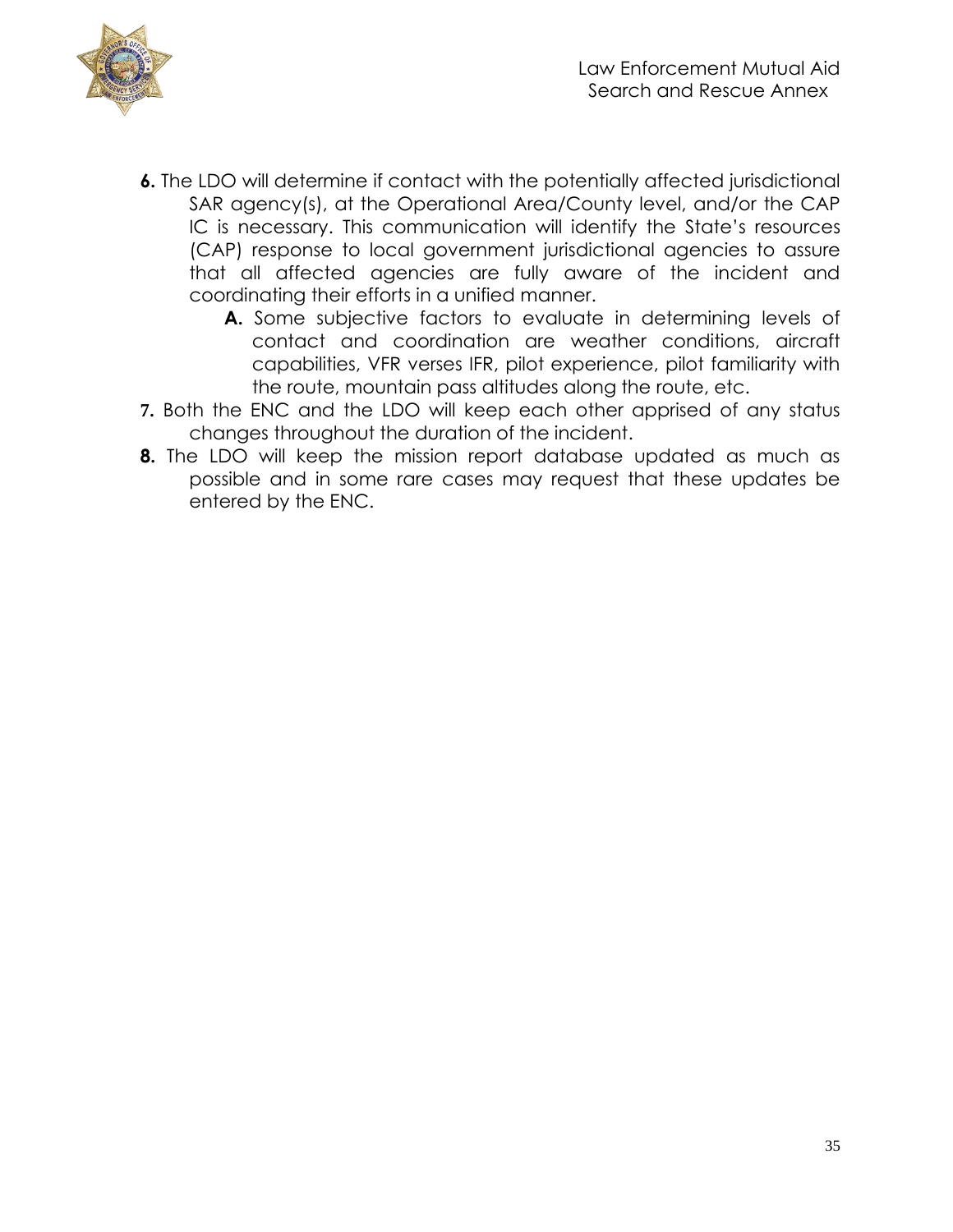**6.** The LDO will determine if contact with the potentially affected jurisdictional SAR agency(s), at the Operational Area/County level, and/or the CAP IC is necessary. This communication will identify the State's resources (CAP) response to local government jurisdictional agencies to assure that all affected agencies are fully aware of the incident and coordinating their efforts in a unified manner.

   **A.** Some subjective factors to evaluate in determining levels of contact and coordination are weather conditions, aircraft capabilities, VFR verses IFR, pilot experience, pilot familiarity with the route, mountain pass altitudes along the route, etc.

**7.** Both the ENC and the LDO will keep each other apprised of any status changes throughout the duration of the incident.

**8.** The LDO will keep the mission report database updated as much as possible and in some rare cases may request that these updates be entered by the ENC.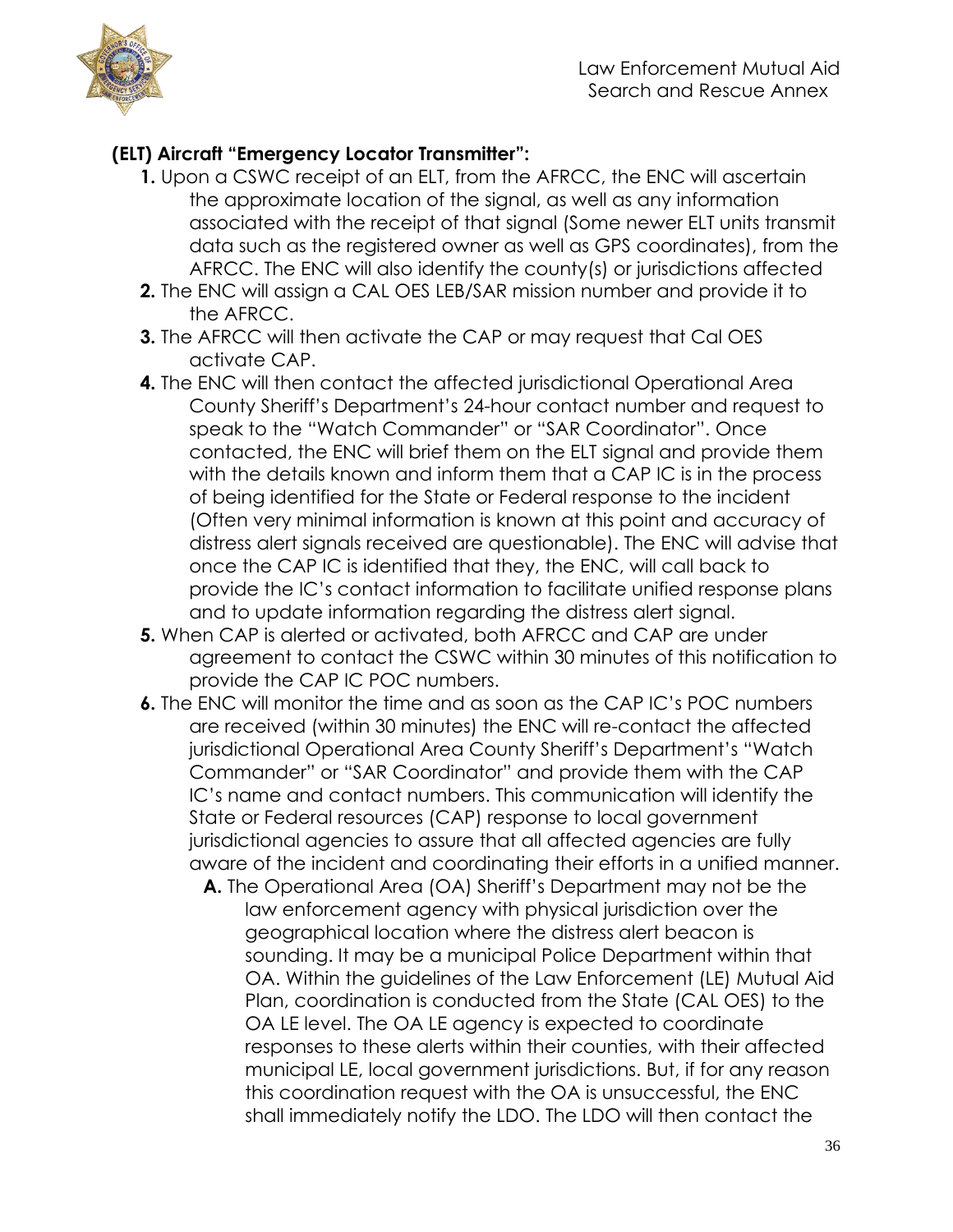### (ELT) Aircraft "Emergency Locator Transmitter":

1. Upon a CSWC receipt of an ELT, from the AFRCC, the ENC will ascertain the approximate location of the signal, as well as any information associated with the receipt of that signal (Some newer ELT units transmit data such as the registered owner as well as GPS coordinates), from the AFRCC. The ENC will also identify the county(s) or jurisdictions affected
2. The ENC will assign a CAL OES LEB/SAR mission number and provide it to the AFRCC.
3. The AFRCC will then activate the CAP or may request that Cal OES activate CAP.
4. The ENC will then contact the affected jurisdictional Operational Area County Sheriff's Department's 24-hour contact number and request to speak to the "Watch Commander" or "SAR Coordinator". Once contacted, the ENC will brief them on the ELT signal and provide them with the details known and inform them that a CAP IC is in the process of being identified for the State or Federal response to the incident (Often very minimal information is known at this point and accuracy of distress alert signals received are questionable). The ENC will advise that once the CAP IC is identified that they, the ENC, will call back to provide the IC's contact information to facilitate unified response plans and to update information regarding the distress alert signal.
5. When CAP is alerted or activated, both AFRCC and CAP are under agreement to contact the CSWC within 30 minutes of this notification to provide the CAP IC POC numbers.
6. The ENC will monitor the time and as soon as the CAP IC's POC numbers are received (within 30 minutes) the ENC will re-contact the affected jurisdictional Operational Area County Sheriff's Department's "Watch Commander" or "SAR Coordinator" and provide them with the CAP IC's name and contact numbers. This communication will identify the State or Federal resources (CAP) response to local government jurisdictional agencies to assure that all affected agencies are fully aware of the incident and coordinating their efforts in a unified manner.
   - **A.** The Operational Area (OA) Sheriff's Department may not be the law enforcement agency with physical jurisdiction over the geographical location where the distress alert beacon is sounding. It may be a municipal Police Department within that OA. Within the guidelines of the Law Enforcement (LE) Mutual Aid Plan, coordination is conducted from the State (CAL OES) to the OA LE level. The OA LE agency is expected to coordinate responses to these alerts within their counties, with their affected municipal LE, local government jurisdictions. But, if for any reason this coordination request with the OA is unsuccessful, the ENC shall immediately notify the LDO. The LDO will then contact the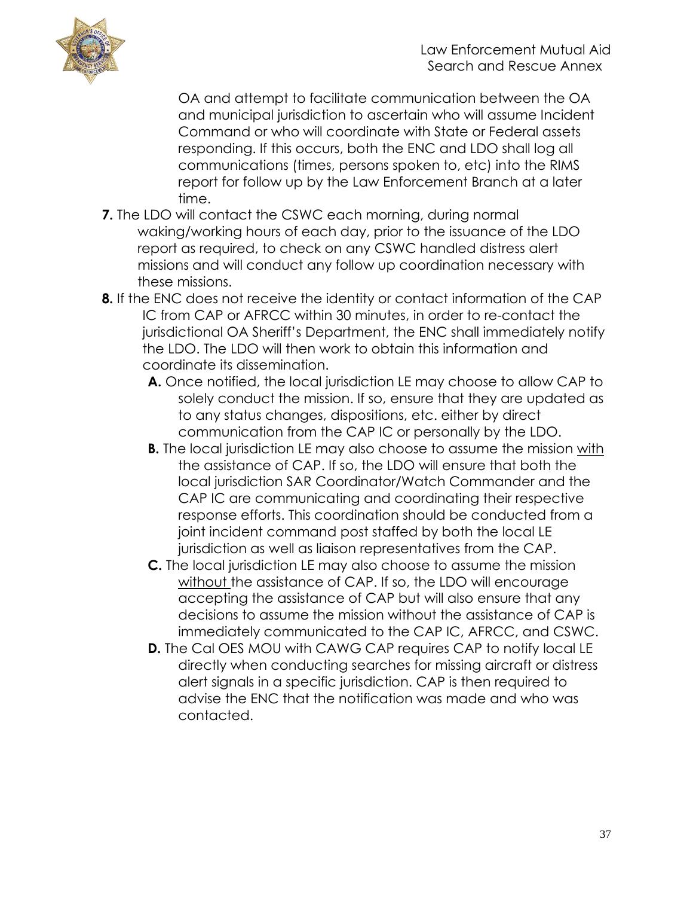OA and attempt to facilitate communication between the OA and municipal jurisdiction to ascertain who will assume Incident Command or who will coordinate with State or Federal assets responding. If this occurs, both the ENC and LDO shall log all communications (times, persons spoken to, etc) into the RIMS report for follow up by the Law Enforcement Branch at a later time.

**7.** The LDO will contact the CSWC each morning, during normal waking/working hours of each day, prior to the issuance of the LDO report as required, to check on any CSWC handled distress alert missions and will conduct any follow up coordination necessary with these missions.

**8.** If the ENC does not receive the identity or contact information of the CAP IC from CAP or AFRCC within 30 minutes, in order to re-contact the jurisdictional OA Sheriff's Department, the ENC shall immediately notify the LDO. The LDO will then work to obtain this information and coordinate its dissemination.

- **A.** Once notified, the local jurisdiction LE may choose to allow CAP to solely conduct the mission. If so, ensure that they are updated as to any status changes, dispositions, etc. either by direct communication from the CAP IC or personally by the LDO.
- **B.** The local jurisdiction LE may also choose to assume the mission <u>with</u> the assistance of CAP. If so, the LDO will ensure that both the local jurisdiction SAR Coordinator/Watch Commander and the CAP IC are communicating and coordinating their respective response efforts. This coordination should be conducted from a joint incident command post staffed by both the local LE jurisdiction as well as liaison representatives from the CAP.
- **C.** The local jurisdiction LE may also choose to assume the mission <u>without</u> the assistance of CAP. If so, the LDO will encourage accepting the assistance of CAP but will also ensure that any decisions to assume the mission without the assistance of CAP is immediately communicated to the CAP IC, AFRCC, and CSWC.
- **D.** The Cal OES MOU with CAWG CAP requires CAP to notify local LE directly when conducting searches for missing aircraft or distress alert signals in a specific jurisdiction. CAP is then required to advise the ENC that the notification was made and who was contacted.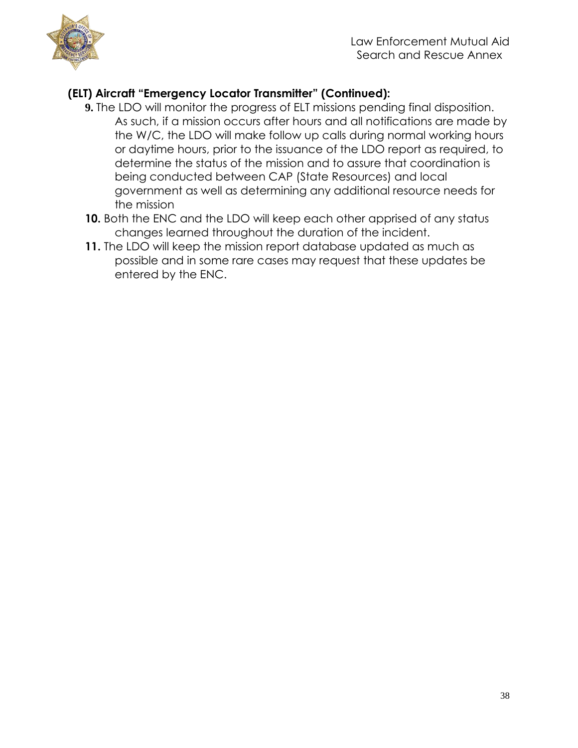**(ELT) Aircraft "Emergency Locator Transmitter" (Continued):**

9. The LDO will monitor the progress of ELT missions pending final disposition. As such, if a mission occurs after hours and all notifications are made by the W/C, the LDO will make follow up calls during normal working hours or daytime hours, prior to the issuance of the LDO report as required, to determine the status of the mission and to assure that coordination is being conducted between CAP (State Resources) and local government as well as determining any additional resource needs for the mission
10. Both the ENC and the LDO will keep each other apprised of any status changes learned throughout the duration of the incident.
11. The LDO will keep the mission report database updated as much as possible and in some rare cases may request that these updates be entered by the ENC.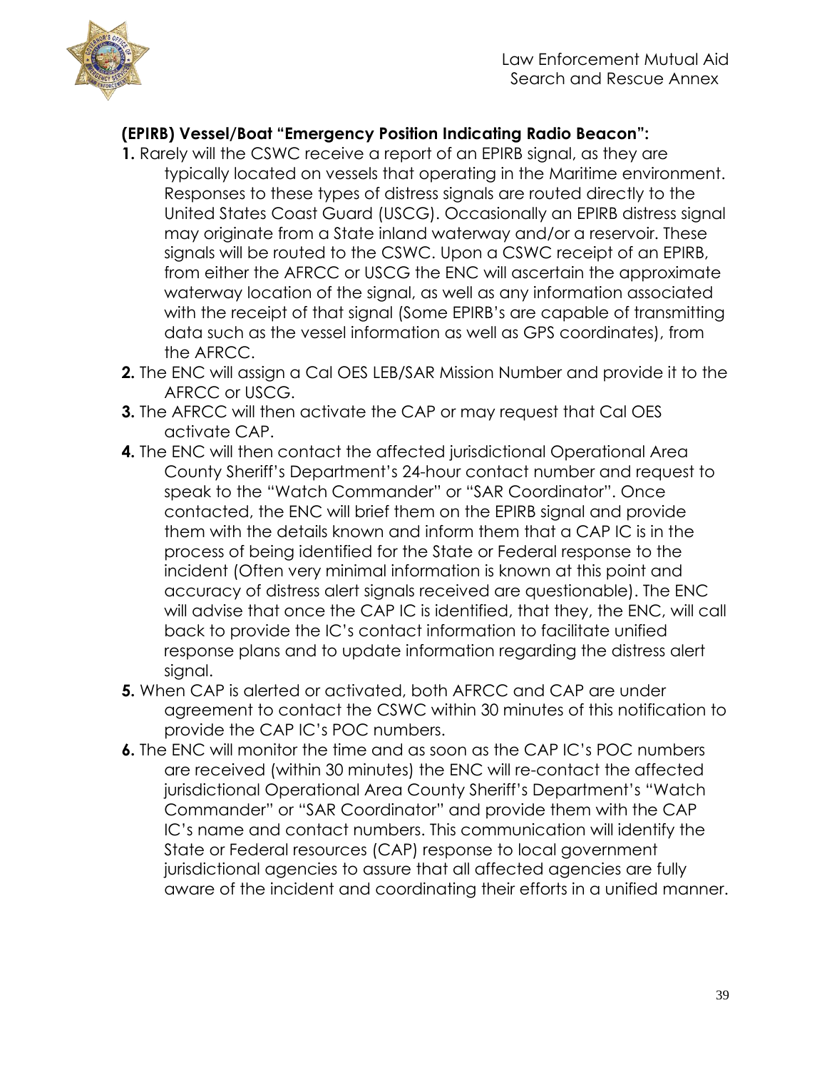**(EPIRB) Vessel/Boat "Emergency Position Indicating Radio Beacon":**

1. Rarely will the CSWC receive a report of an EPIRB signal, as they are typically located on vessels that operating in the Maritime environment. Responses to these types of distress signals are routed directly to the United States Coast Guard (USCG). Occasionally an EPIRB distress signal may originate from a State inland waterway and/or a reservoir. These signals will be routed to the CSWC. Upon a CSWC receipt of an EPIRB, from either the AFRCC or USCG the ENC will ascertain the approximate waterway location of the signal, as well as any information associated with the receipt of that signal (Some EPIRB's are capable of transmitting data such as the vessel information as well as GPS coordinates), from the AFRCC.
2. The ENC will assign a Cal OES LEB/SAR Mission Number and provide it to the AFRCC or USCG.
3. The AFRCC will then activate the CAP or may request that Cal OES activate CAP.
4. The ENC will then contact the affected jurisdictional Operational Area County Sheriff's Department's 24-hour contact number and request to speak to the "Watch Commander" or "SAR Coordinator". Once contacted, the ENC will brief them on the EPIRB signal and provide them with the details known and inform them that a CAP IC is in the process of being identified for the State or Federal response to the incident (Often very minimal information is known at this point and accuracy of distress alert signals received are questionable). The ENC will advise that once the CAP IC is identified, that they, the ENC, will call back to provide the IC's contact information to facilitate unified response plans and to update information regarding the distress alert signal.
5. When CAP is alerted or activated, both AFRCC and CAP are under agreement to contact the CSWC within 30 minutes of this notification to provide the CAP IC's POC numbers.
6. The ENC will monitor the time and as soon as the CAP IC's POC numbers are received (within 30 minutes) the ENC will re-contact the affected jurisdictional Operational Area County Sheriff's Department's "Watch Commander" or "SAR Coordinator" and provide them with the CAP IC's name and contact numbers. This communication will identify the State or Federal resources (CAP) response to local government jurisdictional agencies to assure that all affected agencies are fully aware of the incident and coordinating their efforts in a unified manner.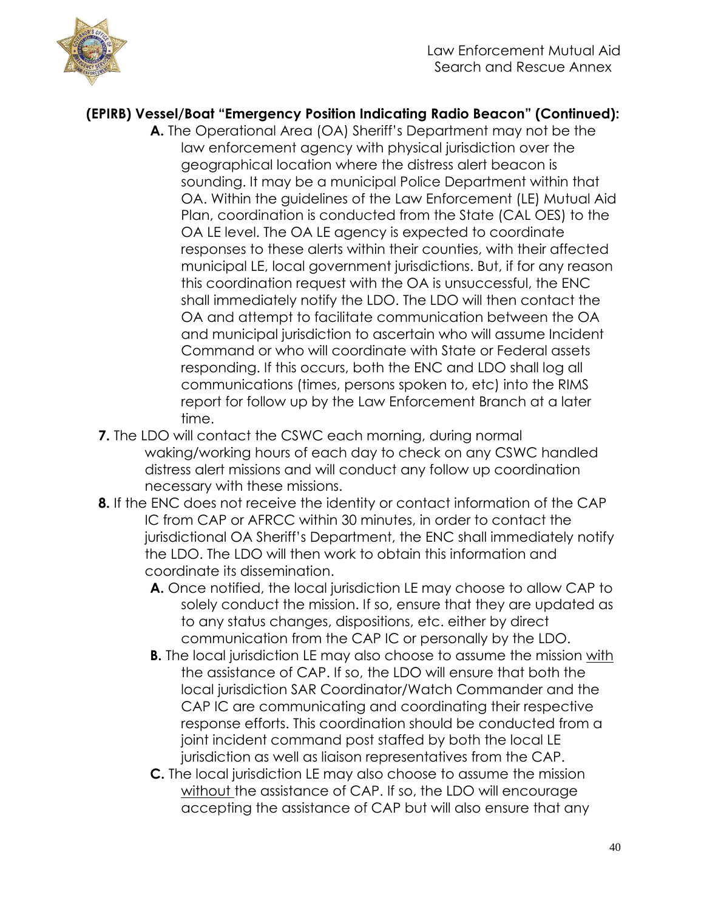**(EPIRB) Vessel/Boat "Emergency Position Indicating Radio Beacon" (Continued):**

**A.** The Operational Area (OA) Sheriff's Department may not be the law enforcement agency with physical jurisdiction over the geographical location where the distress alert beacon is sounding. It may be a municipal Police Department within that OA. Within the guidelines of the Law Enforcement (LE) Mutual Aid Plan, coordination is conducted from the State (CAL OES) to the OA LE level. The OA LE agency is expected to coordinate responses to these alerts within their counties, with their affected municipal LE, local government jurisdictions. But, if for any reason this coordination request with the OA is unsuccessful, the ENC shall immediately notify the LDO. The LDO will then contact the OA and attempt to facilitate communication between the OA and municipal jurisdiction to ascertain who will assume Incident Command or who will coordinate with State or Federal assets responding. If this occurs, both the ENC and LDO shall log all communications (times, persons spoken to, etc) into the RIMS report for follow up by the Law Enforcement Branch at a later time.

**7.** The LDO will contact the CSWC each morning, during normal waking/working hours of each day to check on any CSWC handled distress alert missions and will conduct any follow up coordination necessary with these missions.

**8.** If the ENC does not receive the identity or contact information of the CAP IC from CAP or AFRCC within 30 minutes, in order to contact the jurisdictional OA Sheriff's Department, the ENC shall immediately notify the LDO. The LDO will then work to obtain this information and coordinate its dissemination.

**A.** Once notified, the local jurisdiction LE may choose to allow CAP to solely conduct the mission. If so, ensure that they are updated as to any status changes, dispositions, etc. either by direct communication from the CAP IC or personally by the LDO.

**B.** The local jurisdiction LE may also choose to assume the mission <u>with</u> the assistance of CAP. If so, the LDO will ensure that both the local jurisdiction SAR Coordinator/Watch Commander and the CAP IC are communicating and coordinating their respective response efforts. This coordination should be conducted from a joint incident command post staffed by both the local LE jurisdiction as well as liaison representatives from the CAP.

**C.** The local jurisdiction LE may also choose to assume the mission <u>without</u> the assistance of CAP. If so, the LDO will encourage accepting the assistance of CAP but will also ensure that any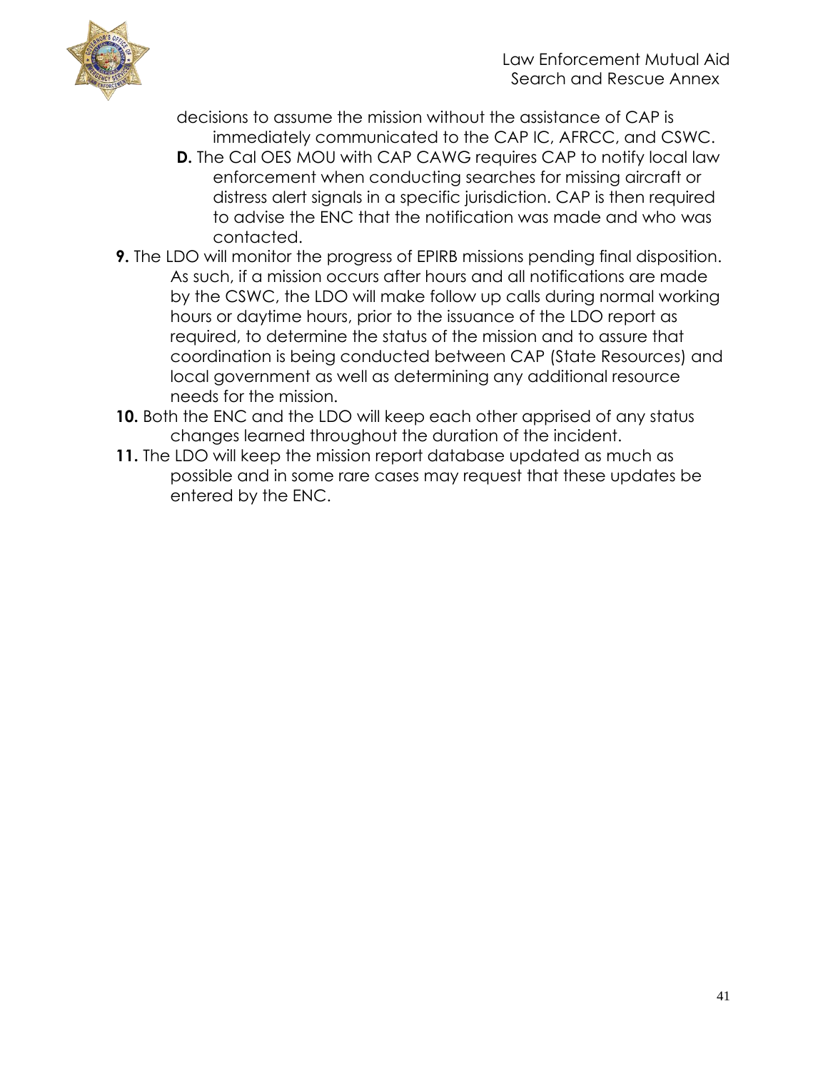decisions to assume the mission without the assistance of CAP is immediately communicated to the CAP IC, AFRCC, and CSWC.

**D.** The Cal OES MOU with CAP CAWG requires CAP to notify local law enforcement when conducting searches for missing aircraft or distress alert signals in a specific jurisdiction. CAP is then required to advise the ENC that the notification was made and who was contacted.

**9.** The LDO will monitor the progress of EPIRB missions pending final disposition. As such, if a mission occurs after hours and all notifications are made by the CSWC, the LDO will make follow up calls during normal working hours or daytime hours, prior to the issuance of the LDO report as required, to determine the status of the mission and to assure that coordination is being conducted between CAP (State Resources) and local government as well as determining any additional resource needs for the mission.

**10.** Both the ENC and the LDO will keep each other apprised of any status changes learned throughout the duration of the incident.

**11.** The LDO will keep the mission report database updated as much as possible and in some rare cases may request that these updates be entered by the ENC.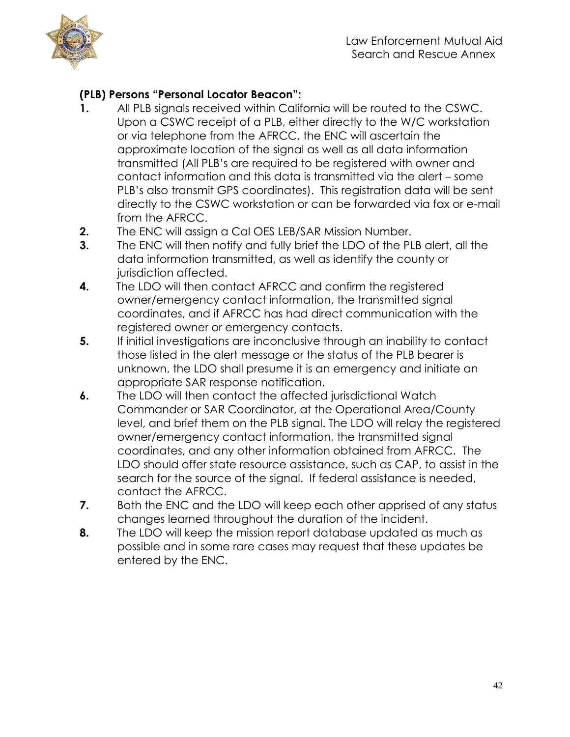**(PLB) Persons "Personal Locator Beacon":**

1. All PLB signals received within California will be routed to the CSWC. Upon a CSWC receipt of a PLB, either directly to the W/C workstation or via telephone from the AFRCC, the ENC will ascertain the approximate location of the signal as well as all data information transmitted (All PLB's are required to be registered with owner and contact information and this data is transmitted via the alert – some PLB's also transmit GPS coordinates). This registration data will be sent directly to the CSWC workstation or can be forwarded via fax or e-mail from the AFRCC.
2. The ENC will assign a Cal OES LEB/SAR Mission Number.
3. The ENC will then notify and fully brief the LDO of the PLB alert, all the data information transmitted, as well as identify the county or jurisdiction affected.
4. The LDO will then contact AFRCC and confirm the registered owner/emergency contact information, the transmitted signal coordinates, and if AFRCC has had direct communication with the registered owner or emergency contacts.
5. If initial investigations are inconclusive through an inability to contact those listed in the alert message or the status of the PLB bearer is unknown, the LDO shall presume it is an emergency and initiate an appropriate SAR response notification.
6. The LDO will then contact the affected jurisdictional Watch Commander or SAR Coordinator, at the Operational Area/County level, and brief them on the PLB signal. The LDO will relay the registered owner/emergency contact information, the transmitted signal coordinates, and any other information obtained from AFRCC. The LDO should offer state resource assistance, such as CAP, to assist in the search for the source of the signal. If federal assistance is needed, contact the AFRCC.
7. Both the ENC and the LDO will keep each other apprised of any status changes learned throughout the duration of the incident.
8. The LDO will keep the mission report database updated as much as possible and in some rare cases may request that these updates be entered by the ENC.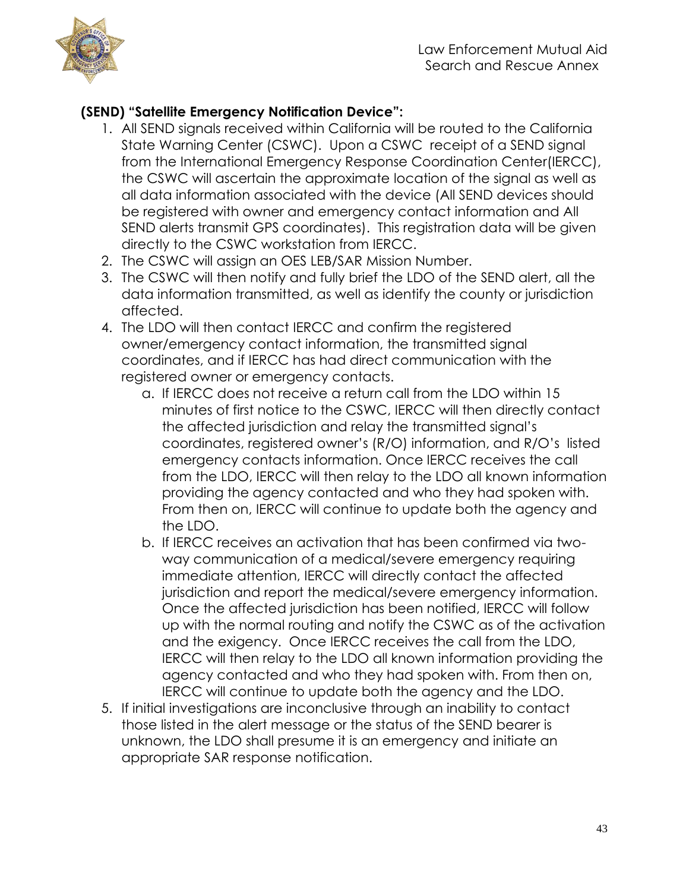**(SEND) "Satellite Emergency Notification Device":**

1. All SEND signals received within California will be routed to the California State Warning Center (CSWC). Upon a CSWC receipt of a SEND signal from the International Emergency Response Coordination Center(IERCC), the CSWC will ascertain the approximate location of the signal as well as all data information associated with the device (All SEND devices should be registered with owner and emergency contact information and All SEND alerts transmit GPS coordinates). This registration data will be given directly to the CSWC workstation from IERCC.
2. The CSWC will assign an OES LEB/SAR Mission Number.
3. The CSWC will then notify and fully brief the LDO of the SEND alert, all the data information transmitted, as well as identify the county or jurisdiction affected.
4. The LDO will then contact IERCC and confirm the registered owner/emergency contact information, the transmitted signal coordinates, and if IERCC has had direct communication with the registered owner or emergency contacts.
    a. If IERCC does not receive a return call from the LDO within 15 minutes of first notice to the CSWC, IERCC will then directly contact the affected jurisdiction and relay the transmitted signal's coordinates, registered owner's (R/O) information, and R/O's listed emergency contacts information. Once IERCC receives the call from the LDO, IERCC will then relay to the LDO all known information providing the agency contacted and who they had spoken with. From then on, IERCC will continue to update both the agency and the LDO.
    b. If IERCC receives an activation that has been confirmed via two-way communication of a medical/severe emergency requiring immediate attention, IERCC will directly contact the affected jurisdiction and report the medical/severe emergency information. Once the affected jurisdiction has been notified, IERCC will follow up with the normal routing and notify the CSWC as of the activation and the exigency. Once IERCC receives the call from the LDO, IERCC will then relay to the LDO all known information providing the agency contacted and who they had spoken with. From then on, IERCC will continue to update both the agency and the LDO.
5. If initial investigations are inconclusive through an inability to contact those listed in the alert message or the status of the SEND bearer is unknown, the LDO shall presume it is an emergency and initiate an appropriate SAR response notification.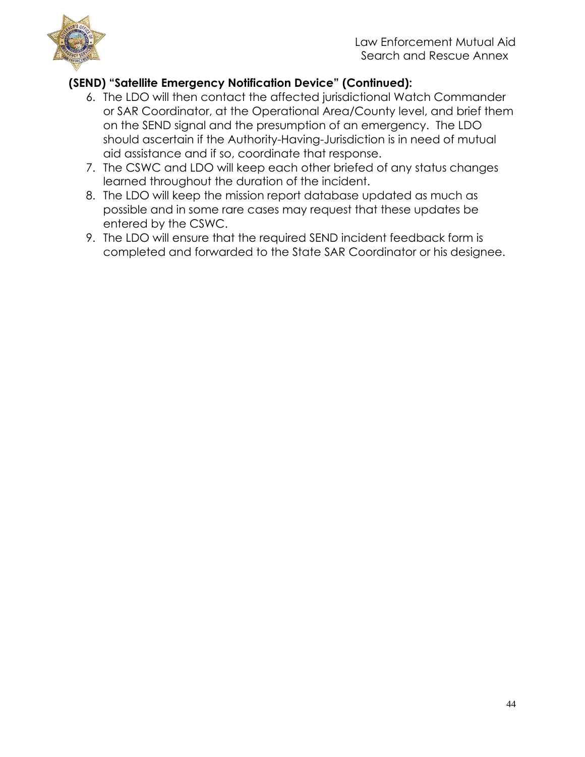**(SEND) "Satellite Emergency Notification Device" (Continued):**

6. The LDO will then contact the affected jurisdictional Watch Commander or SAR Coordinator, at the Operational Area/County level, and brief them on the SEND signal and the presumption of an emergency. The LDO should ascertain if the Authority-Having-Jurisdiction is in need of mutual aid assistance and if so, coordinate that response.
7. The CSWC and LDO will keep each other briefed of any status changes learned throughout the duration of the incident.
8. The LDO will keep the mission report database updated as much as possible and in some rare cases may request that these updates be entered by the CSWC.
9. The LDO will ensure that the required SEND incident feedback form is completed and forwarded to the State SAR Coordinator or his designee.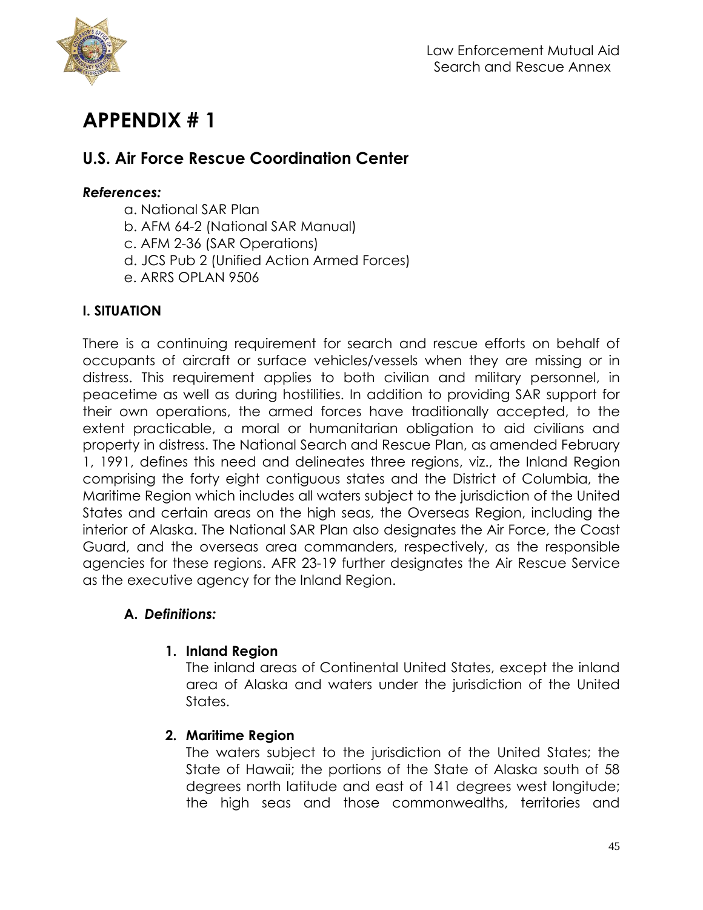# APPENDIX # 1

## U.S. Air Force Rescue Coordination Center

***References:***

a. National SAR Plan
b. AFM 64-2 (National SAR Manual)
c. AFM 2-36 (SAR Operations)
d. JCS Pub 2 (Unified Action Armed Forces)
e. ARRS OPLAN 9506

### I. SITUATION

There is a continuing requirement for search and rescue efforts on behalf of occupants of aircraft or surface vehicles/vessels when they are missing or in distress. This requirement applies to both civilian and military personnel, in peacetime as well as during hostilities. In addition to providing SAR support for their own operations, the armed forces have traditionally accepted, to the extent practicable, a moral or humanitarian obligation to aid civilians and property in distress. The National Search and Rescue Plan, as amended February 1, 1991, defines this need and delineates three regions, viz., the Inland Region comprising the forty eight contiguous states and the District of Columbia, the Maritime Region which includes all waters subject to the jurisdiction of the United States and certain areas on the high seas, the Overseas Region, including the interior of Alaska. The National SAR Plan also designates the Air Force, the Coast Guard, and the overseas area commanders, respectively, as the responsible agencies for these regions. AFR 23-19 further designates the Air Rescue Service as the executive agency for the Inland Region.

**A. *Definitions:***

**1. Inland Region**
The inland areas of Continental United States, except the inland area of Alaska and waters under the jurisdiction of the United States.

**2. Maritime Region**
The waters subject to the jurisdiction of the United States; the State of Hawaii; the portions of the State of Alaska south of 58 degrees north latitude and east of 141 degrees west longitude; the high seas and those commonwealths, territories and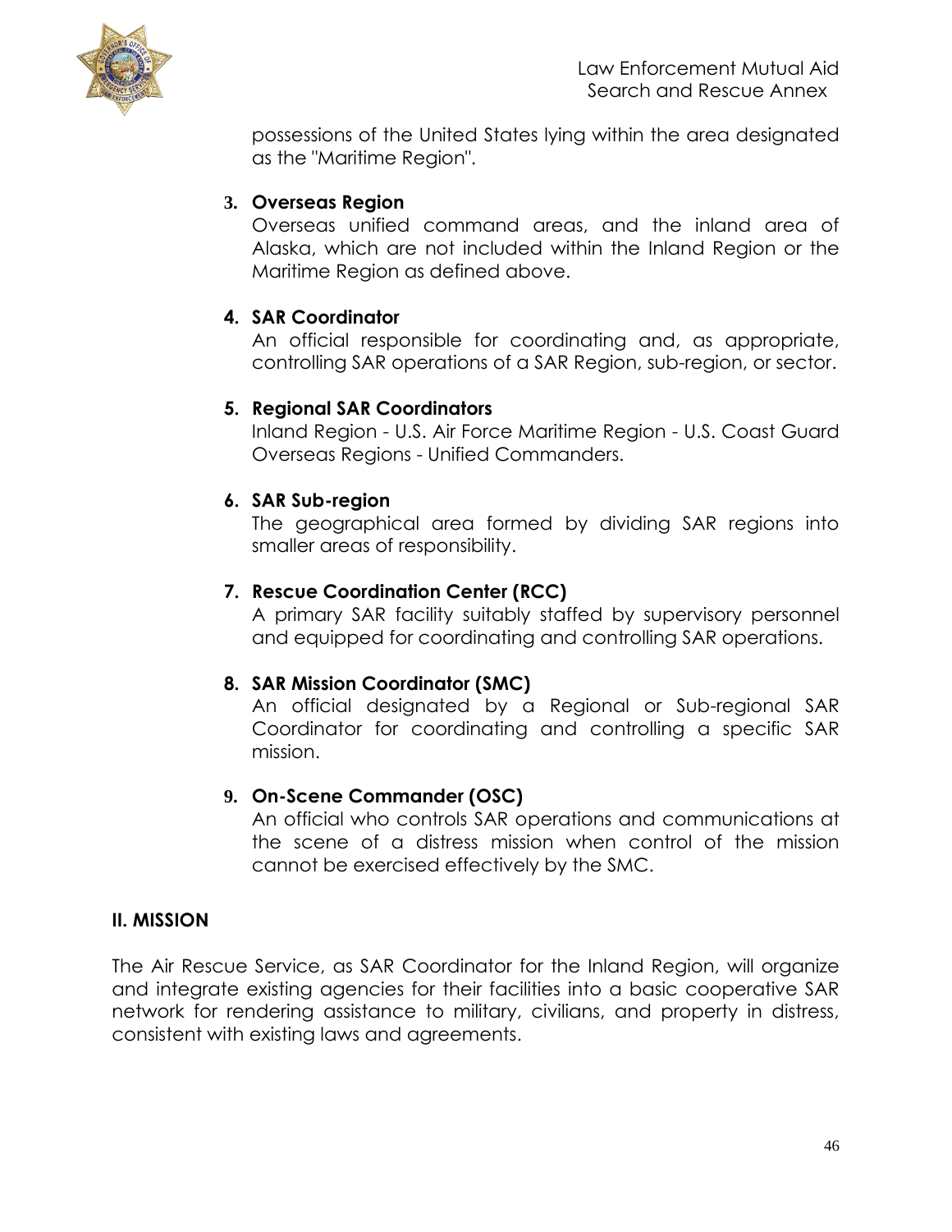possessions of the United States lying within the area designated as the "Maritime Region".

3. **Overseas Region**
   Overseas unified command areas, and the inland area of Alaska, which are not included within the Inland Region or the Maritime Region as defined above.

4. **SAR Coordinator**
   An official responsible for coordinating and, as appropriate, controlling SAR operations of a SAR Region, sub-region, or sector.

5. **Regional SAR Coordinators**
   Inland Region - U.S. Air Force Maritime Region - U.S. Coast Guard Overseas Regions - Unified Commanders.

6. **SAR Sub-region**
   The geographical area formed by dividing SAR regions into smaller areas of responsibility.

7. **Rescue Coordination Center (RCC)**
   A primary SAR facility suitably staffed by supervisory personnel and equipped for coordinating and controlling SAR operations.

8. **SAR Mission Coordinator (SMC)**
   An official designated by a Regional or Sub-regional SAR Coordinator for coordinating and controlling a specific SAR mission.

9. **On-Scene Commander (OSC)**
   An official who controls SAR operations and communications at the scene of a distress mission when control of the mission cannot be exercised effectively by the SMC.

## II. MISSION

The Air Rescue Service, as SAR Coordinator for the Inland Region, will organize and integrate existing agencies for their facilities into a basic cooperative SAR network for rendering assistance to military, civilians, and property in distress, consistent with existing laws and agreements.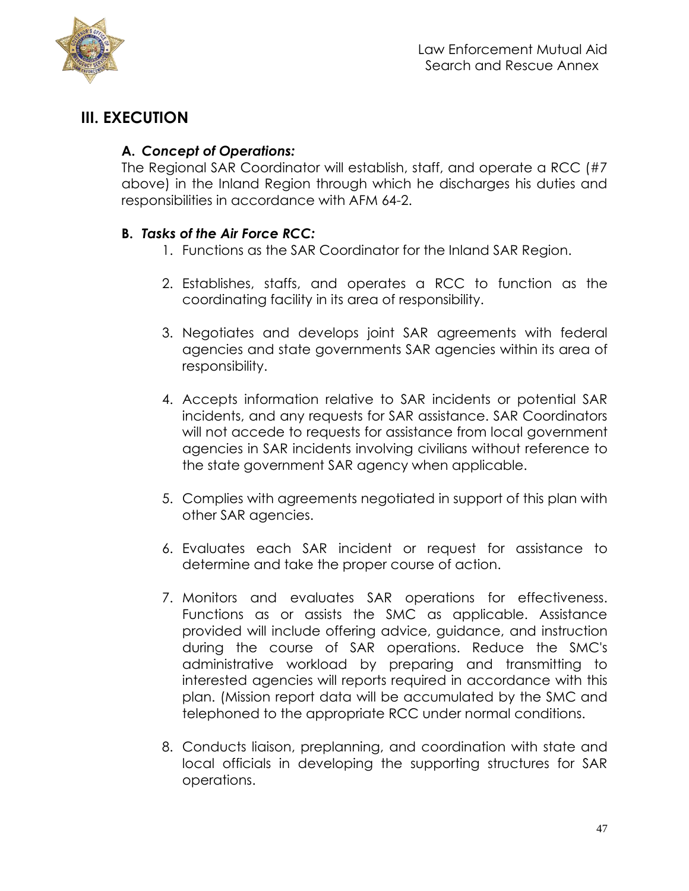## III. EXECUTION

### A. *Concept of Operations:*

The Regional SAR Coordinator will establish, staff, and operate a RCC (#7 above) in the Inland Region through which he discharges his duties and responsibilities in accordance with AFM 64-2.

### B. *Tasks of the Air Force RCC:*

1. Functions as the SAR Coordinator for the Inland SAR Region.

2. Establishes, staffs, and operates a RCC to function as the coordinating facility in its area of responsibility.

3. Negotiates and develops joint SAR agreements with federal agencies and state governments SAR agencies within its area of responsibility.

4. Accepts information relative to SAR incidents or potential SAR incidents, and any requests for SAR assistance. SAR Coordinators will not accede to requests for assistance from local government agencies in SAR incidents involving civilians without reference to the state government SAR agency when applicable.

5. Complies with agreements negotiated in support of this plan with other SAR agencies.

6. Evaluates each SAR incident or request for assistance to determine and take the proper course of action.

7. Monitors and evaluates SAR operations for effectiveness. Functions as or assists the SMC as applicable. Assistance provided will include offering advice, guidance, and instruction during the course of SAR operations. Reduce the SMC's administrative workload by preparing and transmitting to interested agencies will reports required in accordance with this plan. (Mission report data will be accumulated by the SMC and telephoned to the appropriate RCC under normal conditions.

8. Conducts liaison, preplanning, and coordination with state and local officials in developing the supporting structures for SAR operations.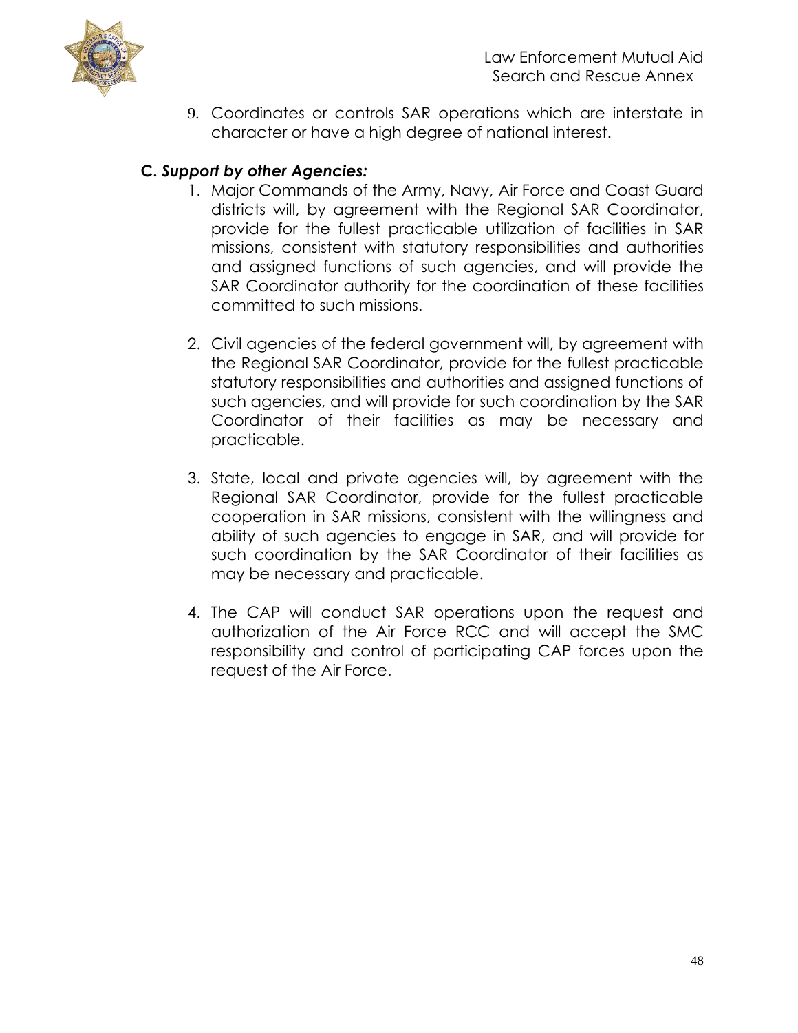9. Coordinates or controls SAR operations which are interstate in character or have a high degree of national interest.

### C. *Support by other Agencies:*

1. Major Commands of the Army, Navy, Air Force and Coast Guard districts will, by agreement with the Regional SAR Coordinator, provide for the fullest practicable utilization of facilities in SAR missions, consistent with statutory responsibilities and authorities and assigned functions of such agencies, and will provide the SAR Coordinator authority for the coordination of these facilities committed to such missions.

2. Civil agencies of the federal government will, by agreement with the Regional SAR Coordinator, provide for the fullest practicable statutory responsibilities and authorities and assigned functions of such agencies, and will provide for such coordination by the SAR Coordinator of their facilities as may be necessary and practicable.

3. State, local and private agencies will, by agreement with the Regional SAR Coordinator, provide for the fullest practicable cooperation in SAR missions, consistent with the willingness and ability of such agencies to engage in SAR, and will provide for such coordination by the SAR Coordinator of their facilities as may be necessary and practicable.

4. The CAP will conduct SAR operations upon the request and authorization of the Air Force RCC and will accept the SMC responsibility and control of participating CAP forces upon the request of the Air Force.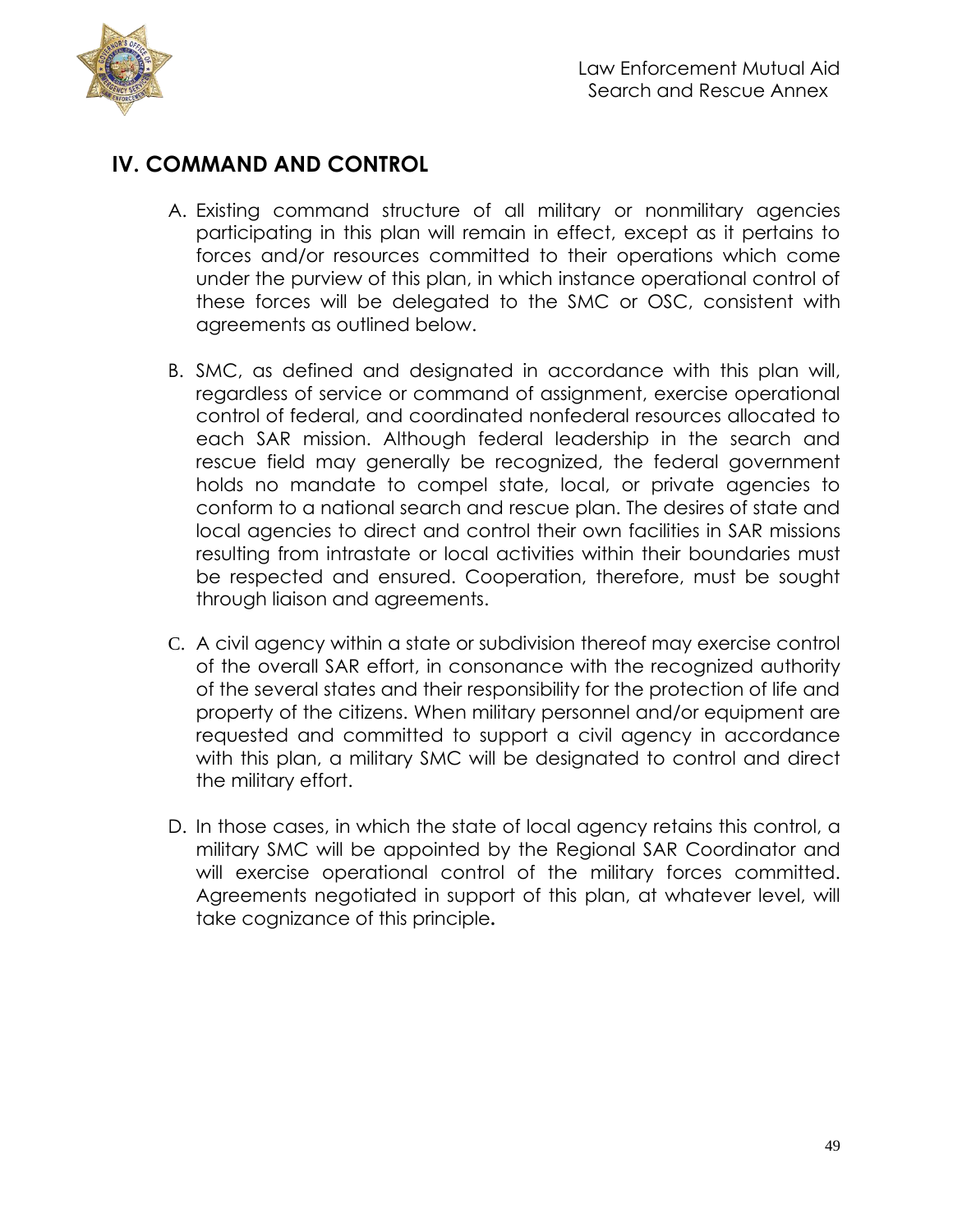## IV. COMMAND AND CONTROL

A. Existing command structure of all military or nonmilitary agencies participating in this plan will remain in effect, except as it pertains to forces and/or resources committed to their operations which come under the purview of this plan, in which instance operational control of these forces will be delegated to the SMC or OSC, consistent with agreements as outlined below.

B. SMC, as defined and designated in accordance with this plan will, regardless of service or command of assignment, exercise operational control of federal, and coordinated nonfederal resources allocated to each SAR mission. Although federal leadership in the search and rescue field may generally be recognized, the federal government holds no mandate to compel state, local, or private agencies to conform to a national search and rescue plan. The desires of state and local agencies to direct and control their own facilities in SAR missions resulting from intrastate or local activities within their boundaries must be respected and ensured. Cooperation, therefore, must be sought through liaison and agreements.

C. A civil agency within a state or subdivision thereof may exercise control of the overall SAR effort, in consonance with the recognized authority of the several states and their responsibility for the protection of life and property of the citizens. When military personnel and/or equipment are requested and committed to support a civil agency in accordance with this plan, a military SMC will be designated to control and direct the military effort.

D. In those cases, in which the state of local agency retains this control, a military SMC will be appointed by the Regional SAR Coordinator and will exercise operational control of the military forces committed. Agreements negotiated in support of this plan, at whatever level, will take cognizance of this principle**.**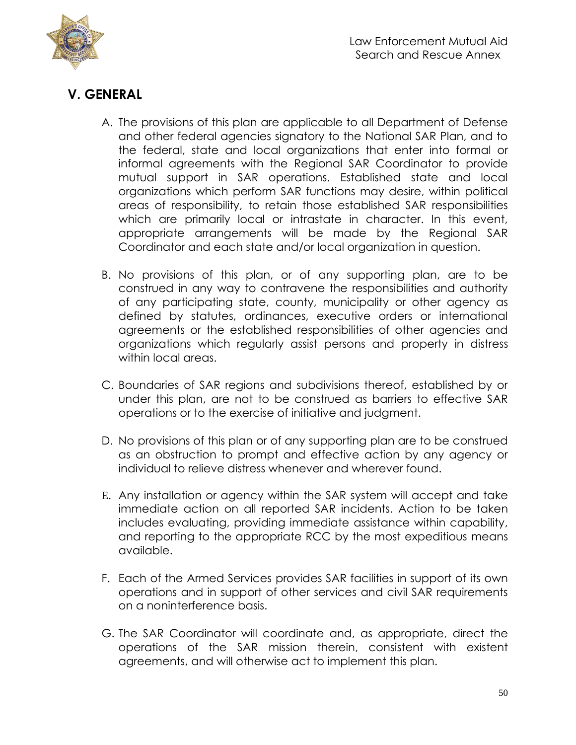## V. GENERAL

A. The provisions of this plan are applicable to all Department of Defense and other federal agencies signatory to the National SAR Plan, and to the federal, state and local organizations that enter into formal or informal agreements with the Regional SAR Coordinator to provide mutual support in SAR operations. Established state and local organizations which perform SAR functions may desire, within political areas of responsibility, to retain those established SAR responsibilities which are primarily local or intrastate in character. In this event, appropriate arrangements will be made by the Regional SAR Coordinator and each state and/or local organization in question.

B. No provisions of this plan, or of any supporting plan, are to be construed in any way to contravene the responsibilities and authority of any participating state, county, municipality or other agency as defined by statutes, ordinances, executive orders or international agreements or the established responsibilities of other agencies and organizations which regularly assist persons and property in distress within local areas.

C. Boundaries of SAR regions and subdivisions thereof, established by or under this plan, are not to be construed as barriers to effective SAR operations or to the exercise of initiative and judgment.

D. No provisions of this plan or of any supporting plan are to be construed as an obstruction to prompt and effective action by any agency or individual to relieve distress whenever and wherever found.

E. Any installation or agency within the SAR system will accept and take immediate action on all reported SAR incidents. Action to be taken includes evaluating, providing immediate assistance within capability, and reporting to the appropriate RCC by the most expeditious means available.

F. Each of the Armed Services provides SAR facilities in support of its own operations and in support of other services and civil SAR requirements on a noninterference basis.

G. The SAR Coordinator will coordinate and, as appropriate, direct the operations of the SAR mission therein, consistent with existent agreements, and will otherwise act to implement this plan.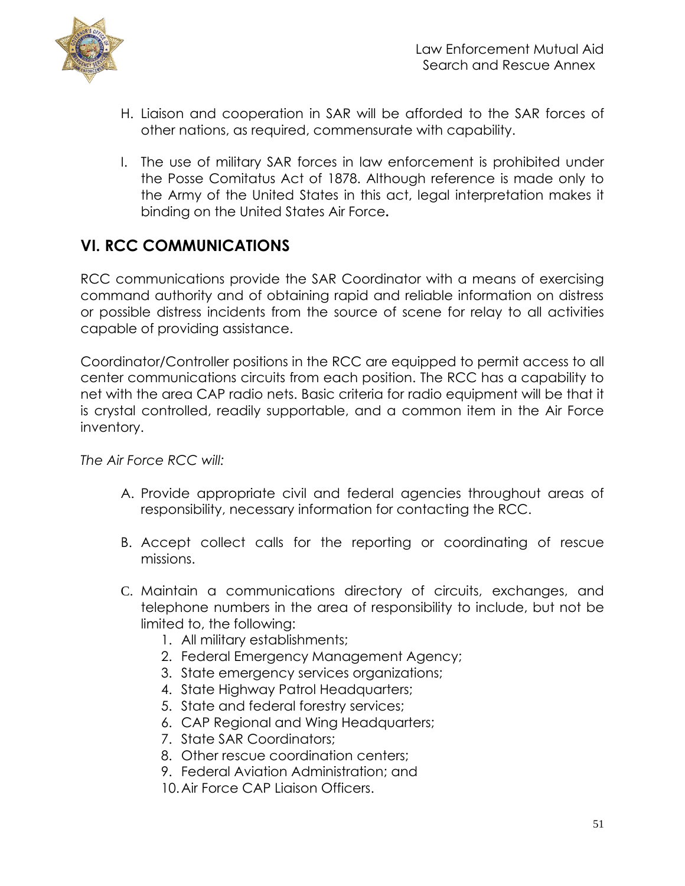H. Liaison and cooperation in SAR will be afforded to the SAR forces of other nations, as required, commensurate with capability.

I. The use of military SAR forces in law enforcement is prohibited under the Posse Comitatus Act of 1878. Although reference is made only to the Army of the United States in this act, legal interpretation makes it binding on the United States Air Force.

## VI. RCC COMMUNICATIONS

RCC communications provide the SAR Coordinator with a means of exercising command authority and of obtaining rapid and reliable information on distress or possible distress incidents from the source of scene for relay to all activities capable of providing assistance.

Coordinator/Controller positions in the RCC are equipped to permit access to all center communications circuits from each position. The RCC has a capability to net with the area CAP radio nets. Basic criteria for radio equipment will be that it is crystal controlled, readily supportable, and a common item in the Air Force inventory.

*The Air Force RCC will:*

A. Provide appropriate civil and federal agencies throughout areas of responsibility, necessary information for contacting the RCC.

B. Accept collect calls for the reporting or coordinating of rescue missions.

C. Maintain a communications directory of circuits, exchanges, and telephone numbers in the area of responsibility to include, but not be limited to, the following:
   1. All military establishments;
   2. Federal Emergency Management Agency;
   3. State emergency services organizations;
   4. State Highway Patrol Headquarters;
   5. State and federal forestry services;
   6. CAP Regional and Wing Headquarters;
   7. State SAR Coordinators;
   8. Other rescue coordination centers;
   9. Federal Aviation Administration; and
   10. Air Force CAP Liaison Officers.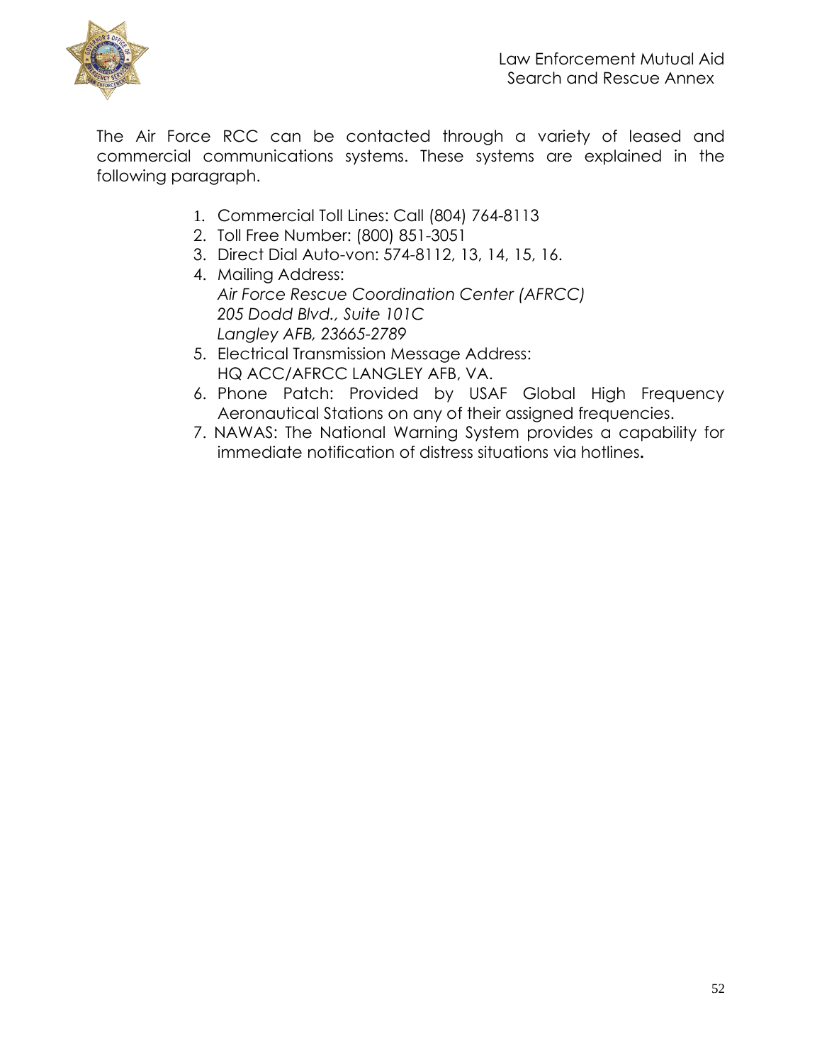The Air Force RCC can be contacted through a variety of leased and commercial communications systems. These systems are explained in the following paragraph.

1. Commercial Toll Lines: Call (804) 764-8113
2. Toll Free Number: (800) 851-3051
3. Direct Dial Auto-von: 574-8112, 13, 14, 15, 16.
4. Mailing Address:
   *Air Force Rescue Coordination Center (AFRCC)*
   *205 Dodd Blvd., Suite 101C*
   *Langley AFB, 23665-2789*
5. Electrical Transmission Message Address:
   HQ ACC/AFRCC LANGLEY AFB, VA.
6. Phone Patch: Provided by USAF Global High Frequency Aeronautical Stations on any of their assigned frequencies.
7. NAWAS: The National Warning System provides a capability for immediate notification of distress situations via hotlines.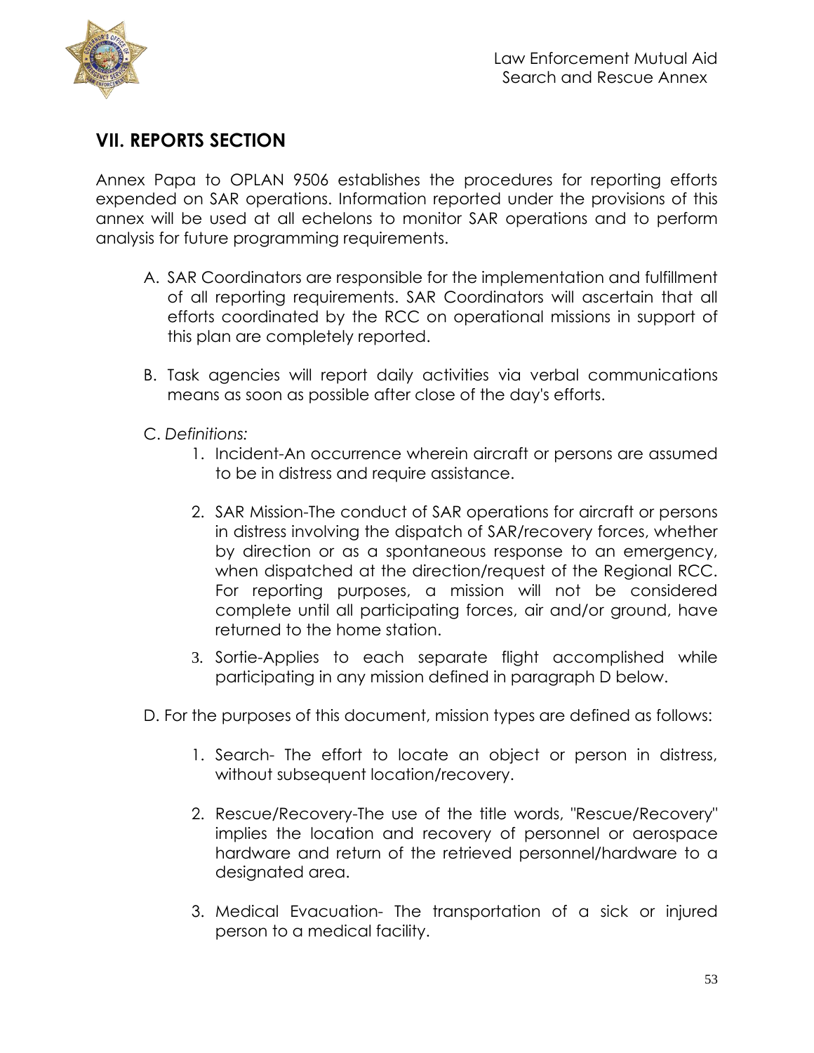## VII. REPORTS SECTION

Annex Papa to OPLAN 9506 establishes the procedures for reporting efforts expended on SAR operations. Information reported under the provisions of this annex will be used at all echelons to monitor SAR operations and to perform analysis for future programming requirements.

A. SAR Coordinators are responsible for the implementation and fulfillment of all reporting requirements. SAR Coordinators will ascertain that all efforts coordinated by the RCC on operational missions in support of this plan are completely reported.

B. Task agencies will report daily activities via verbal communications means as soon as possible after close of the day's efforts.

C. *Definitions:*

   1. Incident-An occurrence wherein aircraft or persons are assumed to be in distress and require assistance.

   2. SAR Mission-The conduct of SAR operations for aircraft or persons in distress involving the dispatch of SAR/recovery forces, whether by direction or as a spontaneous response to an emergency, when dispatched at the direction/request of the Regional RCC. For reporting purposes, a mission will not be considered complete until all participating forces, air and/or ground, have returned to the home station.

   3. Sortie-Applies to each separate flight accomplished while participating in any mission defined in paragraph D below.

D. For the purposes of this document, mission types are defined as follows:

   1. Search- The effort to locate an object or person in distress, without subsequent location/recovery.

   2. Rescue/Recovery-The use of the title words, "Rescue/Recovery" implies the location and recovery of personnel or aerospace hardware and return of the retrieved personnel/hardware to a designated area.

   3. Medical Evacuation- The transportation of a sick or injured person to a medical facility.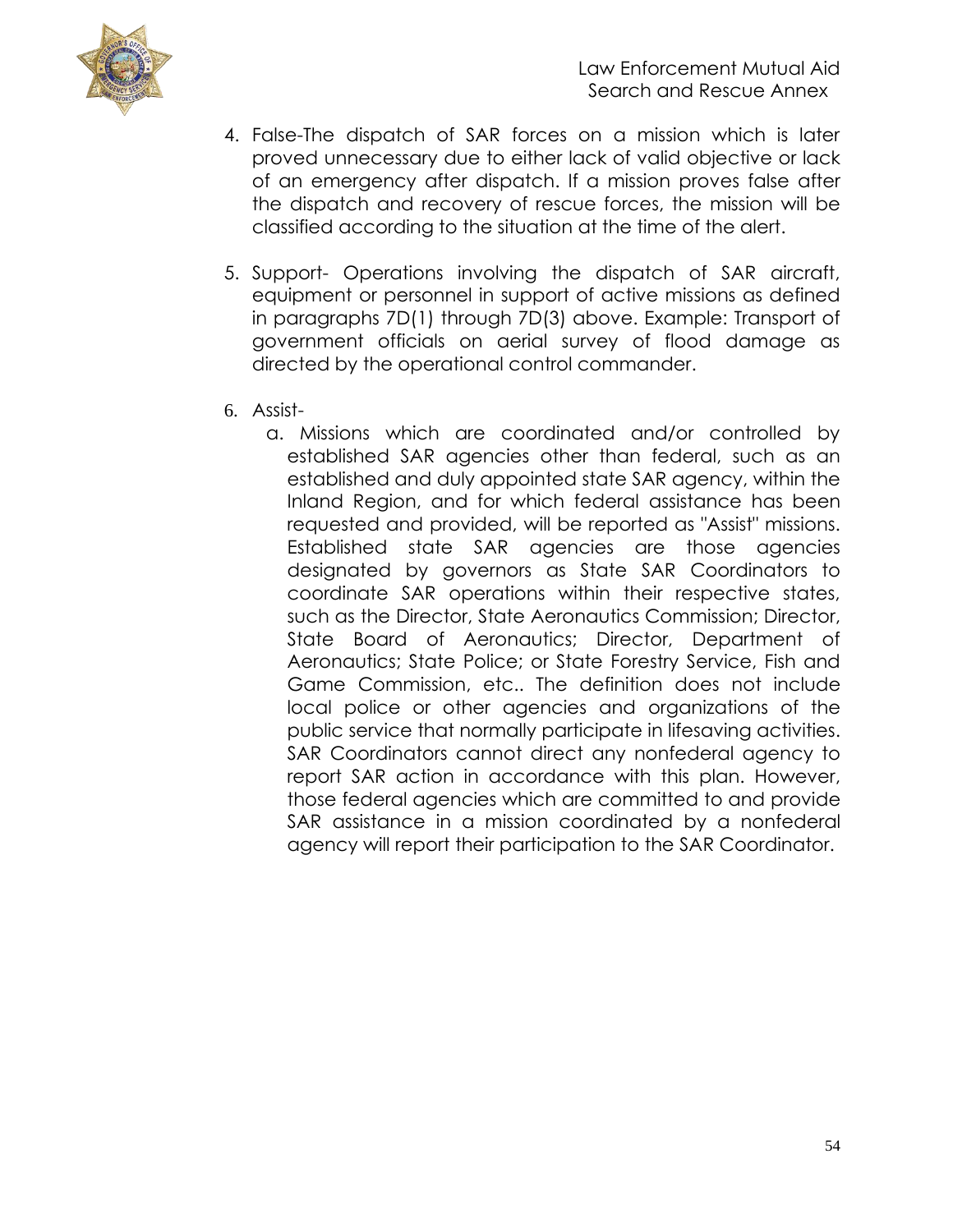4. False-The dispatch of SAR forces on a mission which is later proved unnecessary due to either lack of valid objective or lack of an emergency after dispatch. If a mission proves false after the dispatch and recovery of rescue forces, the mission will be classified according to the situation at the time of the alert.

5. Support- Operations involving the dispatch of SAR aircraft, equipment or personnel in support of active missions as defined in paragraphs 7D(1) through 7D(3) above. Example: Transport of government officials on aerial survey of flood damage as directed by the operational control commander.

6. Assist-
   a. Missions which are coordinated and/or controlled by established SAR agencies other than federal, such as an established and duly appointed state SAR agency, within the Inland Region, and for which federal assistance has been requested and provided, will be reported as "Assist" missions. Established state SAR agencies are those agencies designated by governors as State SAR Coordinators to coordinate SAR operations within their respective states, such as the Director, State Aeronautics Commission; Director, State Board of Aeronautics; Director, Department of Aeronautics; State Police; or State Forestry Service, Fish and Game Commission, etc.. The definition does not include local police or other agencies and organizations of the public service that normally participate in lifesaving activities. SAR Coordinators cannot direct any nonfederal agency to report SAR action in accordance with this plan. However, those federal agencies which are committed to and provide SAR assistance in a mission coordinated by a nonfederal agency will report their participation to the SAR Coordinator.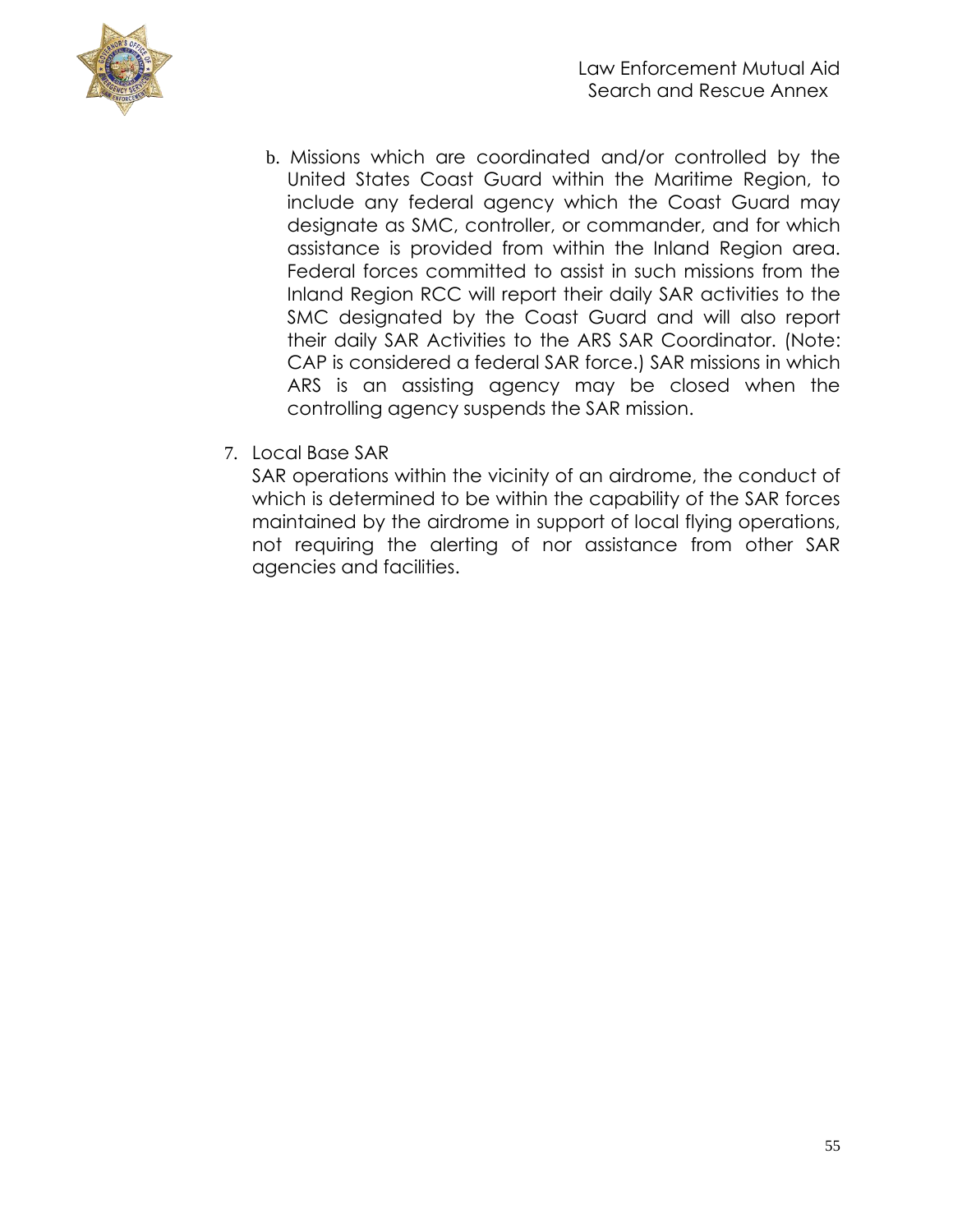b. Missions which are coordinated and/or controlled by the United States Coast Guard within the Maritime Region, to include any federal agency which the Coast Guard may designate as SMC, controller, or commander, and for which assistance is provided from within the Inland Region area. Federal forces committed to assist in such missions from the Inland Region RCC will report their daily SAR activities to the SMC designated by the Coast Guard and will also report their daily SAR Activities to the ARS SAR Coordinator. (Note: CAP is considered a federal SAR force.) SAR missions in which ARS is an assisting agency may be closed when the controlling agency suspends the SAR mission.

7. Local Base SAR

   SAR operations within the vicinity of an airdrome, the conduct of which is determined to be within the capability of the SAR forces maintained by the airdrome in support of local flying operations, not requiring the alerting of nor assistance from other SAR agencies and facilities.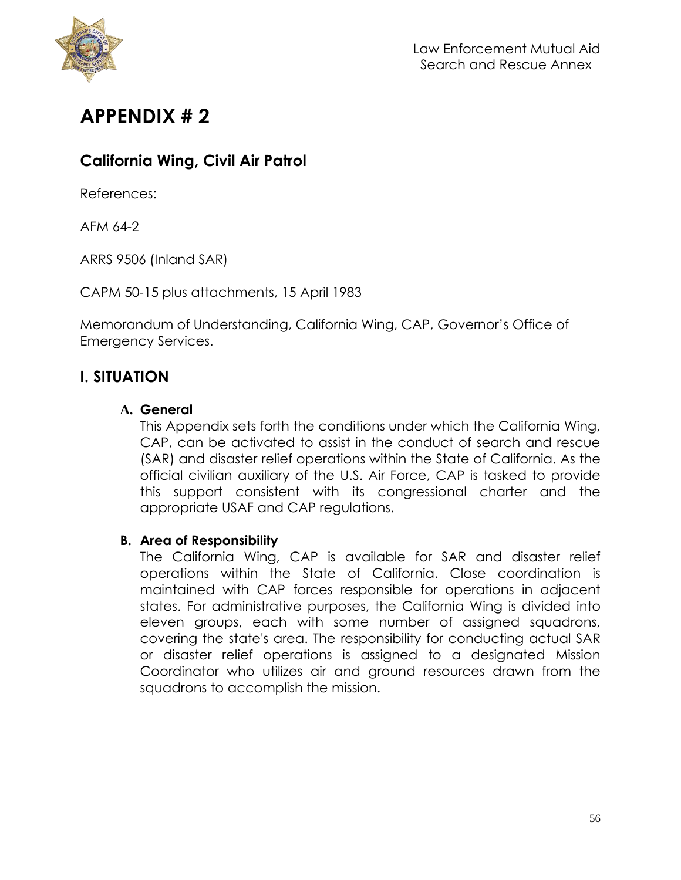# APPENDIX # 2

## California Wing, Civil Air Patrol

References:

AFM 64-2

ARRS 9506 (Inland SAR)

CAPM 50-15 plus attachments, 15 April 1983

Memorandum of Understanding, California Wing, CAP, Governor's Office of Emergency Services.

## I. SITUATION

### A. General

This Appendix sets forth the conditions under which the California Wing, CAP, can be activated to assist in the conduct of search and rescue (SAR) and disaster relief operations within the State of California. As the official civilian auxiliary of the U.S. Air Force, CAP is tasked to provide this support consistent with its congressional charter and the appropriate USAF and CAP regulations.

### B. Area of Responsibility

The California Wing, CAP is available for SAR and disaster relief operations within the State of California. Close coordination is maintained with CAP forces responsible for operations in adjacent states. For administrative purposes, the California Wing is divided into eleven groups, each with some number of assigned squadrons, covering the state's area. The responsibility for conducting actual SAR or disaster relief operations is assigned to a designated Mission Coordinator who utilizes air and ground resources drawn from the squadrons to accomplish the mission.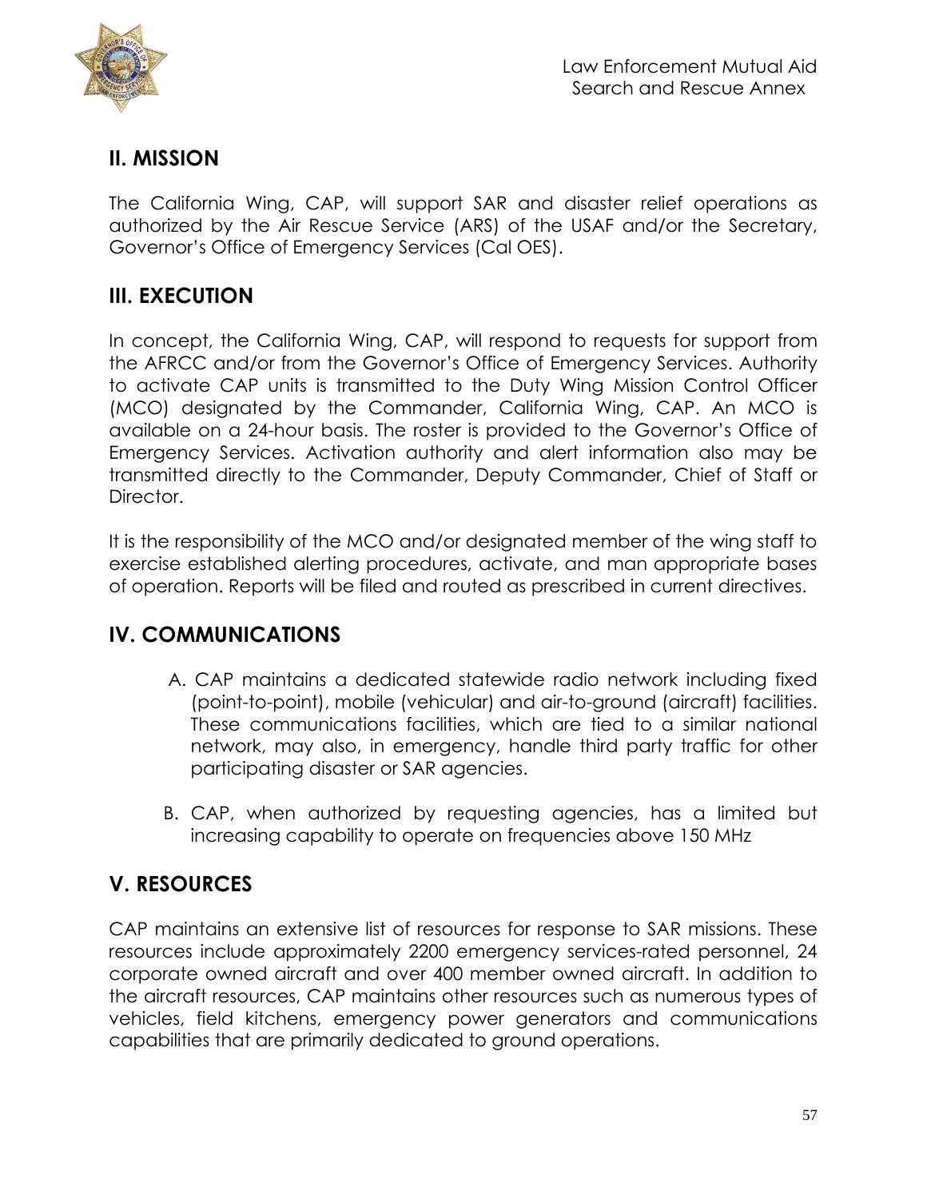## II. MISSION

The California Wing, CAP, will support SAR and disaster relief operations as authorized by the Air Rescue Service (ARS) of the USAF and/or the Secretary, Governor's Office of Emergency Services (Cal OES).

## III. EXECUTION

In concept, the California Wing, CAP, will respond to requests for support from the AFRCC and/or from the Governor's Office of Emergency Services. Authority to activate CAP units is transmitted to the Duty Wing Mission Control Officer (MCO) designated by the Commander, California Wing, CAP. An MCO is available on a 24-hour basis. The roster is provided to the Governor's Office of Emergency Services. Activation authority and alert information also may be transmitted directly to the Commander, Deputy Commander, Chief of Staff or Director.

It is the responsibility of the MCO and/or designated member of the wing staff to exercise established alerting procedures, activate, and man appropriate bases of operation. Reports will be filed and routed as prescribed in current directives.

## IV. COMMUNICATIONS

A. CAP maintains a dedicated statewide radio network including fixed (point-to-point), mobile (vehicular) and air-to-ground (aircraft) facilities. These communications facilities, which are tied to a similar national network, may also, in emergency, handle third party traffic for other participating disaster or SAR agencies.

B. CAP, when authorized by requesting agencies, has a limited but increasing capability to operate on frequencies above 150 MHz

## V. RESOURCES

CAP maintains an extensive list of resources for response to SAR missions. These resources include approximately 2200 emergency services-rated personnel, 24 corporate owned aircraft and over 400 member owned aircraft. In addition to the aircraft resources, CAP maintains other resources such as numerous types of vehicles, field kitchens, emergency power generators and communications capabilities that are primarily dedicated to ground operations.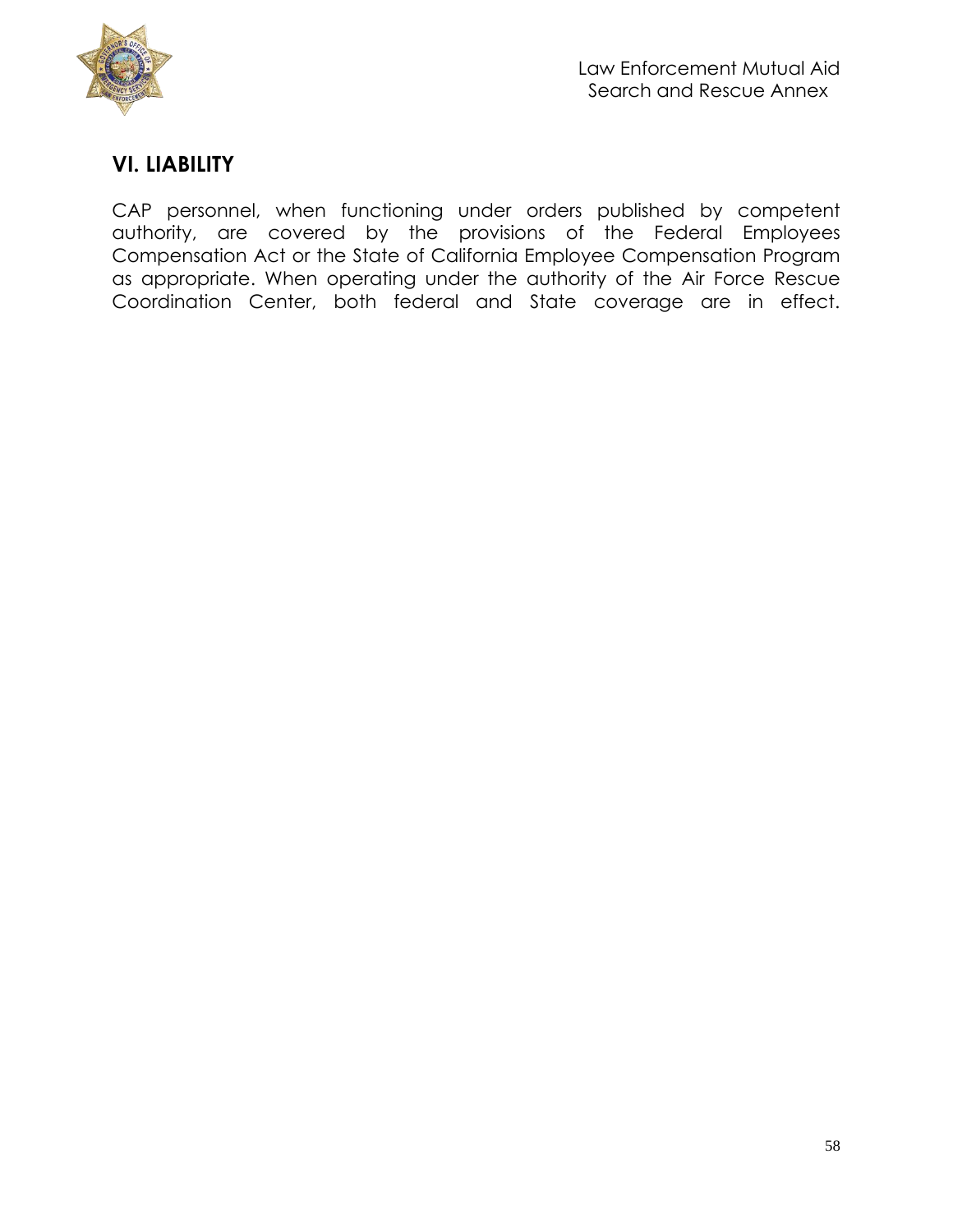## VI. LIABILITY

CAP personnel, when functioning under orders published by competent authority, are covered by the provisions of the Federal Employees Compensation Act or the State of California Employee Compensation Program as appropriate. When operating under the authority of the Air Force Rescue Coordination Center, both federal and State coverage are in effect.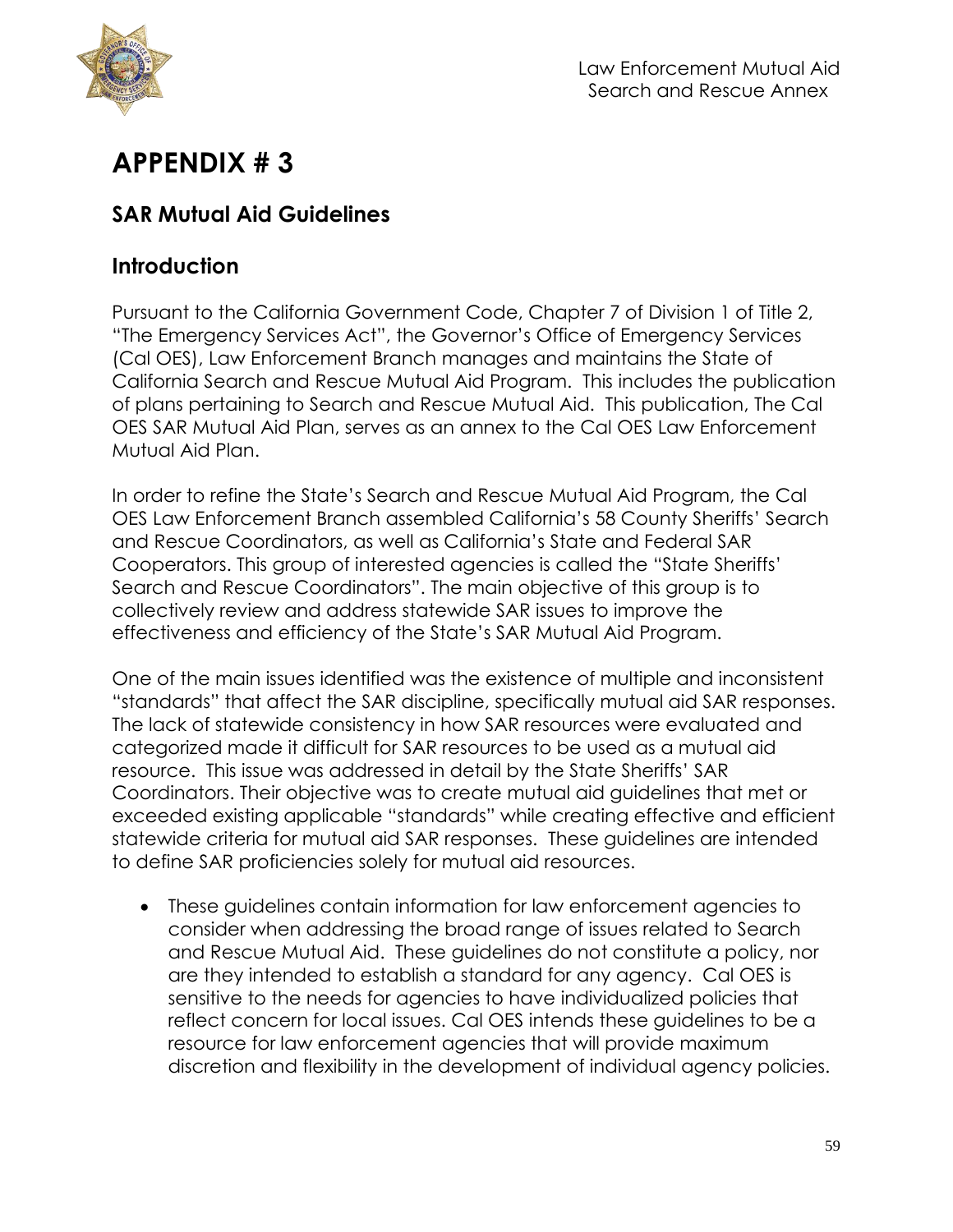# APPENDIX # 3

## SAR Mutual Aid Guidelines

## Introduction

Pursuant to the California Government Code, Chapter 7 of Division 1 of Title 2, "The Emergency Services Act", the Governor's Office of Emergency Services (Cal OES), Law Enforcement Branch manages and maintains the State of California Search and Rescue Mutual Aid Program. This includes the publication of plans pertaining to Search and Rescue Mutual Aid. This publication, The Cal OES SAR Mutual Aid Plan, serves as an annex to the Cal OES Law Enforcement Mutual Aid Plan.

In order to refine the State's Search and Rescue Mutual Aid Program, the Cal OES Law Enforcement Branch assembled California's 58 County Sheriffs' Search and Rescue Coordinators, as well as California's State and Federal SAR Cooperators. This group of interested agencies is called the "State Sheriffs' Search and Rescue Coordinators". The main objective of this group is to collectively review and address statewide SAR issues to improve the effectiveness and efficiency of the State's SAR Mutual Aid Program.

One of the main issues identified was the existence of multiple and inconsistent "standards" that affect the SAR discipline, specifically mutual aid SAR responses. The lack of statewide consistency in how SAR resources were evaluated and categorized made it difficult for SAR resources to be used as a mutual aid resource. This issue was addressed in detail by the State Sheriffs' SAR Coordinators. Their objective was to create mutual aid guidelines that met or exceeded existing applicable "standards" while creating effective and efficient statewide criteria for mutual aid SAR responses. These guidelines are intended to define SAR proficiencies solely for mutual aid resources.

- These guidelines contain information for law enforcement agencies to consider when addressing the broad range of issues related to Search and Rescue Mutual Aid. These guidelines do not constitute a policy, nor are they intended to establish a standard for any agency. Cal OES is sensitive to the needs for agencies to have individualized policies that reflect concern for local issues. Cal OES intends these guidelines to be a resource for law enforcement agencies that will provide maximum discretion and flexibility in the development of individual agency policies.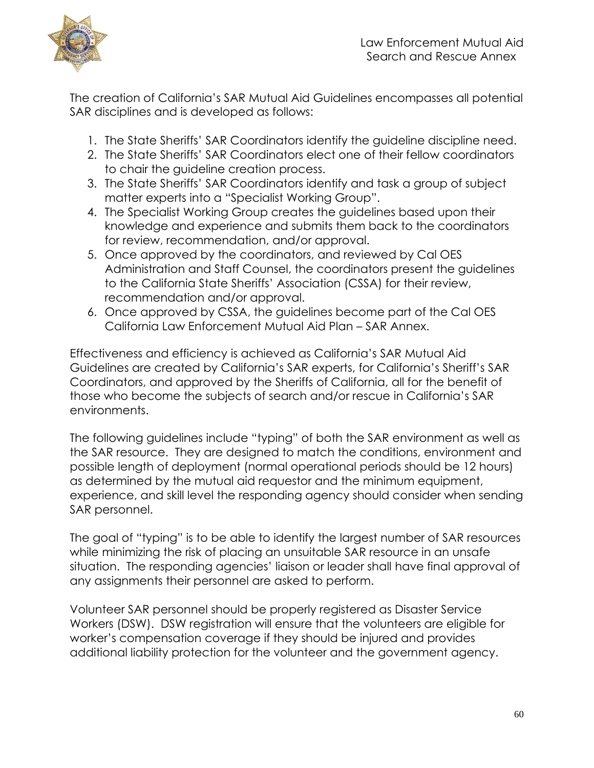The creation of California's SAR Mutual Aid Guidelines encompasses all potential SAR disciplines and is developed as follows:

1. The State Sheriffs' SAR Coordinators identify the guideline discipline need.
2. The State Sheriffs' SAR Coordinators elect one of their fellow coordinators to chair the guideline creation process.
3. The State Sheriffs' SAR Coordinators identify and task a group of subject matter experts into a "Specialist Working Group".
4. The Specialist Working Group creates the guidelines based upon their knowledge and experience and submits them back to the coordinators for review, recommendation, and/or approval.
5. Once approved by the coordinators, and reviewed by Cal OES Administration and Staff Counsel, the coordinators present the guidelines to the California State Sheriffs' Association (CSSA) for their review, recommendation and/or approval.
6. Once approved by CSSA, the guidelines become part of the Cal OES California Law Enforcement Mutual Aid Plan – SAR Annex.

Effectiveness and efficiency is achieved as California's SAR Mutual Aid Guidelines are created by California's SAR experts, for California's Sheriff's SAR Coordinators, and approved by the Sheriffs of California, all for the benefit of those who become the subjects of search and/or rescue in California's SAR environments.

The following guidelines include "typing" of both the SAR environment as well as the SAR resource. They are designed to match the conditions, environment and possible length of deployment (normal operational periods should be 12 hours) as determined by the mutual aid requestor and the minimum equipment, experience, and skill level the responding agency should consider when sending SAR personnel.

The goal of "typing" is to be able to identify the largest number of SAR resources while minimizing the risk of placing an unsuitable SAR resource in an unsafe situation. The responding agencies' liaison or leader shall have final approval of any assignments their personnel are asked to perform.

Volunteer SAR personnel should be properly registered as Disaster Service Workers (DSW). DSW registration will ensure that the volunteers are eligible for worker's compensation coverage if they should be injured and provides additional liability protection for the volunteer and the government agency.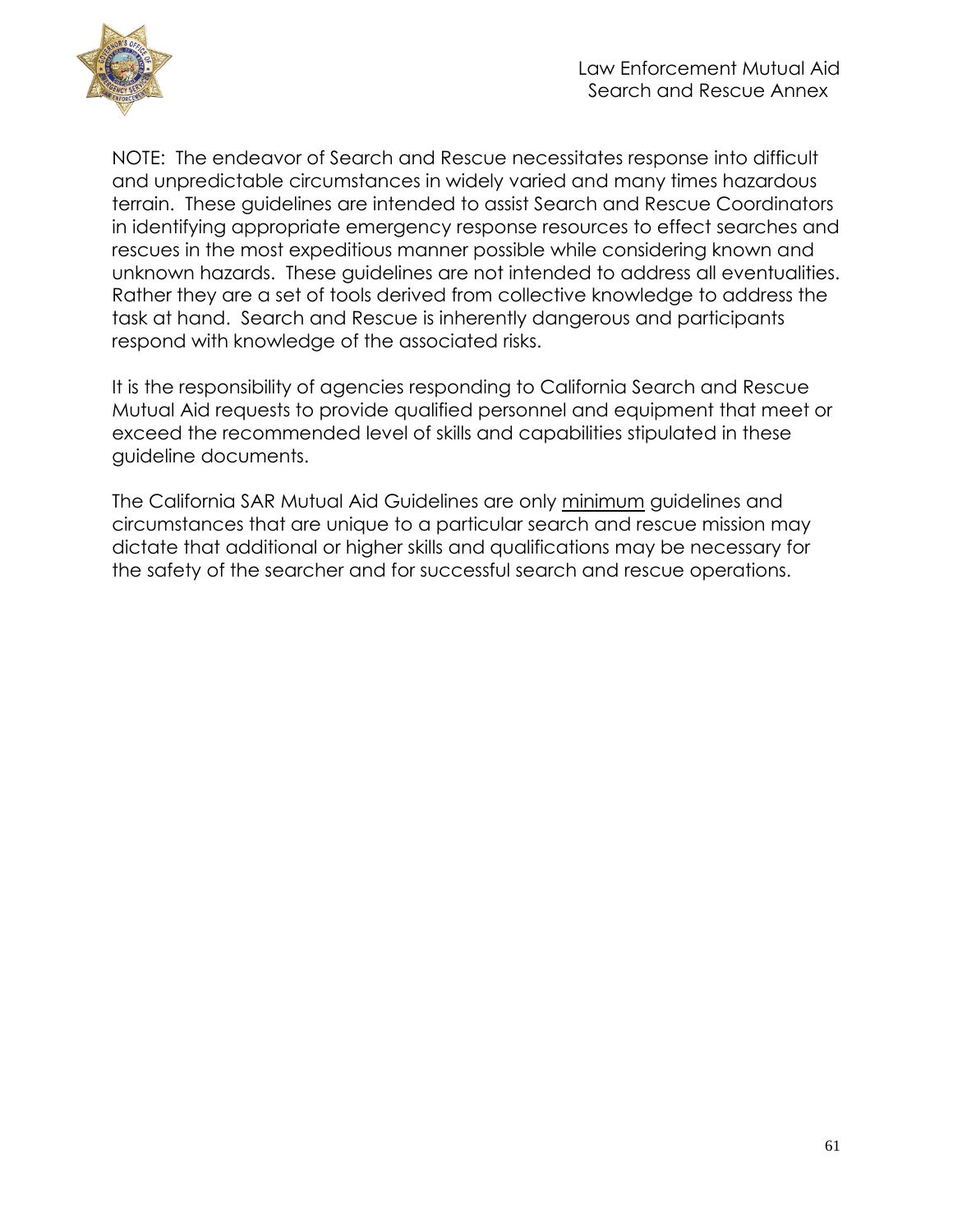NOTE: The endeavor of Search and Rescue necessitates response into difficult and unpredictable circumstances in widely varied and many times hazardous terrain. These guidelines are intended to assist Search and Rescue Coordinators in identifying appropriate emergency response resources to effect searches and rescues in the most expeditious manner possible while considering known and unknown hazards. These guidelines are not intended to address all eventualities. Rather they are a set of tools derived from collective knowledge to address the task at hand. Search and Rescue is inherently dangerous and participants respond with knowledge of the associated risks.

It is the responsibility of agencies responding to California Search and Rescue Mutual Aid requests to provide qualified personnel and equipment that meet or exceed the recommended level of skills and capabilities stipulated in these guideline documents.

The California SAR Mutual Aid Guidelines are only <u>minimum</u> guidelines and circumstances that are unique to a particular search and rescue mission may dictate that additional or higher skills and qualifications may be necessary for the safety of the searcher and for successful search and rescue operations.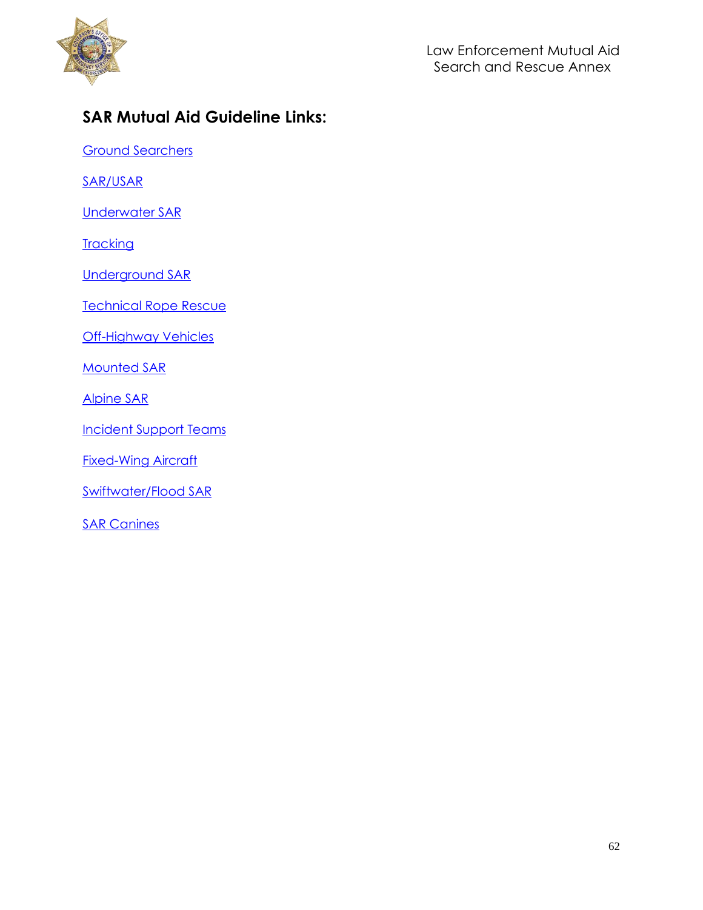## SAR Mutual Aid Guideline Links:

Ground Searchers

SAR/USAR

Underwater SAR

Tracking

Underground SAR

Technical Rope Rescue

Off-Highway Vehicles

Mounted SAR

Alpine SAR

Incident Support Teams

Fixed-Wing Aircraft

Swiftwater/Flood SAR

SAR Canines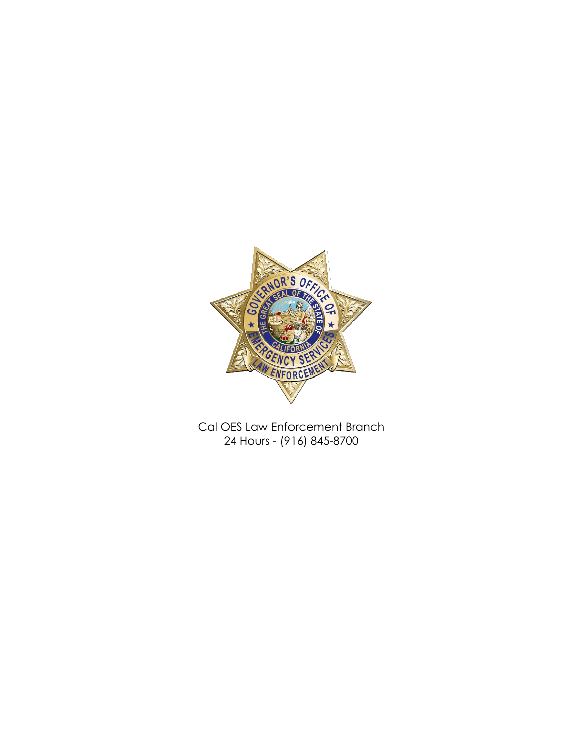Cal OES Law Enforcement Branch
24 Hours - (916) 845-8700